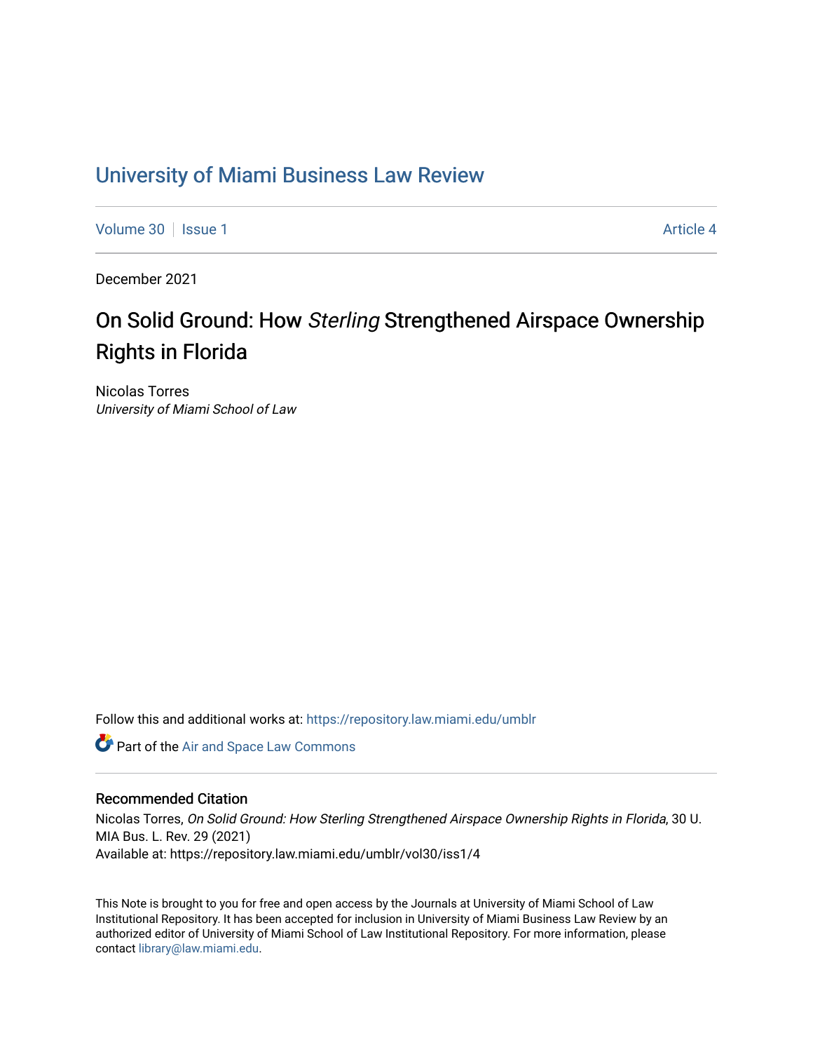# University of Miami Business Law Review

Volume 30 | Issue 1 | Article 4

December 2021

## On Solid Ground: How *Sterling* Strengthened Airspace Ownership Rights in Florida

Nicolas Torres
*University of Miami School of Law*

Follow this and additional works at: https://repository.law.miami.edu/umblr

Part of the Air and Space Law Commons

### Recommended Citation

Nicolas Torres, *On Solid Ground: How Sterling Strengthened Airspace Ownership Rights in Florida*, 30 U. MIA Bus. L. Rev. 29 (2021)
Available at: https://repository.law.miami.edu/umblr/vol30/iss1/4

This Note is brought to you for free and open access by the Journals at University of Miami School of Law Institutional Repository. It has been accepted for inclusion in University of Miami Business Law Review by an authorized editor of University of Miami School of Law Institutional Repository. For more information, please contact library@law.miami.edu.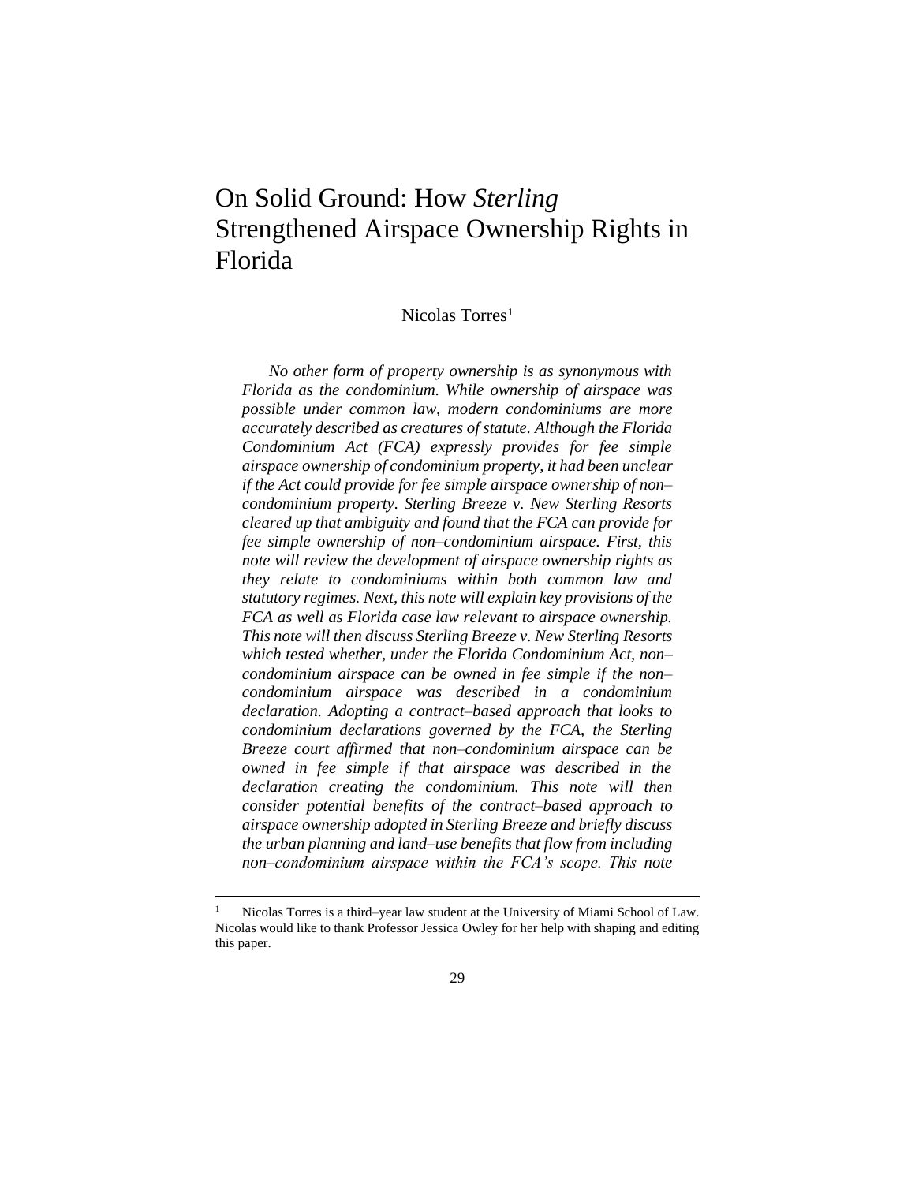# On Solid Ground: How *Sterling* Strengthened Airspace Ownership Rights in Florida

Nicolas Torres[1]

*No other form of property ownership is as synonymous with Florida as the condominium. While ownership of airspace was possible under common law, modern condominiums are more accurately described as creatures of statute. Although the Florida Condominium Act (FCA) expressly provides for fee simple airspace ownership of condominium property, it had been unclear if the Act could provide for fee simple airspace ownership of non–condominium property. Sterling Breeze v. New Sterling Resorts cleared up that ambiguity and found that the FCA can provide for fee simple ownership of non–condominium airspace. First, this note will review the development of airspace ownership rights as they relate to condominiums within both common law and statutory regimes. Next, this note will explain key provisions of the FCA as well as Florida case law relevant to airspace ownership. This note will then discuss Sterling Breeze v. New Sterling Resorts which tested whether, under the Florida Condominium Act, non–condominium airspace can be owned in fee simple if the non–condominium airspace was described in a condominium declaration. Adopting a contract–based approach that looks to condominium declarations governed by the FCA, the Sterling Breeze court affirmed that non–condominium airspace can be owned in fee simple if that airspace was described in the declaration creating the condominium. This note will then consider potential benefits of the contract–based approach to airspace ownership adopted in Sterling Breeze and briefly discuss the urban planning and land–use benefits that flow from including non–condominium airspace within the FCA's scope. This note*

---

[1] Nicolas Torres is a third–year law student at the University of Miami School of Law. Nicolas would like to thank Professor Jessica Owley for her help with shaping and editing this paper.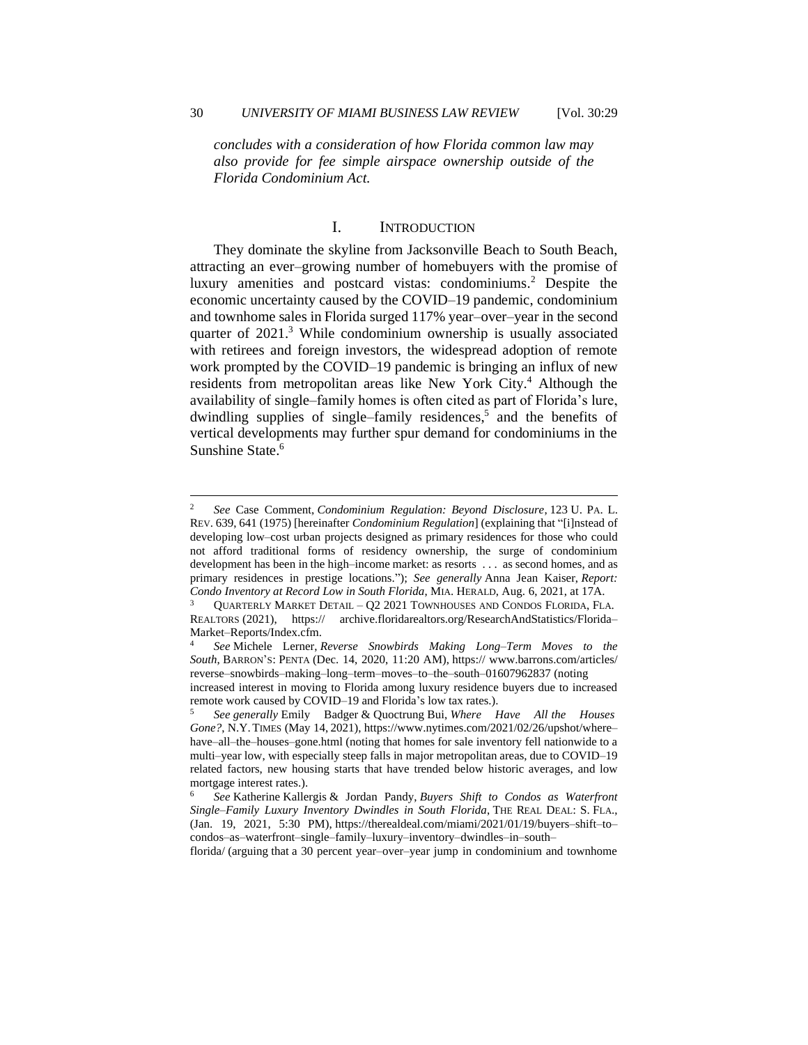*concludes with a consideration of how Florida common law may also provide for fee simple airspace ownership outside of the Florida Condominium Act.*

## I. INTRODUCTION

They dominate the skyline from Jacksonville Beach to South Beach, attracting an ever–growing number of homebuyers with the promise of luxury amenities and postcard vistas: condominiums.[2] Despite the economic uncertainty caused by the COVID–19 pandemic, condominium and townhome sales in Florida surged 117% year–over–year in the second quarter of 2021.[3] While condominium ownership is usually associated with retirees and foreign investors, the widespread adoption of remote work prompted by the COVID–19 pandemic is bringing an influx of new residents from metropolitan areas like New York City.[4] Although the availability of single–family homes is often cited as part of Florida's lure, dwindling supplies of single–family residences,[5] and the benefits of vertical developments may further spur demand for condominiums in the Sunshine State.[6]

---

[2] *See* Case Comment, *Condominium Regulation: Beyond Disclosure*, 123 U. PA. L. REV. 639, 641 (1975) [hereinafter *Condominium Regulation*] (explaining that "[i]nstead of developing low–cost urban projects designed as primary residences for those who could not afford traditional forms of residency ownership, the surge of condominium development has been in the high–income market: as resorts . . . as second homes, and as primary residences in prestige locations."); *See generally* Anna Jean Kaiser, *Report: Condo Inventory at Record Low in South Florida*, MIA. HERALD, Aug. 6, 2021, at 17A.

[3] QUARTERLY MARKET DETAIL – Q2 2021 TOWNHOUSES AND CONDOS FLORIDA, FLA. REALTORS (2021), https:// archive.floridarealtors.org/ResearchAndStatistics/Florida–Market–Reports/Index.cfm.

[4] *See* Michele Lerner, *Reverse Snowbirds Making Long–Term Moves to the South*, BARRON'S: PENTA (Dec. 14, 2020, 11:20 AM), https:// www.barrons.com/articles/reverse–snowbirds–making–long–term–moves–to–the–south–01607962837 (noting increased interest in moving to Florida among luxury residence buyers due to increased remote work caused by COVID–19 and Florida's low tax rates.).

[5] *See generally* Emily Badger & Quoctrung Bui, *Where Have All the Houses Gone?*, N.Y. TIMES (May 14, 2021), https://www.nytimes.com/2021/02/26/upshot/where–have–all–the–houses–gone.html (noting that homes for sale inventory fell nationwide to a multi–year low, with especially steep falls in major metropolitan areas, due to COVID–19 related factors, new housing starts that have trended below historic averages, and low mortgage interest rates.).

[6] *See* Katherine Kallergis & Jordan Pandy, *Buyers Shift to Condos as Waterfront Single–Family Luxury Inventory Dwindles in South Florida*, THE REAL DEAL: S. FLA., (Jan. 19, 2021, 5:30 PM), https://therealdeal.com/miami/2021/01/19/buyers–shift–to–condos–as–waterfront–single–family–luxury–inventory–dwindles–in–south–florida/ (arguing that a 30 percent year–over–year jump in condominium and townhome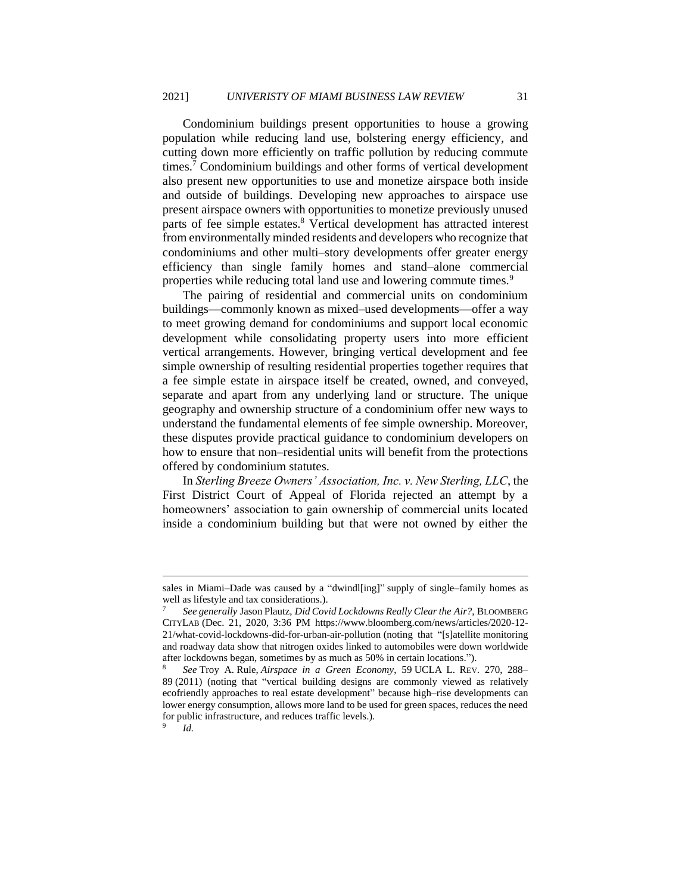Condominium buildings present opportunities to house a growing population while reducing land use, bolstering energy efficiency, and cutting down more efficiently on traffic pollution by reducing commute times.[7] Condominium buildings and other forms of vertical development also present new opportunities to use and monetize airspace both inside and outside of buildings. Developing new approaches to airspace use present airspace owners with opportunities to monetize previously unused parts of fee simple estates.[8] Vertical development has attracted interest from environmentally minded residents and developers who recognize that condominiums and other multi–story developments offer greater energy efficiency than single family homes and stand–alone commercial properties while reducing total land use and lowering commute times.[9]

The pairing of residential and commercial units on condominium buildings—commonly known as mixed–used developments—offer a way to meet growing demand for condominiums and support local economic development while consolidating property users into more efficient vertical arrangements. However, bringing vertical development and fee simple ownership of resulting residential properties together requires that a fee simple estate in airspace itself be created, owned, and conveyed, separate and apart from any underlying land or structure. The unique geography and ownership structure of a condominium offer new ways to understand the fundamental elements of fee simple ownership. Moreover, these disputes provide practical guidance to condominium developers on how to ensure that non–residential units will benefit from the protections offered by condominium statutes.

In *Sterling Breeze Owners' Association, Inc. v. New Sterling, LLC*, the First District Court of Appeal of Florida rejected an attempt by a homeowners' association to gain ownership of commercial units located inside a condominium building but that were not owned by either the

---

sales in Miami–Dade was caused by a "dwindl[ing]" supply of single–family homes as well as lifestyle and tax considerations.).

[7] *See generally* Jason Plautz, *Did Covid Lockdowns Really Clear the Air?*, BLOOMBERG CITYLAB (Dec. 21, 2020, 3:36 PM https://www.bloomberg.com/news/articles/2020-12-21/what-covid-lockdowns-did-for-urban-air-pollution (noting that "[s]atellite monitoring and roadway data show that nitrogen oxides linked to automobiles were down worldwide after lockdowns began, sometimes by as much as 50% in certain locations.").

[8] *See* Troy A. Rule, *Airspace in a Green Economy*, 59 UCLA L. REV. 270, 288–89 (2011) (noting that "vertical building designs are commonly viewed as relatively ecofriendly approaches to real estate development" because high–rise developments can lower energy consumption, allows more land to be used for green spaces, reduces the need for public infrastructure, and reduces traffic levels.).

[9] *Id.*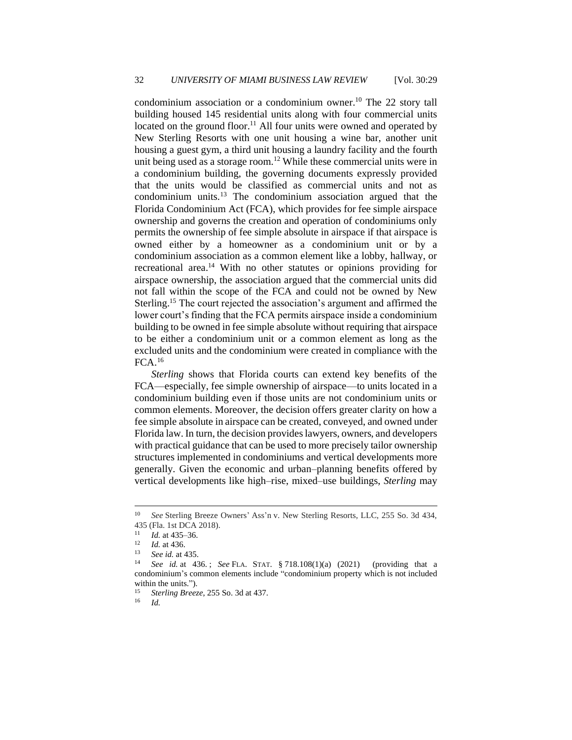condominium association or a condominium owner.[10] The 22 story tall building housed 145 residential units along with four commercial units located on the ground floor.[11] All four units were owned and operated by New Sterling Resorts with one unit housing a wine bar, another unit housing a guest gym, a third unit housing a laundry facility and the fourth unit being used as a storage room.[12] While these commercial units were in a condominium building, the governing documents expressly provided that the units would be classified as commercial units and not as condominium units.[13] The condominium association argued that the Florida Condominium Act (FCA), which provides for fee simple airspace ownership and governs the creation and operation of condominiums only permits the ownership of fee simple absolute in airspace if that airspace is owned either by a homeowner as a condominium unit or by a condominium association as a common element like a lobby, hallway, or recreational area.[14] With no other statutes or opinions providing for airspace ownership, the association argued that the commercial units did not fall within the scope of the FCA and could not be owned by New Sterling.[15] The court rejected the association's argument and affirmed the lower court's finding that the FCA permits airspace inside a condominium building to be owned in fee simple absolute without requiring that airspace to be either a condominium unit or a common element as long as the excluded units and the condominium were created in compliance with the FCA.[16]

*Sterling* shows that Florida courts can extend key benefits of the FCA—especially, fee simple ownership of airspace—to units located in a condominium building even if those units are not condominium units or common elements. Moreover, the decision offers greater clarity on how a fee simple absolute in airspace can be created, conveyed, and owned under Florida law. In turn, the decision provides lawyers, owners, and developers with practical guidance that can be used to more precisely tailor ownership structures implemented in condominiums and vertical developments more generally. Given the economic and urban–planning benefits offered by vertical developments like high–rise, mixed–use buildings, *Sterling* may

---

[10] *See* Sterling Breeze Owners' Ass'n v. New Sterling Resorts, LLC, 255 So. 3d 434, 435 (Fla. 1st DCA 2018).

[11] *Id.* at 435–36.

[12] *Id.* at 436.

[13] *See id.* at 435.

[14] *See id.* at 436. ; *See* FLA. STAT. § 718.108(1)(a) (2021) (providing that a condominium's common elements include "condominium property which is not included within the units.").

[15] *Sterling Breeze*, 255 So. 3d at 437.

[16] *Id.*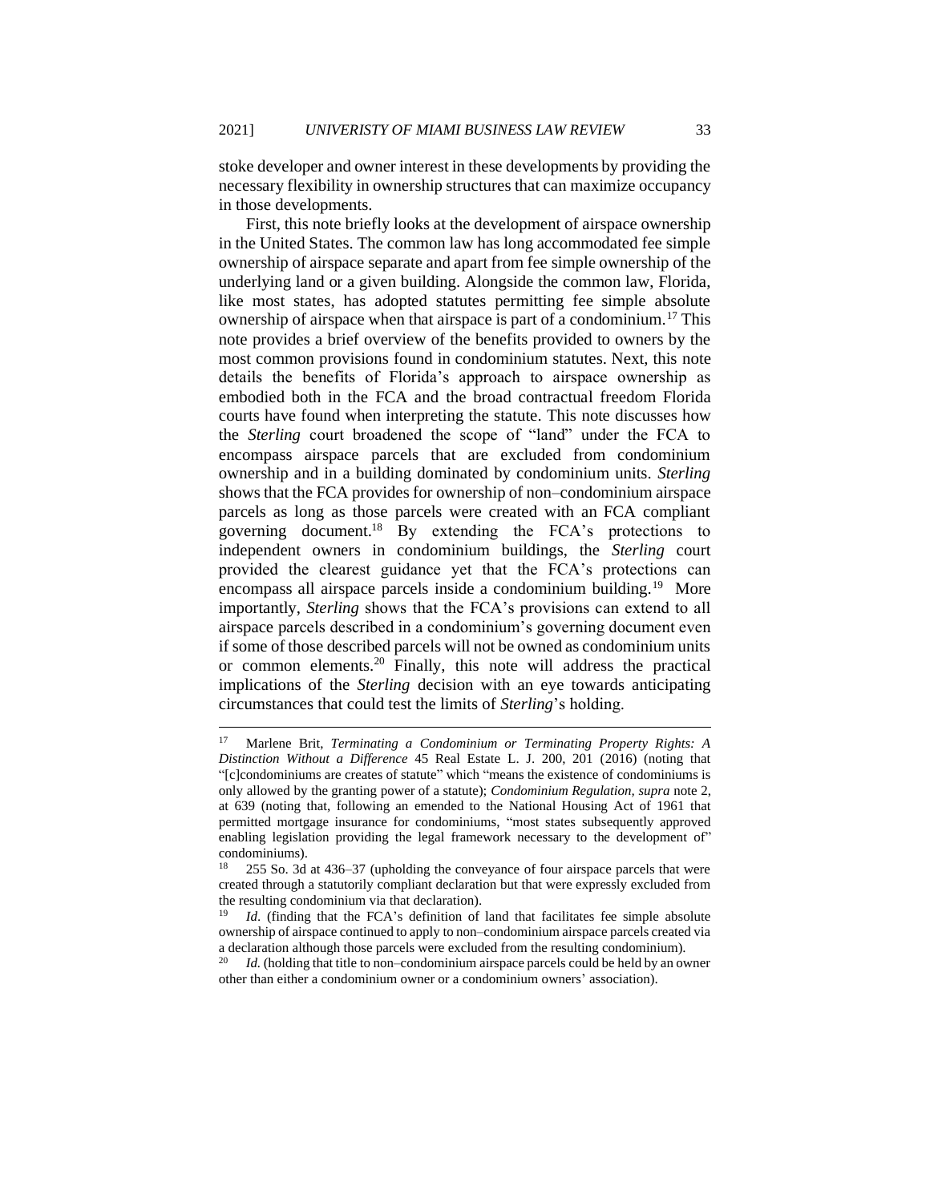stoke developer and owner interest in these developments by providing the necessary flexibility in ownership structures that can maximize occupancy in those developments.

First, this note briefly looks at the development of airspace ownership in the United States. The common law has long accommodated fee simple ownership of airspace separate and apart from fee simple ownership of the underlying land or a given building. Alongside the common law, Florida, like most states, has adopted statutes permitting fee simple absolute ownership of airspace when that airspace is part of a condominium.[17] This note provides a brief overview of the benefits provided to owners by the most common provisions found in condominium statutes. Next, this note details the benefits of Florida's approach to airspace ownership as embodied both in the FCA and the broad contractual freedom Florida courts have found when interpreting the statute. This note discusses how the *Sterling* court broadened the scope of "land" under the FCA to encompass airspace parcels that are excluded from condominium ownership and in a building dominated by condominium units. *Sterling* shows that the FCA provides for ownership of non–condominium airspace parcels as long as those parcels were created with an FCA compliant governing document.[18] By extending the FCA's protections to independent owners in condominium buildings, the *Sterling* court provided the clearest guidance yet that the FCA's protections can encompass all airspace parcels inside a condominium building.[19] More importantly, *Sterling* shows that the FCA's provisions can extend to all airspace parcels described in a condominium's governing document even if some of those described parcels will not be owned as condominium units or common elements.[20] Finally, this note will address the practical implications of the *Sterling* decision with an eye towards anticipating circumstances that could test the limits of *Sterling*'s holding.

---

[17] Marlene Brit, *Terminating a Condominium or Terminating Property Rights: A Distinction Without a Difference* 45 Real Estate L. J. 200, 201 (2016) (noting that "[c]condominiums are creates of statute" which "means the existence of condominiums is only allowed by the granting power of a statute); *Condominium Regulation, supra* note 2, at 639 (noting that, following an emended to the National Housing Act of 1961 that permitted mortgage insurance for condominiums, "most states subsequently approved enabling legislation providing the legal framework necessary to the development of" condominiums).

[18] 255 So. 3d at 436–37 (upholding the conveyance of four airspace parcels that were created through a statutorily compliant declaration but that were expressly excluded from the resulting condominium via that declaration).

[19] *Id.* (finding that the FCA's definition of land that facilitates fee simple absolute ownership of airspace continued to apply to non–condominium airspace parcels created via a declaration although those parcels were excluded from the resulting condominium).

[20] *Id.* (holding that title to non–condominium airspace parcels could be held by an owner other than either a condominium owner or a condominium owners' association).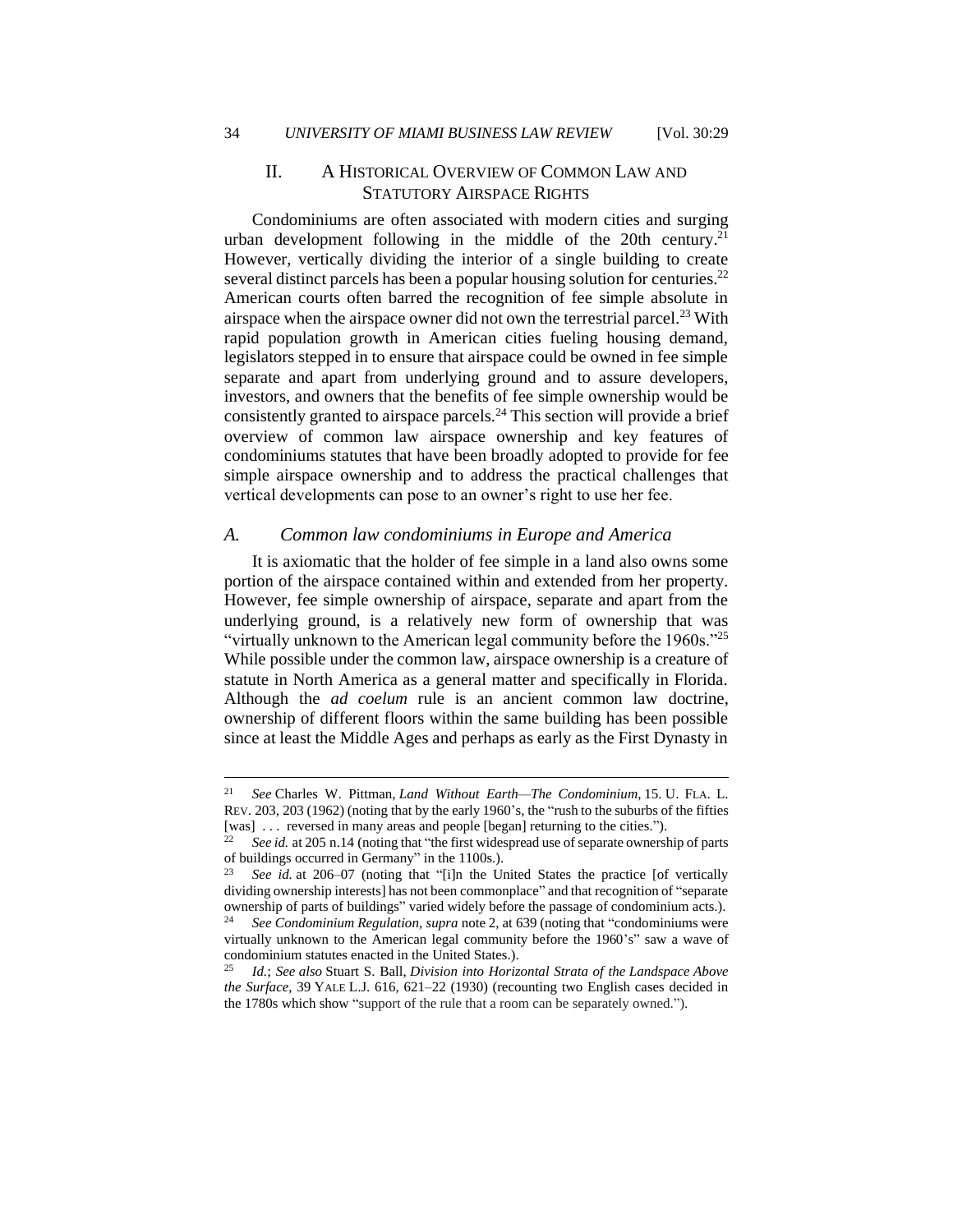## II. A HISTORICAL OVERVIEW OF COMMON LAW AND STATUTORY AIRSPACE RIGHTS

Condominiums are often associated with modern cities and surging urban development following in the middle of the 20th century.[21] However, vertically dividing the interior of a single building to create several distinct parcels has been a popular housing solution for centuries.[22] American courts often barred the recognition of fee simple absolute in airspace when the airspace owner did not own the terrestrial parcel.[23] With rapid population growth in American cities fueling housing demand, legislators stepped in to ensure that airspace could be owned in fee simple separate and apart from underlying ground and to assure developers, investors, and owners that the benefits of fee simple ownership would be consistently granted to airspace parcels.[24] This section will provide a brief overview of common law airspace ownership and key features of condominiums statutes that have been broadly adopted to provide for fee simple airspace ownership and to address the practical challenges that vertical developments can pose to an owner's right to use her fee.

### *A. Common law condominiums in Europe and America*

It is axiomatic that the holder of fee simple in a land also owns some portion of the airspace contained within and extended from her property. However, fee simple ownership of airspace, separate and apart from the underlying ground, is a relatively new form of ownership that was "virtually unknown to the American legal community before the 1960s."[25] While possible under the common law, airspace ownership is a creature of statute in North America as a general matter and specifically in Florida. Although the *ad coelum* rule is an ancient common law doctrine, ownership of different floors within the same building has been possible since at least the Middle Ages and perhaps as early as the First Dynasty in

---

[21] *See* Charles W. Pittman, *Land Without Earth—The Condominium*, 15. U. FLA. L. REV. 203, 203 (1962) (noting that by the early 1960's, the "rush to the suburbs of the fifties [was] . . . reversed in many areas and people [began] returning to the cities.").

[22] *See id.* at 205 n.14 (noting that "the first widespread use of separate ownership of parts of buildings occurred in Germany" in the 1100s.).

[23] *See id.* at 206–07 (noting that "[i]n the United States the practice [of vertically dividing ownership interests] has not been commonplace" and that recognition of "separate ownership of parts of buildings" varied widely before the passage of condominium acts.).

[24] *See Condominium Regulation*, *supra* note 2, at 639 (noting that "condominiums were virtually unknown to the American legal community before the 1960's" saw a wave of condominium statutes enacted in the United States.).

[25] *Id.*; *See also* Stuart S. Ball, *Division into Horizontal Strata of the Landspace Above the Surface*, 39 YALE L.J. 616, 621–22 (1930) (recounting two English cases decided in the 1780s which show "support of the rule that a room can be separately owned.").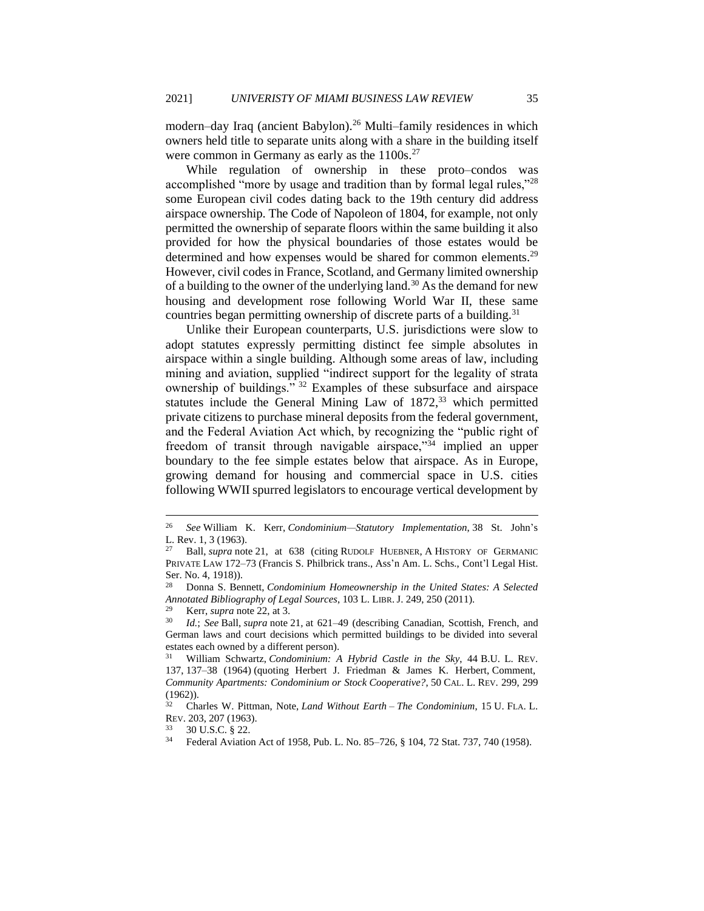modern–day Iraq (ancient Babylon).[26] Multi–family residences in which owners held title to separate units along with a share in the building itself were common in Germany as early as the 1100s.[27]

While regulation of ownership in these proto–condos was accomplished "more by usage and tradition than by formal legal rules,"[28] some European civil codes dating back to the 19th century did address airspace ownership. The Code of Napoleon of 1804, for example, not only permitted the ownership of separate floors within the same building it also provided for how the physical boundaries of those estates would be determined and how expenses would be shared for common elements.[29] However, civil codes in France, Scotland, and Germany limited ownership of a building to the owner of the underlying land.[30] As the demand for new housing and development rose following World War II, these same countries began permitting ownership of discrete parts of a building.[31]

Unlike their European counterparts, U.S. jurisdictions were slow to adopt statutes expressly permitting distinct fee simple absolutes in airspace within a single building. Although some areas of law, including mining and aviation, supplied "indirect support for the legality of strata ownership of buildings." [32] Examples of these subsurface and airspace statutes include the General Mining Law of 1872,[33] which permitted private citizens to purchase mineral deposits from the federal government, and the Federal Aviation Act which, by recognizing the "public right of freedom of transit through navigable airspace,"[34] implied an upper boundary to the fee simple estates below that airspace. As in Europe, growing demand for housing and commercial space in U.S. cities following WWII spurred legislators to encourage vertical development by

---

[26] *See* William K. Kerr, *Condominium—Statutory Implementation*, 38 St. John's L. Rev. 1, 3 (1963).

[27] Ball, *supra* note 21, at 638 (citing RUDOLF HUEBNER, A HISTORY OF GERMANIC PRIVATE LAW 172–73 (Francis S. Philbrick trans., Ass'n Am. L. Schs., Cont'l Legal Hist. Ser. No. 4, 1918)).

[28] Donna S. Bennett, *Condominium Homeownership in the United States: A Selected Annotated Bibliography of Legal Sources*, 103 L. LIBR. J. 249, 250 (2011).

[29] Kerr, *supra* note 22, at 3.

[30] *Id.*; *See* Ball, *supra* note 21, at 621–49 (describing Canadian, Scottish, French, and German laws and court decisions which permitted buildings to be divided into several estates each owned by a different person).

[31] William Schwartz, *Condominium: A Hybrid Castle in the Sky*, 44 B.U. L. REV. 137, 137–38 (1964) (quoting Herbert J. Friedman & James K. Herbert, Comment, *Community Apartments: Condominium or Stock Cooperative?*, 50 CAL. L. REV. 299, 299 (1962)).

[32] Charles W. Pittman, Note, *Land Without Earth – The Condominium*, 15 U. FLA. L. REV. 203, 207 (1963).

[33] 30 U.S.C. § 22.

[34] Federal Aviation Act of 1958, Pub. L. No. 85–726, § 104, 72 Stat. 737, 740 (1958).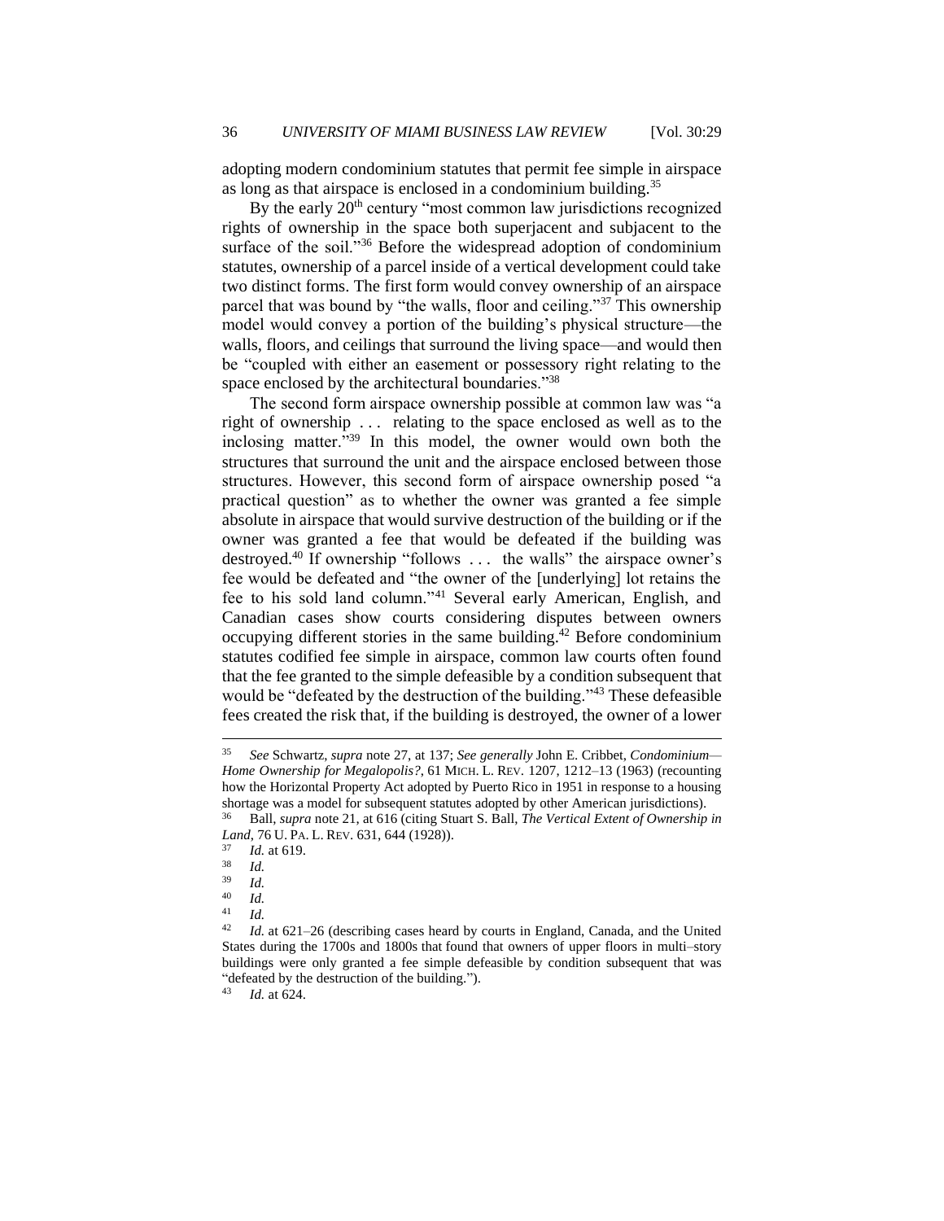adopting modern condominium statutes that permit fee simple in airspace as long as that airspace is enclosed in a condominium building.[35]

By the early 20th century "most common law jurisdictions recognized rights of ownership in the space both superjacent and subjacent to the surface of the soil."[36] Before the widespread adoption of condominium statutes, ownership of a parcel inside of a vertical development could take two distinct forms. The first form would convey ownership of an airspace parcel that was bound by "the walls, floor and ceiling."[37] This ownership model would convey a portion of the building's physical structure—the walls, floors, and ceilings that surround the living space—and would then be "coupled with either an easement or possessory right relating to the space enclosed by the architectural boundaries."[38]

The second form airspace ownership possible at common law was "a right of ownership . . . relating to the space enclosed as well as to the inclosing matter."[39] In this model, the owner would own both the structures that surround the unit and the airspace enclosed between those structures. However, this second form of airspace ownership posed "a practical question" as to whether the owner was granted a fee simple absolute in airspace that would survive destruction of the building or if the owner was granted a fee that would be defeated if the building was destroyed.[40] If ownership "follows . . . the walls" the airspace owner's fee would be defeated and "the owner of the [underlying] lot retains the fee to his sold land column."[41] Several early American, English, and Canadian cases show courts considering disputes between owners occupying different stories in the same building.[42] Before condominium statutes codified fee simple in airspace, common law courts often found that the fee granted to the simple defeasible by a condition subsequent that would be "defeated by the destruction of the building."[43] These defeasible fees created the risk that, if the building is destroyed, the owner of a lower

---

[35] *See* Schwartz, *supra* note 27, at 137; *See generally* John E. Cribbet, *Condominium—Home Ownership for Megalopolis?*, 61 MICH. L. REV. 1207, 1212–13 (1963) (recounting how the Horizontal Property Act adopted by Puerto Rico in 1951 in response to a housing shortage was a model for subsequent statutes adopted by other American jurisdictions).

[36] Ball, *supra* note 21, at 616 (citing Stuart S. Ball, *The Vertical Extent of Ownership in Land*, 76 U. PA. L. REV. 631, 644 (1928)).

[37] *Id.* at 619.

[38] *Id.*

[39] *Id.*

[40] *Id.*

[41] *Id.*

[42] *Id.* at 621–26 (describing cases heard by courts in England, Canada, and the United States during the 1700s and 1800s that found that owners of upper floors in multi–story buildings were only granted a fee simple defeasible by condition subsequent that was "defeated by the destruction of the building.").

[43] *Id.* at 624.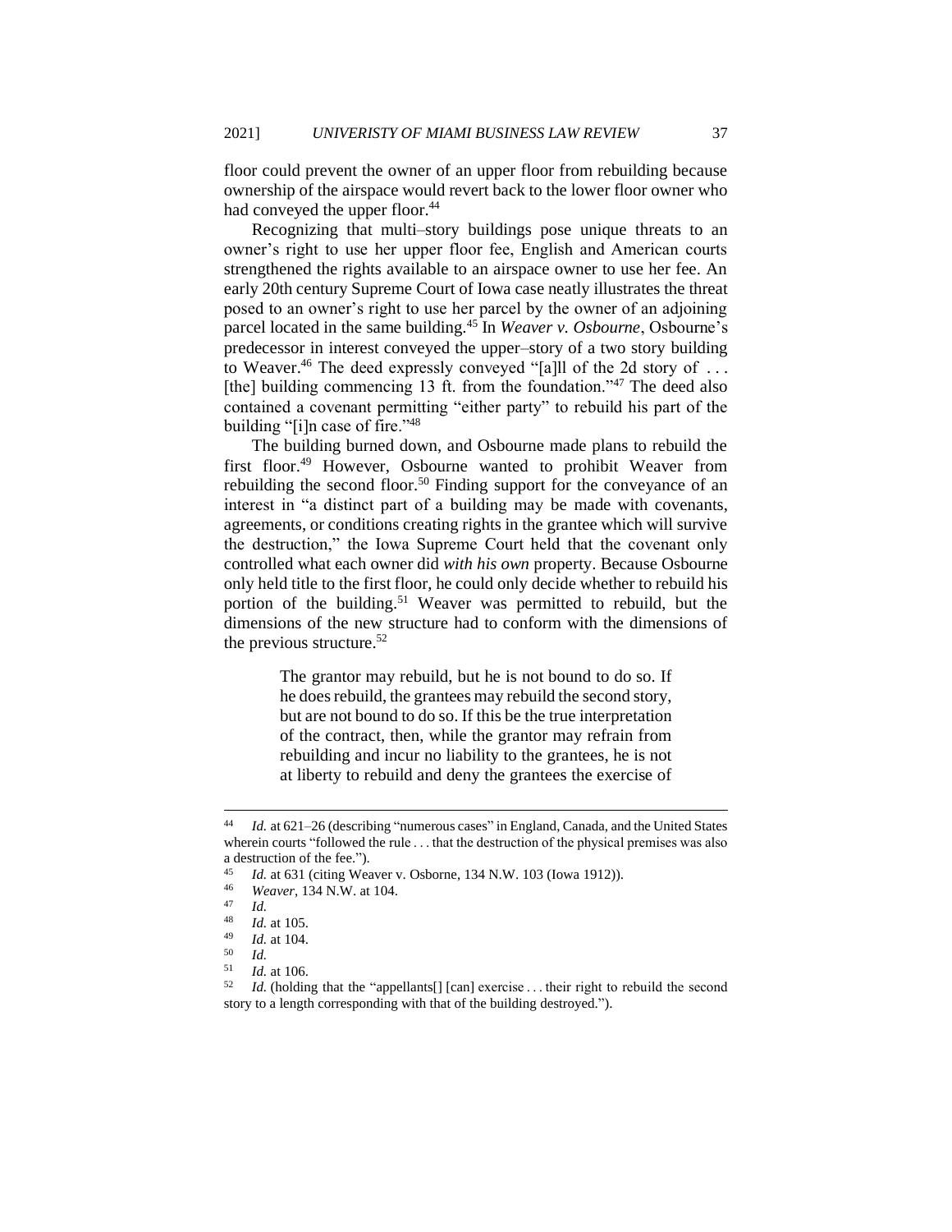floor could prevent the owner of an upper floor from rebuilding because ownership of the airspace would revert back to the lower floor owner who had conveyed the upper floor.[44]

Recognizing that multi–story buildings pose unique threats to an owner's right to use her upper floor fee, English and American courts strengthened the rights available to an airspace owner to use her fee. An early 20th century Supreme Court of Iowa case neatly illustrates the threat posed to an owner's right to use her parcel by the owner of an adjoining parcel located in the same building.[45] In *Weaver v. Osbourne*, Osbourne's predecessor in interest conveyed the upper–story of a two story building to Weaver.[46] The deed expressly conveyed "[a]ll of the 2d story of . . . [the] building commencing 13 ft. from the foundation."[47] The deed also contained a covenant permitting "either party" to rebuild his part of the building "[i]n case of fire."[48]

The building burned down, and Osbourne made plans to rebuild the first floor.[49] However, Osbourne wanted to prohibit Weaver from rebuilding the second floor.[50] Finding support for the conveyance of an interest in "a distinct part of a building may be made with covenants, agreements, or conditions creating rights in the grantee which will survive the destruction," the Iowa Supreme Court held that the covenant only controlled what each owner did *with his own* property. Because Osbourne only held title to the first floor, he could only decide whether to rebuild his portion of the building.[51] Weaver was permitted to rebuild, but the dimensions of the new structure had to conform with the dimensions of the previous structure.[52]

> The grantor may rebuild, but he is not bound to do so. If he does rebuild, the grantees may rebuild the second story, but are not bound to do so. If this be the true interpretation of the contract, then, while the grantor may refrain from rebuilding and incur no liability to the grantees, he is not at liberty to rebuild and deny the grantees the exercise of

---

[44] *Id.* at 621–26 (describing "numerous cases" in England, Canada, and the United States wherein courts "followed the rule . . . that the destruction of the physical premises was also a destruction of the fee.").

[45] *Id.* at 631 (citing Weaver v. Osborne, 134 N.W. 103 (Iowa 1912)).

[46] *Weaver*, 134 N.W. at 104.

[47] *Id.*

[48] *Id.* at 105.

[49] *Id.* at 104.

[50] *Id.*

[51] *Id.* at 106.

[52] *Id.* (holding that the "appellants[] [can] exercise . . . their right to rebuild the second story to a length corresponding with that of the building destroyed.").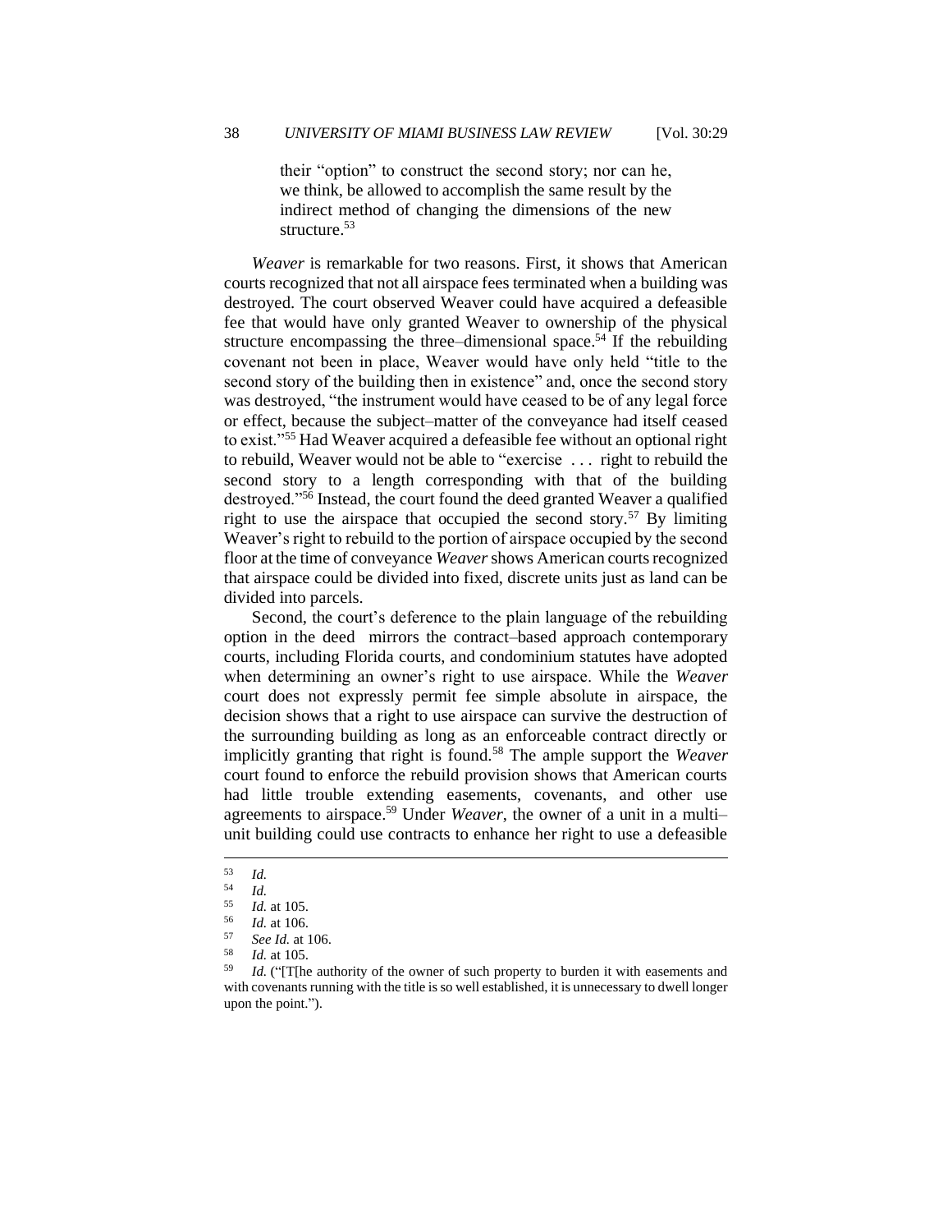> their "option" to construct the second story; nor can he, we think, be allowed to accomplish the same result by the indirect method of changing the dimensions of the new structure.[53]

*Weaver* is remarkable for two reasons. First, it shows that American courts recognized that not all airspace fees terminated when a building was destroyed. The court observed Weaver could have acquired a defeasible fee that would have only granted Weaver to ownership of the physical structure encompassing the three–dimensional space.[54] If the rebuilding covenant not been in place, Weaver would have only held "title to the second story of the building then in existence" and, once the second story was destroyed, "the instrument would have ceased to be of any legal force or effect, because the subject–matter of the conveyance had itself ceased to exist."[55] Had Weaver acquired a defeasible fee without an optional right to rebuild, Weaver would not be able to "exercise . . . right to rebuild the second story to a length corresponding with that of the building destroyed."[56] Instead, the court found the deed granted Weaver a qualified right to use the airspace that occupied the second story.[57] By limiting Weaver's right to rebuild to the portion of airspace occupied by the second floor at the time of conveyance *Weaver* shows American courts recognized that airspace could be divided into fixed, discrete units just as land can be divided into parcels.

Second, the court's deference to the plain language of the rebuilding option in the deed mirrors the contract–based approach contemporary courts, including Florida courts, and condominium statutes have adopted when determining an owner's right to use airspace. While the *Weaver* court does not expressly permit fee simple absolute in airspace, the decision shows that a right to use airspace can survive the destruction of the surrounding building as long as an enforceable contract directly or implicitly granting that right is found.[58] The ample support the *Weaver* court found to enforce the rebuild provision shows that American courts had little trouble extending easements, covenants, and other use agreements to airspace.[59] Under *Weaver*, the owner of a unit in a multi–unit building could use contracts to enhance her right to use a defeasible

---

[53] *Id.*

[54] *Id.*

[55] *Id.* at 105.

[56] *Id.* at 106.

[57] *See Id.* at 106.

[58] *Id.* at 105.

[59] *Id.* ("[T[he authority of the owner of such property to burden it with easements and with covenants running with the title is so well established, it is unnecessary to dwell longer upon the point.").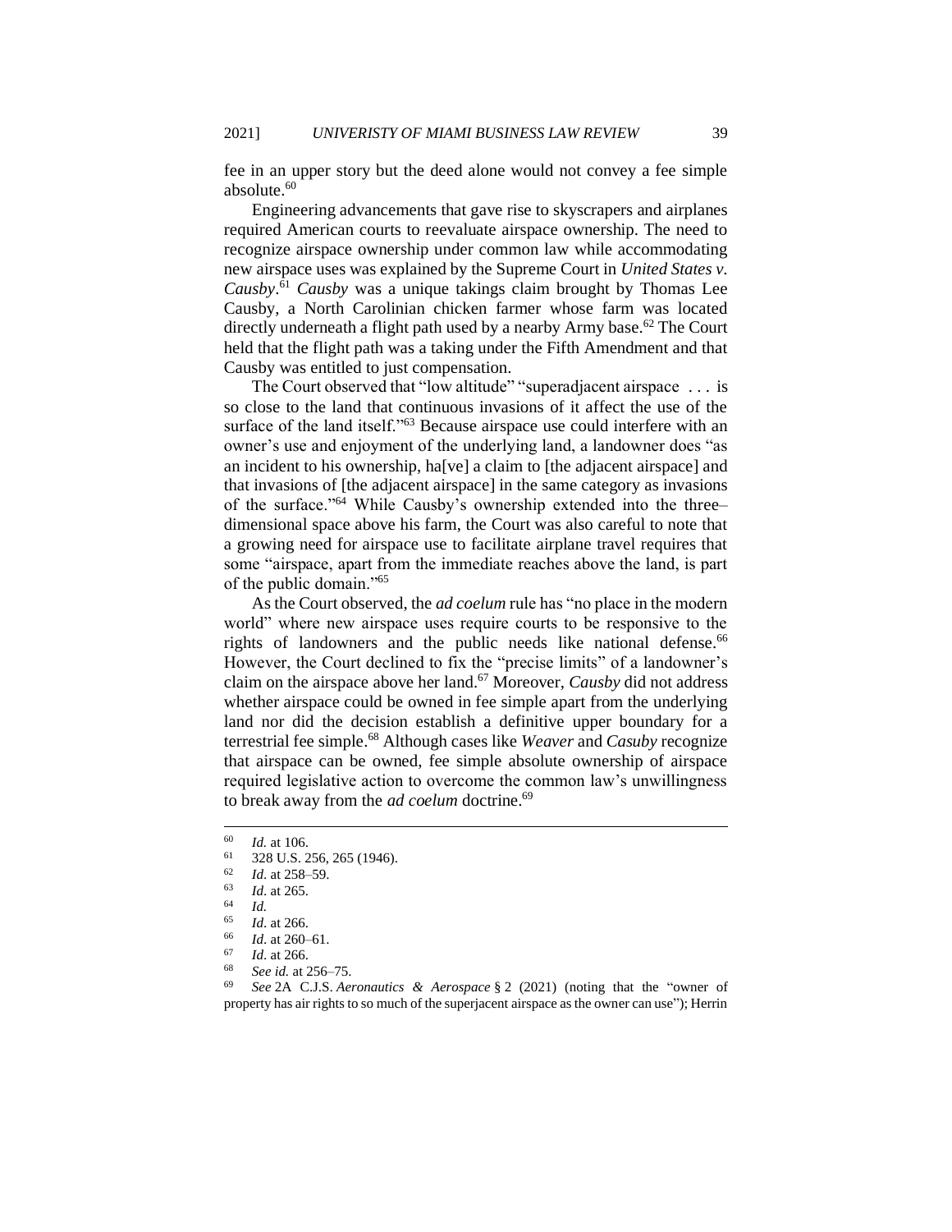fee in an upper story but the deed alone would not convey a fee simple absolute.[60]

Engineering advancements that gave rise to skyscrapers and airplanes required American courts to reevaluate airspace ownership. The need to recognize airspace ownership under common law while accommodating new airspace uses was explained by the Supreme Court in *United States v. Causby*.[61] *Causby* was a unique takings claim brought by Thomas Lee Causby, a North Carolinian chicken farmer whose farm was located directly underneath a flight path used by a nearby Army base.[62] The Court held that the flight path was a taking under the Fifth Amendment and that Causby was entitled to just compensation.

The Court observed that "low altitude" "superadjacent airspace . . . is so close to the land that continuous invasions of it affect the use of the surface of the land itself."[63] Because airspace use could interfere with an owner's use and enjoyment of the underlying land, a landowner does "as an incident to his ownership, ha[ve] a claim to [the adjacent airspace] and that invasions of [the adjacent airspace] in the same category as invasions of the surface."[64] While Causby's ownership extended into the three–dimensional space above his farm, the Court was also careful to note that a growing need for airspace use to facilitate airplane travel requires that some "airspace, apart from the immediate reaches above the land, is part of the public domain."[65]

As the Court observed, the *ad coelum* rule has "no place in the modern world" where new airspace uses require courts to be responsive to the rights of landowners and the public needs like national defense.[66] However, the Court declined to fix the "precise limits" of a landowner's claim on the airspace above her land.[67] Moreover, *Causby* did not address whether airspace could be owned in fee simple apart from the underlying land nor did the decision establish a definitive upper boundary for a terrestrial fee simple.[68] Although cases like *Weaver* and *Casuby* recognize that airspace can be owned, fee simple absolute ownership of airspace required legislative action to overcome the common law's unwillingness to break away from the *ad coelum* doctrine.[69]

---

[60] *Id.* at 106.

[61] 328 U.S. 256, 265 (1946).

[62] *Id*. at 258–59.

[63] *Id*. at 265.

[64] *Id.*

[65] *Id*. at 266.

[66] *Id*. at 260–61.

[67] *Id*. at 266.

[68] *See id.* at 256–75.

[69] *See* 2A C.J.S. *Aeronautics & Aerospace* § 2 (2021) (noting that the "owner of property has air rights to so much of the superjacent airspace as the owner can use"); Herrin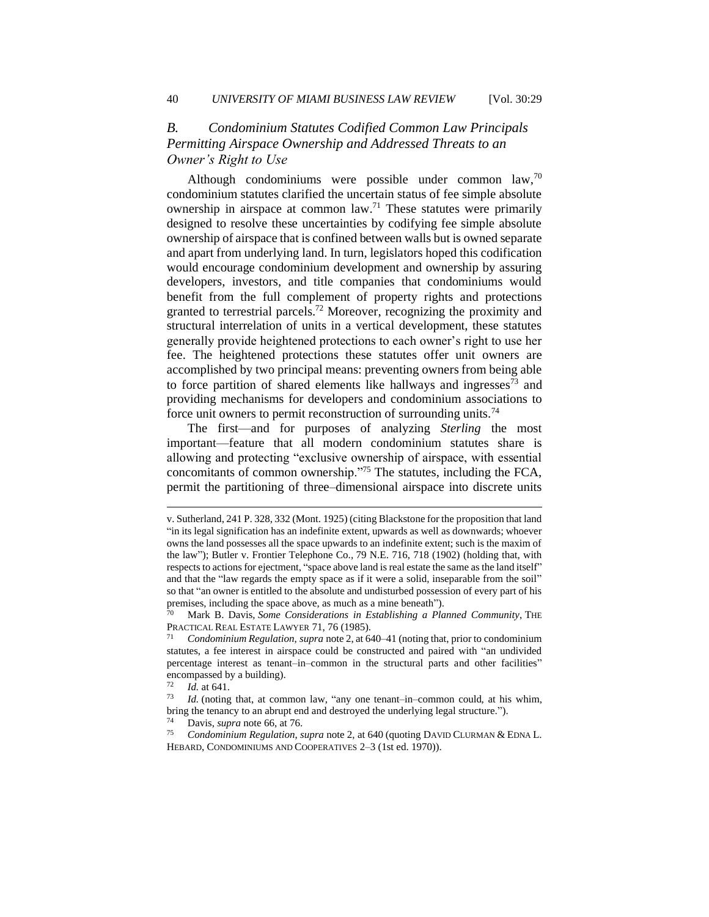### *B. Condominium Statutes Codified Common Law Principals Permitting Airspace Ownership and Addressed Threats to an Owner's Right to Use*

Although condominiums were possible under common law,[70] condominium statutes clarified the uncertain status of fee simple absolute ownership in airspace at common law.[71] These statutes were primarily designed to resolve these uncertainties by codifying fee simple absolute ownership of airspace that is confined between walls but is owned separate and apart from underlying land. In turn, legislators hoped this codification would encourage condominium development and ownership by assuring developers, investors, and title companies that condominiums would benefit from the full complement of property rights and protections granted to terrestrial parcels.[72] Moreover, recognizing the proximity and structural interrelation of units in a vertical development, these statutes generally provide heightened protections to each owner's right to use her fee. The heightened protections these statutes offer unit owners are accomplished by two principal means: preventing owners from being able to force partition of shared elements like hallways and ingresses[73] and providing mechanisms for developers and condominium associations to force unit owners to permit reconstruction of surrounding units.[74]

The first—and for purposes of analyzing *Sterling* the most important—feature that all modern condominium statutes share is allowing and protecting "exclusive ownership of airspace, with essential concomitants of common ownership."[75] The statutes, including the FCA, permit the partitioning of three–dimensional airspace into discrete units

---

v. Sutherland, 241 P. 328, 332 (Mont. 1925) (citing Blackstone for the proposition that land "in its legal signification has an indefinite extent, upwards as well as downwards; whoever owns the land possesses all the space upwards to an indefinite extent; such is the maxim of the law"); Butler v. Frontier Telephone Co., 79 N.E. 716, 718 (1902) (holding that, with respects to actions for ejectment, "space above land is real estate the same as the land itself" and that the "law regards the empty space as if it were a solid, inseparable from the soil" so that "an owner is entitled to the absolute and undisturbed possession of every part of his premises, including the space above, as much as a mine beneath").

[70] Mark B. Davis, *Some Considerations in Establishing a Planned Community*, THE PRACTICAL REAL ESTATE LAWYER 71, 76 (1985).

[71] *Condominium Regulation*, *supra* note 2, at 640–41 (noting that, prior to condominium statutes, a fee interest in airspace could be constructed and paired with "an undivided percentage interest as tenant–in–common in the structural parts and other facilities" encompassed by a building).

[72] *Id.* at 641.

[73] *Id.* (noting that, at common law, "any one tenant–in–common could, at his whim, bring the tenancy to an abrupt end and destroyed the underlying legal structure.").

[74] Davis, *supra* note 66, at 76.

[75] *Condominium Regulation*, *supra* note 2, at 640 (quoting DAVID CLURMAN & EDNA L. HEBARD, CONDOMINIUMS AND COOPERATIVES 2–3 (1st ed. 1970)).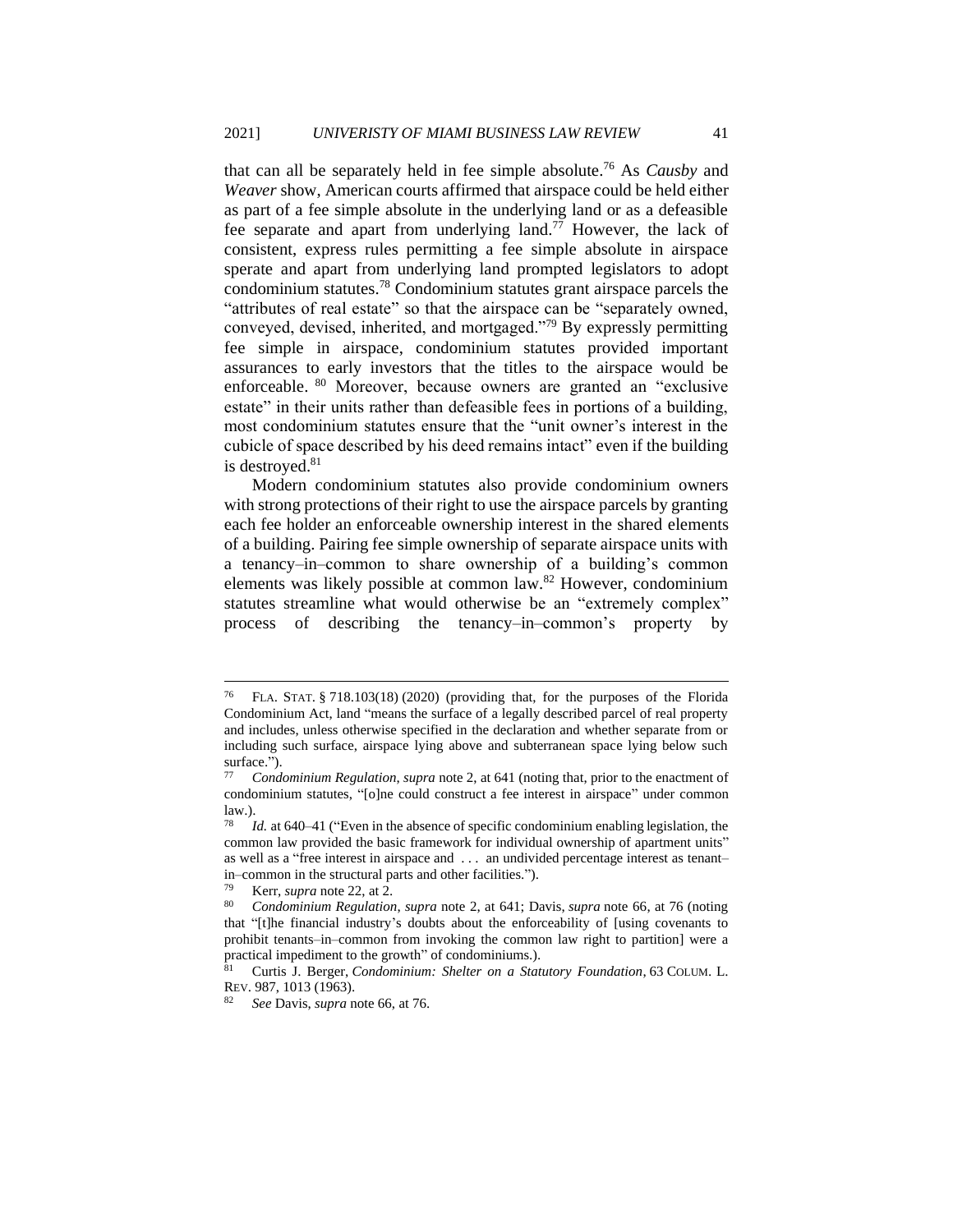that can all be separately held in fee simple absolute.[76] As *Causby* and *Weaver* show, American courts affirmed that airspace could be held either as part of a fee simple absolute in the underlying land or as a defeasible fee separate and apart from underlying land.[77] However, the lack of consistent, express rules permitting a fee simple absolute in airspace sperate and apart from underlying land prompted legislators to adopt condominium statutes.[78] Condominium statutes grant airspace parcels the "attributes of real estate" so that the airspace can be "separately owned, conveyed, devised, inherited, and mortgaged."[79] By expressly permitting fee simple in airspace, condominium statutes provided important assurances to early investors that the titles to the airspace would be enforceable.[80] Moreover, because owners are granted an "exclusive estate" in their units rather than defeasible fees in portions of a building, most condominium statutes ensure that the "unit owner's interest in the cubicle of space described by his deed remains intact" even if the building is destroyed.[81]

Modern condominium statutes also provide condominium owners with strong protections of their right to use the airspace parcels by granting each fee holder an enforceable ownership interest in the shared elements of a building. Pairing fee simple ownership of separate airspace units with a tenancy–in–common to share ownership of a building's common elements was likely possible at common law.[82] However, condominium statutes streamline what would otherwise be an "extremely complex" process of describing the tenancy–in–common's property by

---

[76] FLA. STAT. § 718.103(18) (2020) (providing that, for the purposes of the Florida Condominium Act, land "means the surface of a legally described parcel of real property and includes, unless otherwise specified in the declaration and whether separate from or including such surface, airspace lying above and subterranean space lying below such surface.").

[77] *Condominium Regulation*, *supra* note 2, at 641 (noting that, prior to the enactment of condominium statutes, "[o]ne could construct a fee interest in airspace" under common law.).

[78] *Id.* at 640–41 ("Even in the absence of specific condominium enabling legislation, the common law provided the basic framework for individual ownership of apartment units" as well as a "free interest in airspace and . . . an undivided percentage interest as tenant–in–common in the structural parts and other facilities.").

[79] Kerr, *supra* note 22, at 2.

[80] *Condominium Regulation*, *supra* note 2, at 641; Davis, *supra* note 66, at 76 (noting that "[t]he financial industry's doubts about the enforceability of [using covenants to prohibit tenants–in–common from invoking the common law right to partition] were a practical impediment to the growth" of condominiums.).

[81] Curtis J. Berger, *Condominium: Shelter on a Statutory Foundation*, 63 COLUM. L. REV. 987, 1013 (1963).

[82] *See* Davis, *supra* note 66, at 76.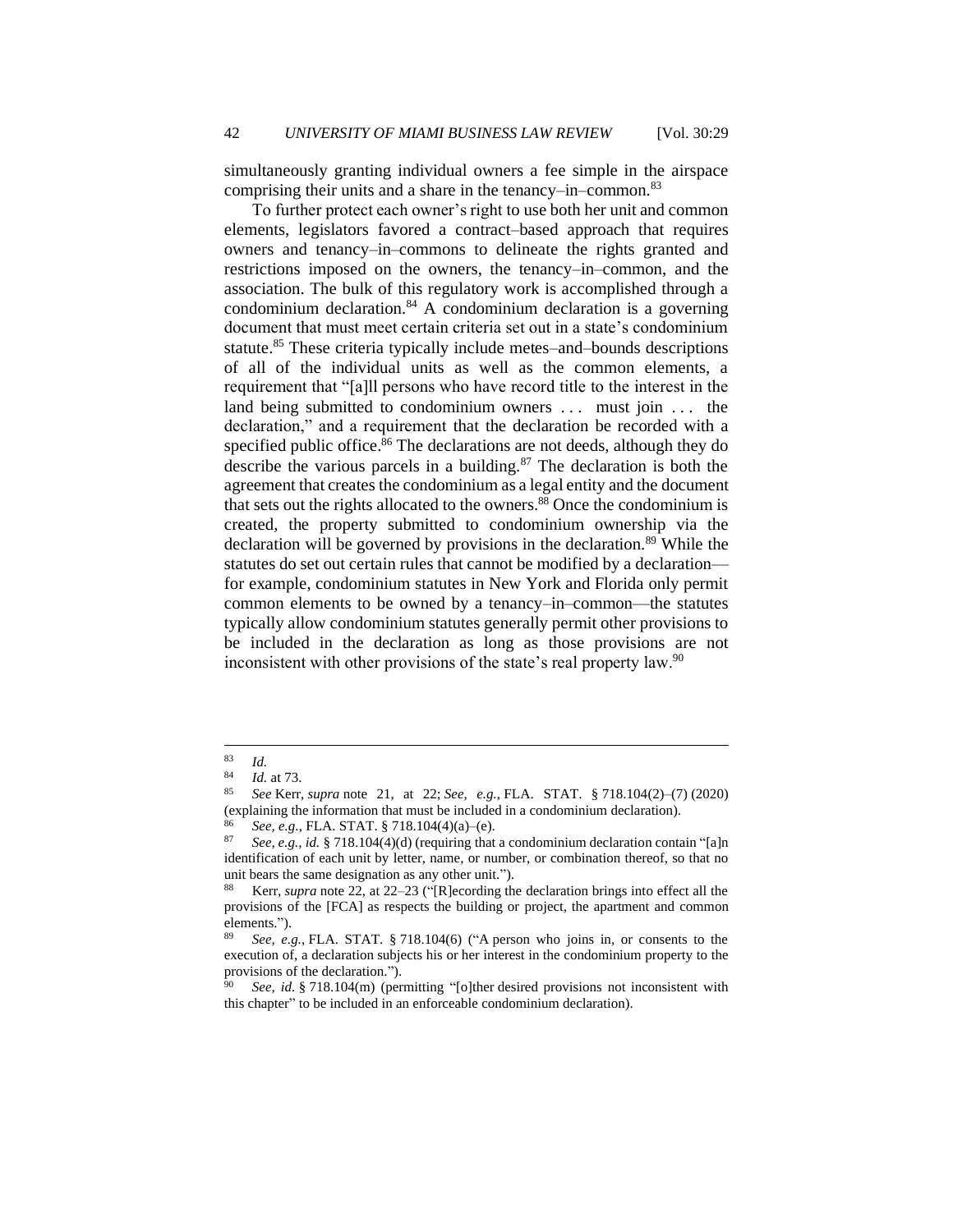simultaneously granting individual owners a fee simple in the airspace comprising their units and a share in the tenancy–in–common.[83]

To further protect each owner's right to use both her unit and common elements, legislators favored a contract–based approach that requires owners and tenancy–in–commons to delineate the rights granted and restrictions imposed on the owners, the tenancy–in–common, and the association. The bulk of this regulatory work is accomplished through a condominium declaration.[84] A condominium declaration is a governing document that must meet certain criteria set out in a state's condominium statute.[85] These criteria typically include metes–and–bounds descriptions of all of the individual units as well as the common elements, a requirement that "[a]ll persons who have record title to the interest in the land being submitted to condominium owners . . . must join . . . the declaration," and a requirement that the declaration be recorded with a specified public office.[86] The declarations are not deeds, although they do describe the various parcels in a building.[87] The declaration is both the agreement that creates the condominium as a legal entity and the document that sets out the rights allocated to the owners.[88] Once the condominium is created, the property submitted to condominium ownership via the declaration will be governed by provisions in the declaration.[89] While the statutes do set out certain rules that cannot be modified by a declaration—for example, condominium statutes in New York and Florida only permit common elements to be owned by a tenancy–in–common—the statutes typically allow condominium statutes generally permit other provisions to be included in the declaration as long as those provisions are not inconsistent with other provisions of the state's real property law.[90]

---

[83] *Id.*

[84] *Id.* at 73.

[85] *See* Kerr, *supra* note 21, at 22; *See, e.g.*, FLA. STAT. § 718.104(2)–(7) (2020) (explaining the information that must be included in a condominium declaration).

[86] *See, e.g.*, FLA. STAT. § 718.104(4)(a)–(e).

[87] *See, e.g.*, *id.* § 718.104(4)(d) (requiring that a condominium declaration contain "[a]n identification of each unit by letter, name, or number, or combination thereof, so that no unit bears the same designation as any other unit.").

[88] Kerr, *supra* note 22, at 22–23 ("[R]ecording the declaration brings into effect all the provisions of the [FCA] as respects the building or project, the apartment and common elements.").

[89] *See, e.g.*, FLA. STAT. § 718.104(6) ("A person who joins in, or consents to the execution of, a declaration subjects his or her interest in the condominium property to the provisions of the declaration.").

[90] *See, id.* § 718.104(m) (permitting "[o]ther desired provisions not inconsistent with this chapter" to be included in an enforceable condominium declaration).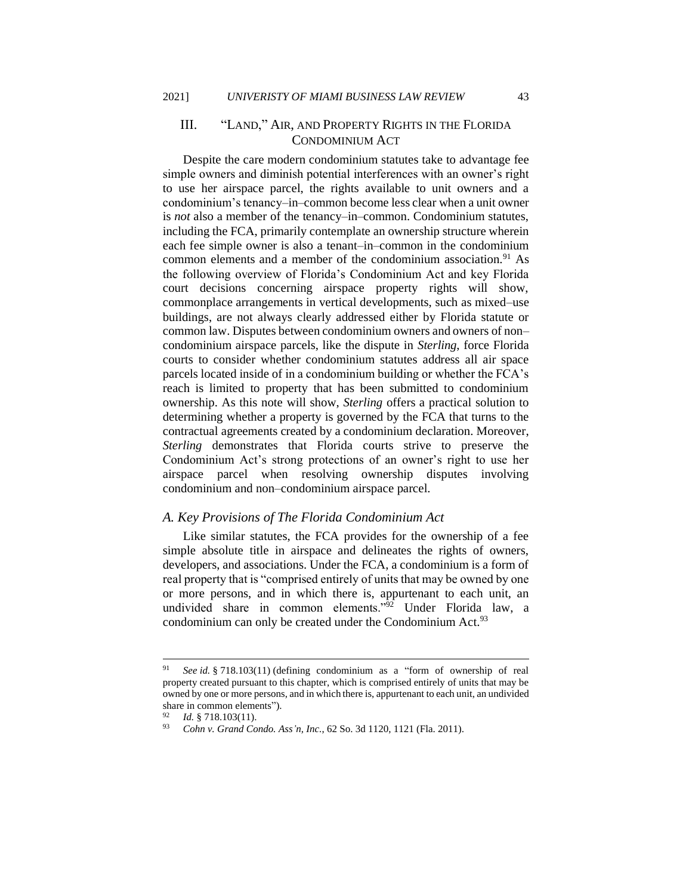## III. "LAND," AIR, AND PROPERTY RIGHTS IN THE FLORIDA CONDOMINIUM ACT

Despite the care modern condominium statutes take to advantage fee simple owners and diminish potential interferences with an owner's right to use her airspace parcel, the rights available to unit owners and a condominium's tenancy–in–common become less clear when a unit owner is *not* also a member of the tenancy–in–common. Condominium statutes, including the FCA, primarily contemplate an ownership structure wherein each fee simple owner is also a tenant–in–common in the condominium common elements and a member of the condominium association.[91] As the following overview of Florida's Condominium Act and key Florida court decisions concerning airspace property rights will show, commonplace arrangements in vertical developments, such as mixed–use buildings, are not always clearly addressed either by Florida statute or common law. Disputes between condominium owners and owners of non–condominium airspace parcels, like the dispute in *Sterling*, force Florida courts to consider whether condominium statutes address all air space parcels located inside of in a condominium building or whether the FCA's reach is limited to property that has been submitted to condominium ownership. As this note will show, *Sterling* offers a practical solution to determining whether a property is governed by the FCA that turns to the contractual agreements created by a condominium declaration. Moreover, *Sterling* demonstrates that Florida courts strive to preserve the Condominium Act's strong protections of an owner's right to use her airspace parcel when resolving ownership disputes involving condominium and non–condominium airspace parcel.

### *A. Key Provisions of The Florida Condominium Act*

Like similar statutes, the FCA provides for the ownership of a fee simple absolute title in airspace and delineates the rights of owners, developers, and associations. Under the FCA, a condominium is a form of real property that is "comprised entirely of units that may be owned by one or more persons, and in which there is, appurtenant to each unit, an undivided share in common elements."[92] Under Florida law, a condominium can only be created under the Condominium Act.[93]

---

[91] *See id.* § 718.103(11) (defining condominium as a "form of ownership of real property created pursuant to this chapter, which is comprised entirely of units that may be owned by one or more persons, and in which there is, appurtenant to each unit, an undivided share in common elements").

[92] *Id.* § 718.103(11).

[93] *Cohn v. Grand Condo. Ass'n, Inc.*, 62 So. 3d 1120, 1121 (Fla. 2011).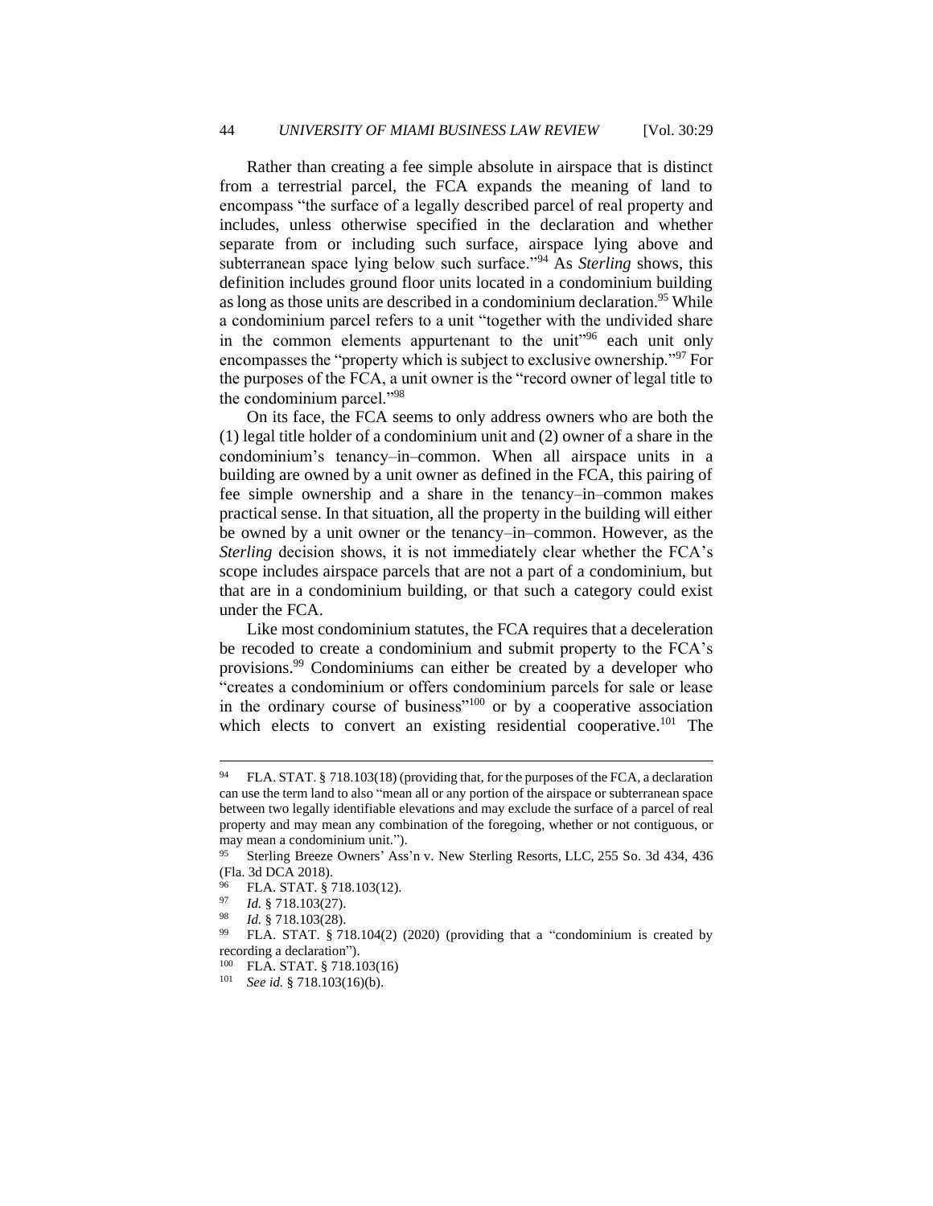Rather than creating a fee simple absolute in airspace that is distinct from a terrestrial parcel, the FCA expands the meaning of land to encompass "the surface of a legally described parcel of real property and includes, unless otherwise specified in the declaration and whether separate from or including such surface, airspace lying above and subterranean space lying below such surface."[94] As *Sterling* shows, this definition includes ground floor units located in a condominium building as long as those units are described in a condominium declaration.[95] While a condominium parcel refers to a unit "together with the undivided share in the common elements appurtenant to the unit"[96] each unit only encompasses the "property which is subject to exclusive ownership."[97] For the purposes of the FCA, a unit owner is the "record owner of legal title to the condominium parcel."[98]

On its face, the FCA seems to only address owners who are both the (1) legal title holder of a condominium unit and (2) owner of a share in the condominium's tenancy–in–common. When all airspace units in a building are owned by a unit owner as defined in the FCA, this pairing of fee simple ownership and a share in the tenancy–in–common makes practical sense. In that situation, all the property in the building will either be owned by a unit owner or the tenancy–in–common. However, as the *Sterling* decision shows, it is not immediately clear whether the FCA's scope includes airspace parcels that are not a part of a condominium, but that are in a condominium building, or that such a category could exist under the FCA.

Like most condominium statutes, the FCA requires that a deceleration be recoded to create a condominium and submit property to the FCA's provisions.[99] Condominiums can either be created by a developer who "creates a condominium or offers condominium parcels for sale or lease in the ordinary course of business"[100] or by a cooperative association which elects to convert an existing residential cooperative.[101] The

---

[94] FLA. STAT. § 718.103(18) (providing that, for the purposes of the FCA, a declaration can use the term land to also "mean all or any portion of the airspace or subterranean space between two legally identifiable elevations and may exclude the surface of a parcel of real property and may mean any combination of the foregoing, whether or not contiguous, or may mean a condominium unit.").

[95] Sterling Breeze Owners' Ass'n v. New Sterling Resorts, LLC, 255 So. 3d 434, 436 (Fla. 3d DCA 2018).

[96] FLA. STAT. § 718.103(12).

[97] *Id.* § 718.103(27).

[98] *Id.* § 718.103(28).

[99] FLA. STAT. § 718.104(2) (2020) (providing that a "condominium is created by recording a declaration").

[100] FLA. STAT. § 718.103(16)

[101] *See id.* § 718.103(16)(b).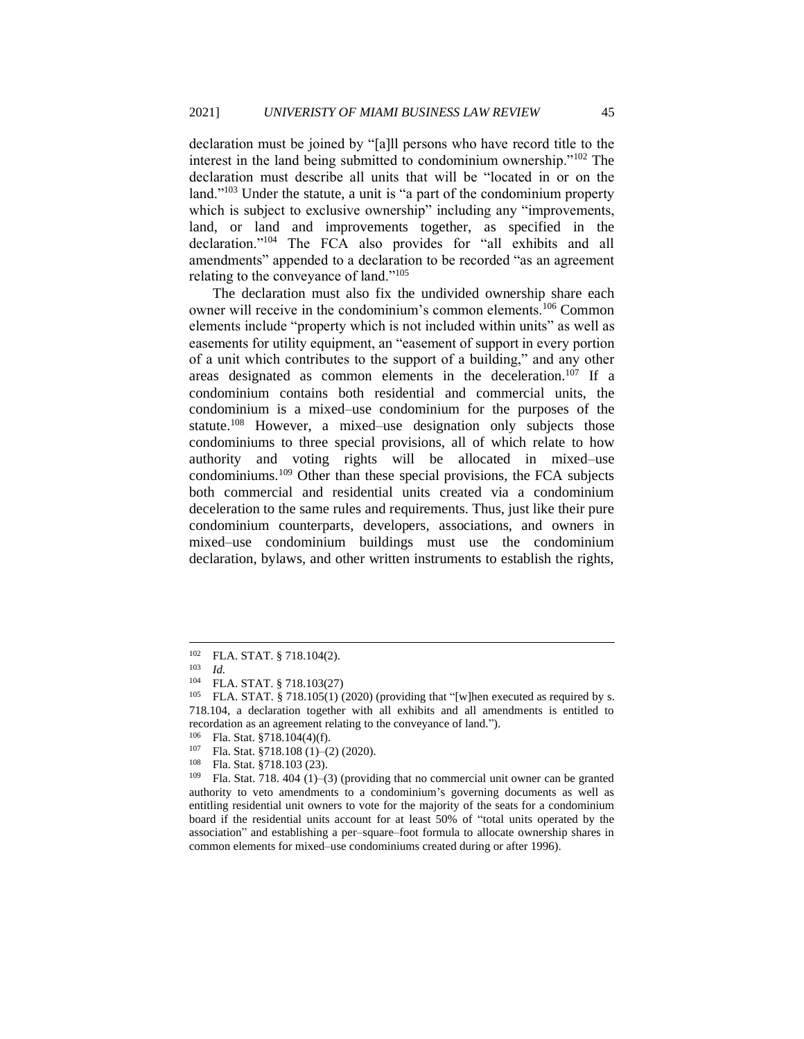declaration must be joined by "[a]ll persons who have record title to the interest in the land being submitted to condominium ownership."[102] The declaration must describe all units that will be "located in or on the land."[103] Under the statute, a unit is "a part of the condominium property which is subject to exclusive ownership" including any "improvements, land, or land and improvements together, as specified in the declaration."[104] The FCA also provides for "all exhibits and all amendments" appended to a declaration to be recorded "as an agreement relating to the conveyance of land."[105]

The declaration must also fix the undivided ownership share each owner will receive in the condominium's common elements.[106] Common elements include "property which is not included within units" as well as easements for utility equipment, an "easement of support in every portion of a unit which contributes to the support of a building," and any other areas designated as common elements in the deceleration.[107] If a condominium contains both residential and commercial units, the condominium is a mixed–use condominium for the purposes of the statute.[108] However, a mixed–use designation only subjects those condominiums to three special provisions, all of which relate to how authority and voting rights will be allocated in mixed–use condominiums.[109] Other than these special provisions, the FCA subjects both commercial and residential units created via a condominium deceleration to the same rules and requirements. Thus, just like their pure condominium counterparts, developers, associations, and owners in mixed–use condominium buildings must use the condominium declaration, bylaws, and other written instruments to establish the rights,

---

[102] FLA. STAT. § 718.104(2).

[103] *Id.*

[104] FLA. STAT. § 718.103(27)

[105] FLA. STAT. § 718.105(1) (2020) (providing that "[w]hen executed as required by s. 718.104, a declaration together with all exhibits and all amendments is entitled to recordation as an agreement relating to the conveyance of land.").

[106] Fla. Stat. §718.104(4)(f).

[107] Fla. Stat. §718.108 (1)–(2) (2020).

[108] Fla. Stat. §718.103 (23).

[109] Fla. Stat. 718. 404 (1)–(3) (providing that no commercial unit owner can be granted authority to veto amendments to a condominium's governing documents as well as entitling residential unit owners to vote for the majority of the seats for a condominium board if the residential units account for at least 50% of "total units operated by the association" and establishing a per–square–foot formula to allocate ownership shares in common elements for mixed–use condominiums created during or after 1996).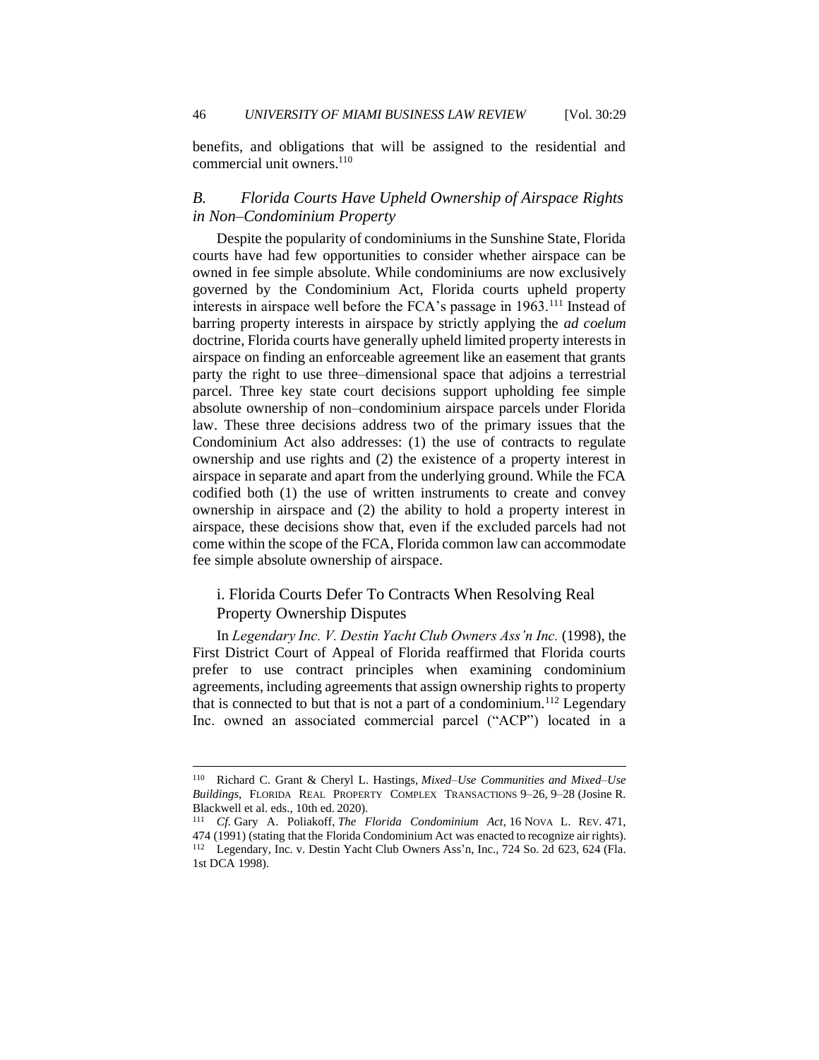benefits, and obligations that will be assigned to the residential and commercial unit owners.[110]

## *B. Florida Courts Have Upheld Ownership of Airspace Rights in Non–Condominium Property*

Despite the popularity of condominiums in the Sunshine State, Florida courts have had few opportunities to consider whether airspace can be owned in fee simple absolute. While condominiums are now exclusively governed by the Condominium Act, Florida courts upheld property interests in airspace well before the FCA's passage in 1963.[111] Instead of barring property interests in airspace by strictly applying the *ad coelum* doctrine, Florida courts have generally upheld limited property interests in airspace on finding an enforceable agreement like an easement that grants party the right to use three–dimensional space that adjoins a terrestrial parcel. Three key state court decisions support upholding fee simple absolute ownership of non–condominium airspace parcels under Florida law. These three decisions address two of the primary issues that the Condominium Act also addresses: (1) the use of contracts to regulate ownership and use rights and (2) the existence of a property interest in airspace in separate and apart from the underlying ground. While the FCA codified both (1) the use of written instruments to create and convey ownership in airspace and (2) the ability to hold a property interest in airspace, these decisions show that, even if the excluded parcels had not come within the scope of the FCA, Florida common law can accommodate fee simple absolute ownership of airspace.

### i. Florida Courts Defer To Contracts When Resolving Real Property Ownership Disputes

In *Legendary Inc. V. Destin Yacht Club Owners Ass'n Inc.* (1998), the First District Court of Appeal of Florida reaffirmed that Florida courts prefer to use contract principles when examining condominium agreements, including agreements that assign ownership rights to property that is connected to but that is not a part of a condominium.[112] Legendary Inc. owned an associated commercial parcel ("ACP") located in a

---

[110] Richard C. Grant & Cheryl L. Hastings, *Mixed–Use Communities and Mixed–Use Buildings*, FLORIDA REAL PROPERTY COMPLEX TRANSACTIONS 9–26, 9–28 (Josine R. Blackwell et al. eds., 10th ed. 2020).

[111] *Cf.* Gary A. Poliakoff, *The Florida Condominium Act*, 16 NOVA L. REV. 471, 474 (1991) (stating that the Florida Condominium Act was enacted to recognize air rights).

[112] Legendary, Inc. v. Destin Yacht Club Owners Ass'n, Inc., 724 So. 2d 623, 624 (Fla. 1st DCA 1998).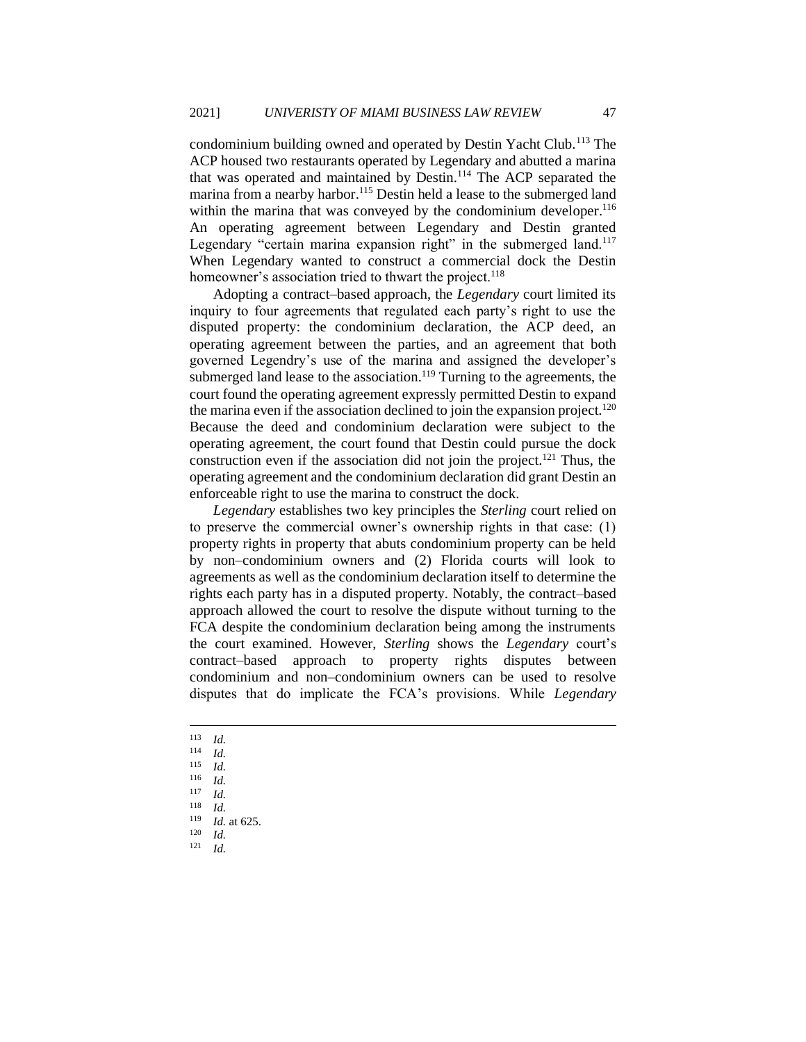condominium building owned and operated by Destin Yacht Club.[113] The ACP housed two restaurants operated by Legendary and abutted a marina that was operated and maintained by Destin.[114] The ACP separated the marina from a nearby harbor.[115] Destin held a lease to the submerged land within the marina that was conveyed by the condominium developer.[116] An operating agreement between Legendary and Destin granted Legendary "certain marina expansion right" in the submerged land.[117] When Legendary wanted to construct a commercial dock the Destin homeowner's association tried to thwart the project.[118]

Adopting a contract–based approach, the *Legendary* court limited its inquiry to four agreements that regulated each party's right to use the disputed property: the condominium declaration, the ACP deed, an operating agreement between the parties, and an agreement that both governed Legendry's use of the marina and assigned the developer's submerged land lease to the association.[119] Turning to the agreements, the court found the operating agreement expressly permitted Destin to expand the marina even if the association declined to join the expansion project.[120] Because the deed and condominium declaration were subject to the operating agreement, the court found that Destin could pursue the dock construction even if the association did not join the project.[121] Thus, the operating agreement and the condominium declaration did grant Destin an enforceable right to use the marina to construct the dock.

*Legendary* establishes two key principles the *Sterling* court relied on to preserve the commercial owner's ownership rights in that case: (1) property rights in property that abuts condominium property can be held by non–condominium owners and (2) Florida courts will look to agreements as well as the condominium declaration itself to determine the rights each party has in a disputed property. Notably, the contract–based approach allowed the court to resolve the dispute without turning to the FCA despite the condominium declaration being among the instruments the court examined. However, *Sterling* shows the *Legendary* court's contract–based approach to property rights disputes between condominium and non–condominium owners can be used to resolve disputes that do implicate the FCA's provisions. While *Legendary*

---

[113] *Id.*

[114] *Id.*

[115] *Id.*

[116] *Id.*

[117] *Id.*

[118] *Id.*

[119] *Id.* at 625.

[120] *Id.*

[121] *Id.*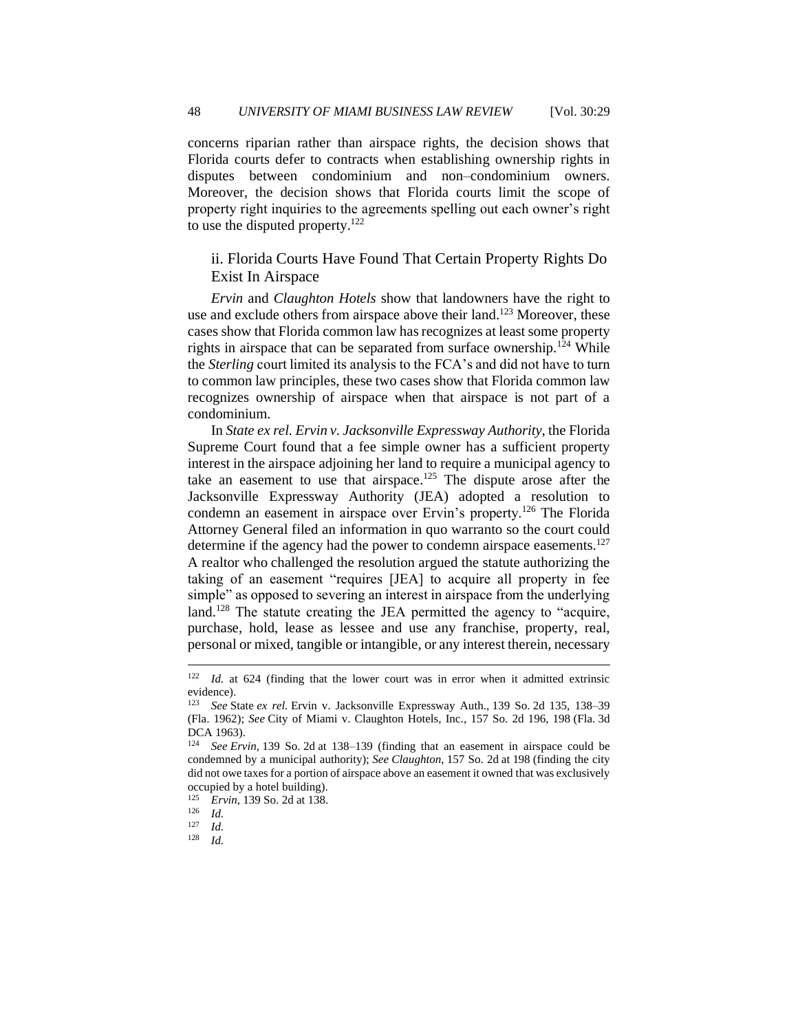concerns riparian rather than airspace rights, the decision shows that Florida courts defer to contracts when establishing ownership rights in disputes between condominium and non–condominium owners. Moreover, the decision shows that Florida courts limit the scope of property right inquiries to the agreements spelling out each owner's right to use the disputed property.[122]

### ii. Florida Courts Have Found That Certain Property Rights Do Exist In Airspace

*Ervin* and *Claughton Hotels* show that landowners have the right to use and exclude others from airspace above their land.[123] Moreover, these cases show that Florida common law has recognizes at least some property rights in airspace that can be separated from surface ownership.[124] While the *Sterling* court limited its analysis to the FCA's and did not have to turn to common law principles, these two cases show that Florida common law recognizes ownership of airspace when that airspace is not part of a condominium.

In *State ex rel. Ervin v. Jacksonville Expressway Authority*, the Florida Supreme Court found that a fee simple owner has a sufficient property interest in the airspace adjoining her land to require a municipal agency to take an easement to use that airspace.[125] The dispute arose after the Jacksonville Expressway Authority (JEA) adopted a resolution to condemn an easement in airspace over Ervin's property.[126] The Florida Attorney General filed an information in quo warranto so the court could determine if the agency had the power to condemn airspace easements.[127] A realtor who challenged the resolution argued the statute authorizing the taking of an easement "requires [JEA] to acquire all property in fee simple" as opposed to severing an interest in airspace from the underlying land.[128] The statute creating the JEA permitted the agency to "acquire, purchase, hold, lease as lessee and use any franchise, property, real, personal or mixed, tangible or intangible, or any interest therein, necessary

---

[122] *Id.* at 624 (finding that the lower court was in error when it admitted extrinsic evidence).

[123] *See* State *ex rel.* Ervin v. Jacksonville Expressway Auth., 139 So. 2d 135, 138–39 (Fla. 1962); *See* City of Miami v. Claughton Hotels, Inc., 157 So. 2d 196, 198 (Fla. 3d DCA 1963).

[124] *See Ervin*, 139 So. 2d at 138–139 (finding that an easement in airspace could be condemned by a municipal authority); *See Claughton*, 157 So. 2d at 198 (finding the city did not owe taxes for a portion of airspace above an easement it owned that was exclusively occupied by a hotel building).

[125] *Ervin*, 139 So. 2d at 138.

[126] *Id.*

[127] *Id.*

[128] *Id.*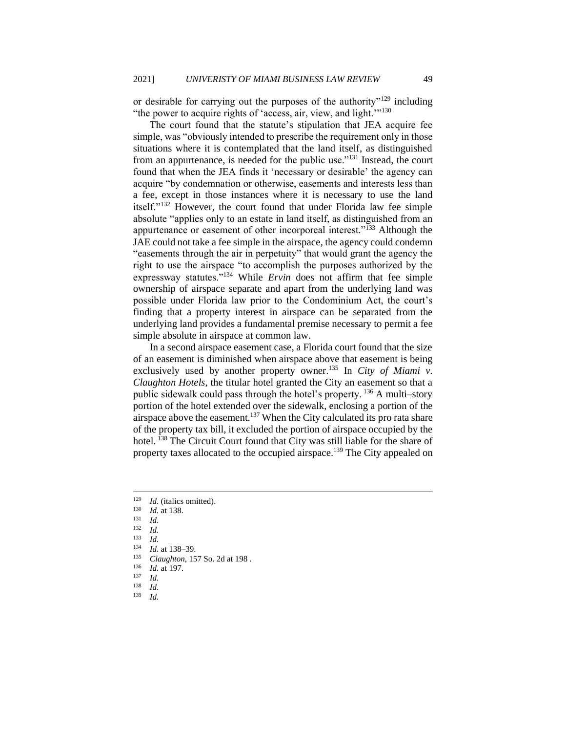or desirable for carrying out the purposes of the authority"[129] including "the power to acquire rights of 'access, air, view, and light.'"[130]

The court found that the statute's stipulation that JEA acquire fee simple, was "obviously intended to prescribe the requirement only in those situations where it is contemplated that the land itself, as distinguished from an appurtenance, is needed for the public use."[131] Instead, the court found that when the JEA finds it 'necessary or desirable' the agency can acquire "by condemnation or otherwise, easements and interests less than a fee, except in those instances where it is necessary to use the land itself."[132] However, the court found that under Florida law fee simple absolute "applies only to an estate in land itself, as distinguished from an appurtenance or easement of other incorporeal interest."[133] Although the JAE could not take a fee simple in the airspace, the agency could condemn "easements through the air in perpetuity" that would grant the agency the right to use the airspace "to accomplish the purposes authorized by the expressway statutes."[134] While *Ervin* does not affirm that fee simple ownership of airspace separate and apart from the underlying land was possible under Florida law prior to the Condominium Act, the court's finding that a property interest in airspace can be separated from the underlying land provides a fundamental premise necessary to permit a fee simple absolute in airspace at common law.

In a second airspace easement case, a Florida court found that the size of an easement is diminished when airspace above that easement is being exclusively used by another property owner.[135] In *City of Miami v. Claughton Hotels*, the titular hotel granted the City an easement so that a public sidewalk could pass through the hotel's property.[136] A multi–story portion of the hotel extended over the sidewalk, enclosing a portion of the airspace above the easement.[137] When the City calculated its pro rata share of the property tax bill, it excluded the portion of airspace occupied by the hotel.[138] The Circuit Court found that City was still liable for the share of property taxes allocated to the occupied airspace.[139] The City appealed on

---

[129] *Id.* (italics omitted).

[130] *Id.* at 138.

[131] *Id.*

[132] *Id.*

[133] *Id.*

[134] *Id.* at 138–39.

[135] *Claughton*, 157 So. 2d at 198 .

[136] *Id.* at 197.

[137] *Id.*

[138] *Id.*

[139] *Id.*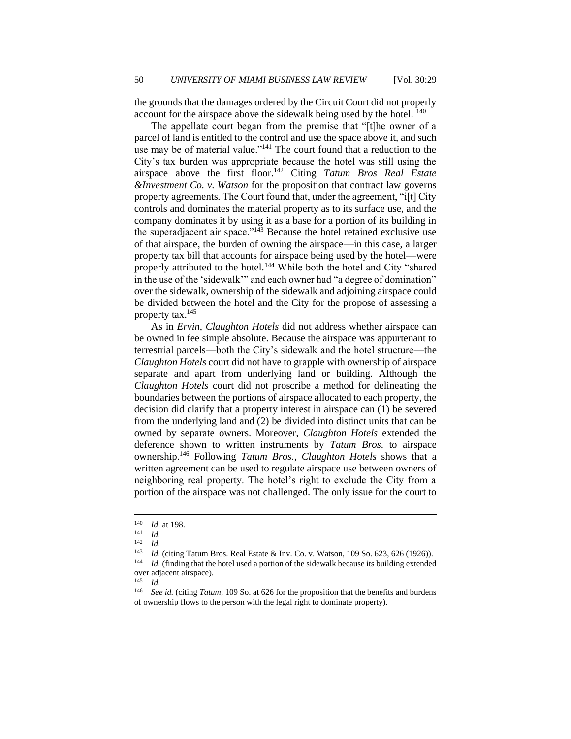the grounds that the damages ordered by the Circuit Court did not properly account for the airspace above the sidewalk being used by the hotel. [140]

The appellate court began from the premise that "[t]he owner of a parcel of land is entitled to the control and use the space above it, and such use may be of material value."[141] The court found that a reduction to the City's tax burden was appropriate because the hotel was still using the airspace above the first floor.[142] Citing *Tatum Bros Real Estate &Investment Co. v. Watson* for the proposition that contract law governs property agreements. The Court found that, under the agreement, "i[t] City controls and dominates the material property as to its surface use, and the company dominates it by using it as a base for a portion of its building in the superadjacent air space."[143] Because the hotel retained exclusive use of that airspace, the burden of owning the airspace—in this case, a larger property tax bill that accounts for airspace being used by the hotel—were properly attributed to the hotel.[144] While both the hotel and City "shared in the use of the 'sidewalk'" and each owner had "a degree of domination" over the sidewalk, ownership of the sidewalk and adjoining airspace could be divided between the hotel and the City for the propose of assessing a property tax.[145]

As in *Ervin*, *Claughton Hotels* did not address whether airspace can be owned in fee simple absolute. Because the airspace was appurtenant to terrestrial parcels—both the City's sidewalk and the hotel structure—the *Claughton Hotels* court did not have to grapple with ownership of airspace separate and apart from underlying land or building. Although the *Claughton Hotels* court did not proscribe a method for delineating the boundaries between the portions of airspace allocated to each property, the decision did clarify that a property interest in airspace can (1) be severed from the underlying land and (2) be divided into distinct units that can be owned by separate owners. Moreover, *Claughton Hotels* extended the deference shown to written instruments by *Tatum Bros.* to airspace ownership.[146] Following *Tatum Bros.*, *Claughton Hotels* shows that a written agreement can be used to regulate airspace use between owners of neighboring real property. The hotel's right to exclude the City from a portion of the airspace was not challenged. The only issue for the court to

---

[140] *Id*. at 198.

[141] *Id.*

[142] *Id.*

[143] *Id.* (citing Tatum Bros. Real Estate & Inv. Co. v. Watson, 109 So. 623, 626 (1926)).

[144] *Id.* (finding that the hotel used a portion of the sidewalk because its building extended over adjacent airspace).

[145] *Id.*

[146] *See id.* (citing *Tatum*, 109 So. at 626 for the proposition that the benefits and burdens of ownership flows to the person with the legal right to dominate property).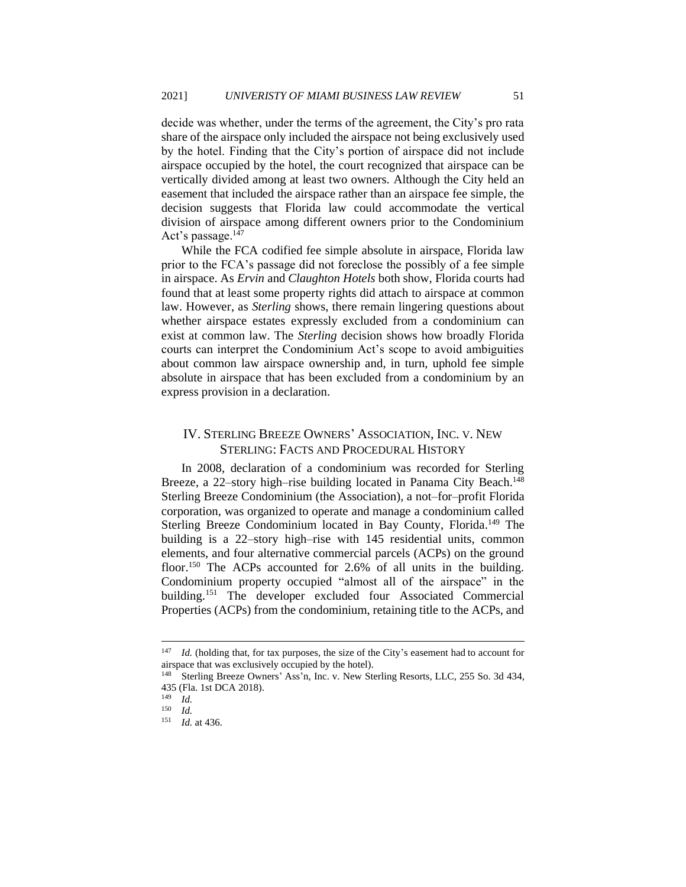decide was whether, under the terms of the agreement, the City's pro rata share of the airspace only included the airspace not being exclusively used by the hotel. Finding that the City's portion of airspace did not include airspace occupied by the hotel, the court recognized that airspace can be vertically divided among at least two owners. Although the City held an easement that included the airspace rather than an airspace fee simple, the decision suggests that Florida law could accommodate the vertical division of airspace among different owners prior to the Condominium Act's passage.[147]

While the FCA codified fee simple absolute in airspace, Florida law prior to the FCA's passage did not foreclose the possibly of a fee simple in airspace. As *Ervin* and *Claughton Hotels* both show, Florida courts had found that at least some property rights did attach to airspace at common law. However, as *Sterling* shows, there remain lingering questions about whether airspace estates expressly excluded from a condominium can exist at common law. The *Sterling* decision shows how broadly Florida courts can interpret the Condominium Act's scope to avoid ambiguities about common law airspace ownership and, in turn, uphold fee simple absolute in airspace that has been excluded from a condominium by an express provision in a declaration.

## IV. STERLING BREEZE OWNERS' ASSOCIATION, INC. V. NEW STERLING: FACTS AND PROCEDURAL HISTORY

In 2008, declaration of a condominium was recorded for Sterling Breeze, a 22–story high–rise building located in Panama City Beach.[148] Sterling Breeze Condominium (the Association), a not–for–profit Florida corporation, was organized to operate and manage a condominium called Sterling Breeze Condominium located in Bay County, Florida.[149] The building is a 22–story high–rise with 145 residential units, common elements, and four alternative commercial parcels (ACPs) on the ground floor.[150] The ACPs accounted for 2.6% of all units in the building. Condominium property occupied "almost all of the airspace" in the building.[151] The developer excluded four Associated Commercial Properties (ACPs) from the condominium, retaining title to the ACPs, and

---

[147] *Id.* (holding that, for tax purposes, the size of the City's easement had to account for airspace that was exclusively occupied by the hotel).

[148] Sterling Breeze Owners' Ass'n, Inc. v. New Sterling Resorts, LLC, 255 So. 3d 434, 435 (Fla. 1st DCA 2018).

[149] *Id.*

[150] *Id.*

[151] *Id.* at 436.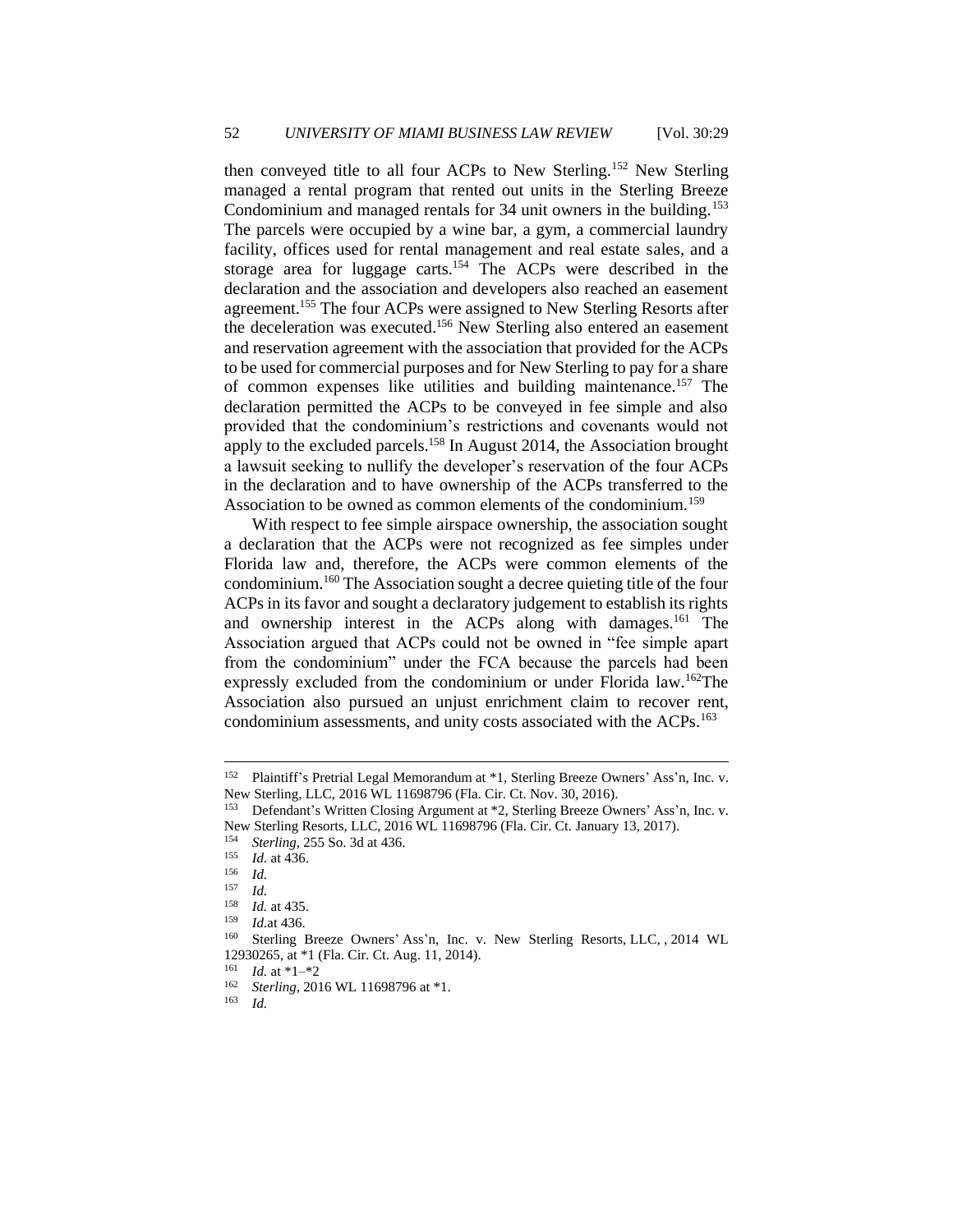then conveyed title to all four ACPs to New Sterling.[152] New Sterling managed a rental program that rented out units in the Sterling Breeze Condominium and managed rentals for 34 unit owners in the building.[153] The parcels were occupied by a wine bar, a gym, a commercial laundry facility, offices used for rental management and real estate sales, and a storage area for luggage carts.[154] The ACPs were described in the declaration and the association and developers also reached an easement agreement.[155] The four ACPs were assigned to New Sterling Resorts after the deceleration was executed.[156] New Sterling also entered an easement and reservation agreement with the association that provided for the ACPs to be used for commercial purposes and for New Sterling to pay for a share of common expenses like utilities and building maintenance.[157] The declaration permitted the ACPs to be conveyed in fee simple and also provided that the condominium's restrictions and covenants would not apply to the excluded parcels.[158] In August 2014, the Association brought a lawsuit seeking to nullify the developer's reservation of the four ACPs in the declaration and to have ownership of the ACPs transferred to the Association to be owned as common elements of the condominium.[159]

With respect to fee simple airspace ownership, the association sought a declaration that the ACPs were not recognized as fee simples under Florida law and, therefore, the ACPs were common elements of the condominium.[160] The Association sought a decree quieting title of the four ACPs in its favor and sought a declaratory judgement to establish its rights and ownership interest in the ACPs along with damages.[161] The Association argued that ACPs could not be owned in "fee simple apart from the condominium" under the FCA because the parcels had been expressly excluded from the condominium or under Florida law.[162]The Association also pursued an unjust enrichment claim to recover rent, condominium assessments, and unity costs associated with the ACPs.[163]

---

[152] Plaintiff's Pretrial Legal Memorandum at *1, Sterling Breeze Owners' Ass'n, Inc. v. New Sterling, LLC, 2016 WL 11698796 (Fla. Cir. Ct. Nov. 30, 2016).

[153] Defendant's Written Closing Argument at *2, Sterling Breeze Owners' Ass'n, Inc. v. New Sterling Resorts, LLC, 2016 WL 11698796 (Fla. Cir. Ct. January 13, 2017).

[154] *Sterling*, 255 So. 3d at 436.

[155] *Id.* at 436.

[156] *Id.*

[157] *Id.*

[158] *Id.* at 435.

[159] *Id.*at 436.

[160] Sterling Breeze Owners' Ass'n, Inc. v. New Sterling Resorts, LLC, , 2014 WL 12930265, at *1 (Fla. Cir. Ct. Aug. 11, 2014).

[161] *Id.* at *1–*2

[162] *Sterling*, 2016 WL 11698796 at *1.

[163] *Id.*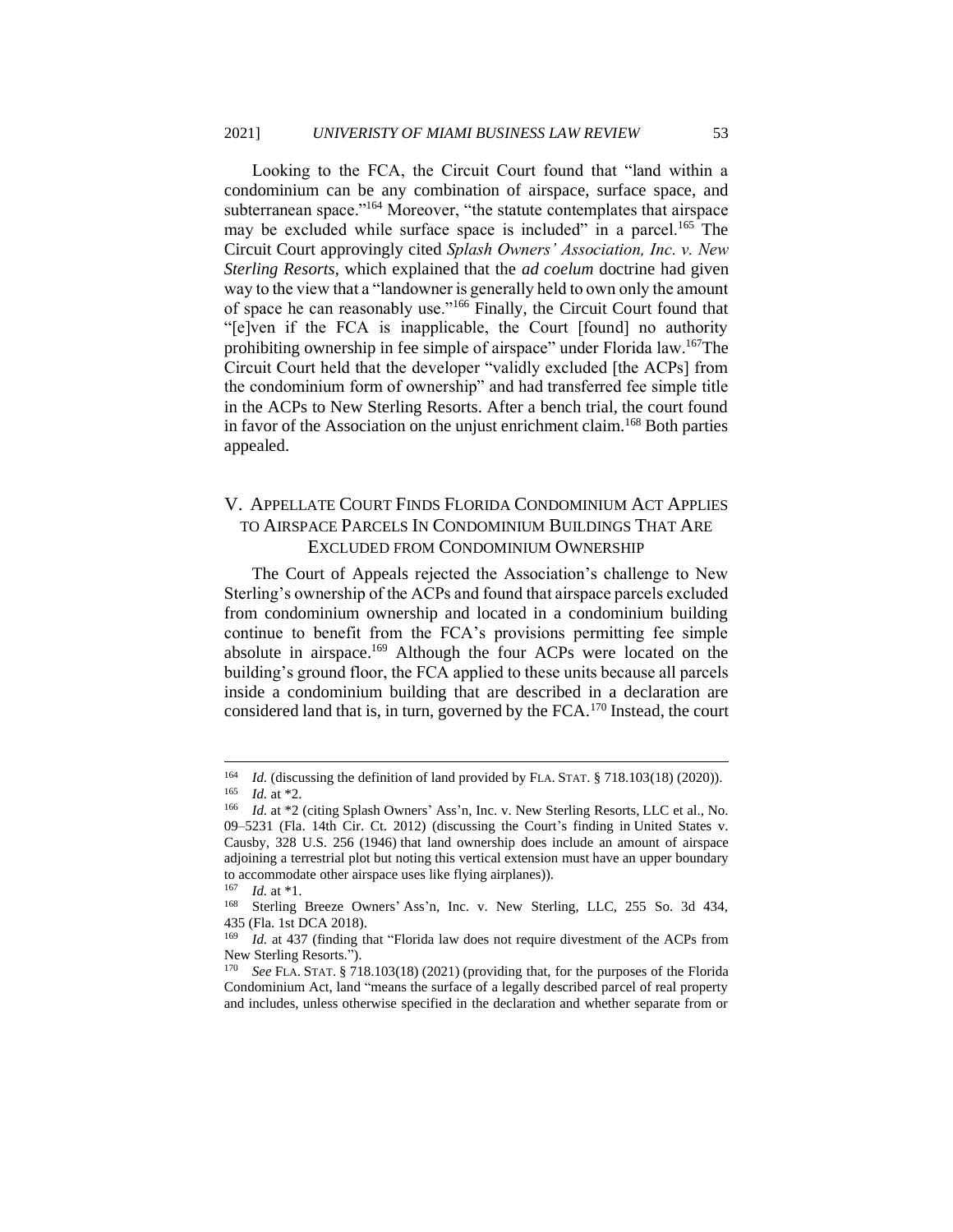Looking to the FCA, the Circuit Court found that "land within a condominium can be any combination of airspace, surface space, and subterranean space."[164] Moreover, "the statute contemplates that airspace may be excluded while surface space is included" in a parcel.[165] The Circuit Court approvingly cited *Splash Owners' Association, Inc. v. New Sterling Resorts*, which explained that the *ad coelum* doctrine had given way to the view that a "landowner is generally held to own only the amount of space he can reasonably use."[166] Finally, the Circuit Court found that "[e]ven if the FCA is inapplicable, the Court [found] no authority prohibiting ownership in fee simple of airspace" under Florida law.[167]The Circuit Court held that the developer "validly excluded [the ACPs] from the condominium form of ownership" and had transferred fee simple title in the ACPs to New Sterling Resorts. After a bench trial, the court found in favor of the Association on the unjust enrichment claim.[168] Both parties appealed.

## V. Appellate Court Finds Florida Condominium Act Applies to Airspace Parcels In Condominium Buildings That Are Excluded from Condominium Ownership

The Court of Appeals rejected the Association's challenge to New Sterling's ownership of the ACPs and found that airspace parcels excluded from condominium ownership and located in a condominium building continue to benefit from the FCA's provisions permitting fee simple absolute in airspace.[169] Although the four ACPs were located on the building's ground floor, the FCA applied to these units because all parcels inside a condominium building that are described in a declaration are considered land that is, in turn, governed by the FCA.[170] Instead, the court

---

[164] *Id.* (discussing the definition of land provided by FLA. STAT. § 718.103(18) (2020)).

[165] *Id.* at *2.

[166] *Id.* at *2 (citing Splash Owners' Ass'n, Inc. v. New Sterling Resorts, LLC et al., No. 09–5231 (Fla. 14th Cir. Ct. 2012) (discussing the Court's finding in United States v. Causby, 328 U.S. 256 (1946) that land ownership does include an amount of airspace adjoining a terrestrial plot but noting this vertical extension must have an upper boundary to accommodate other airspace uses like flying airplanes)).

[167] *Id.* at *1.

[168] Sterling Breeze Owners' Ass'n, Inc. v. New Sterling, LLC, 255 So. 3d 434, 435 (Fla. 1st DCA 2018).

[169] *Id.* at 437 (finding that "Florida law does not require divestment of the ACPs from New Sterling Resorts.").

[170] *See* FLA. STAT. § 718.103(18) (2021) (providing that, for the purposes of the Florida Condominium Act, land "means the surface of a legally described parcel of real property and includes, unless otherwise specified in the declaration and whether separate from or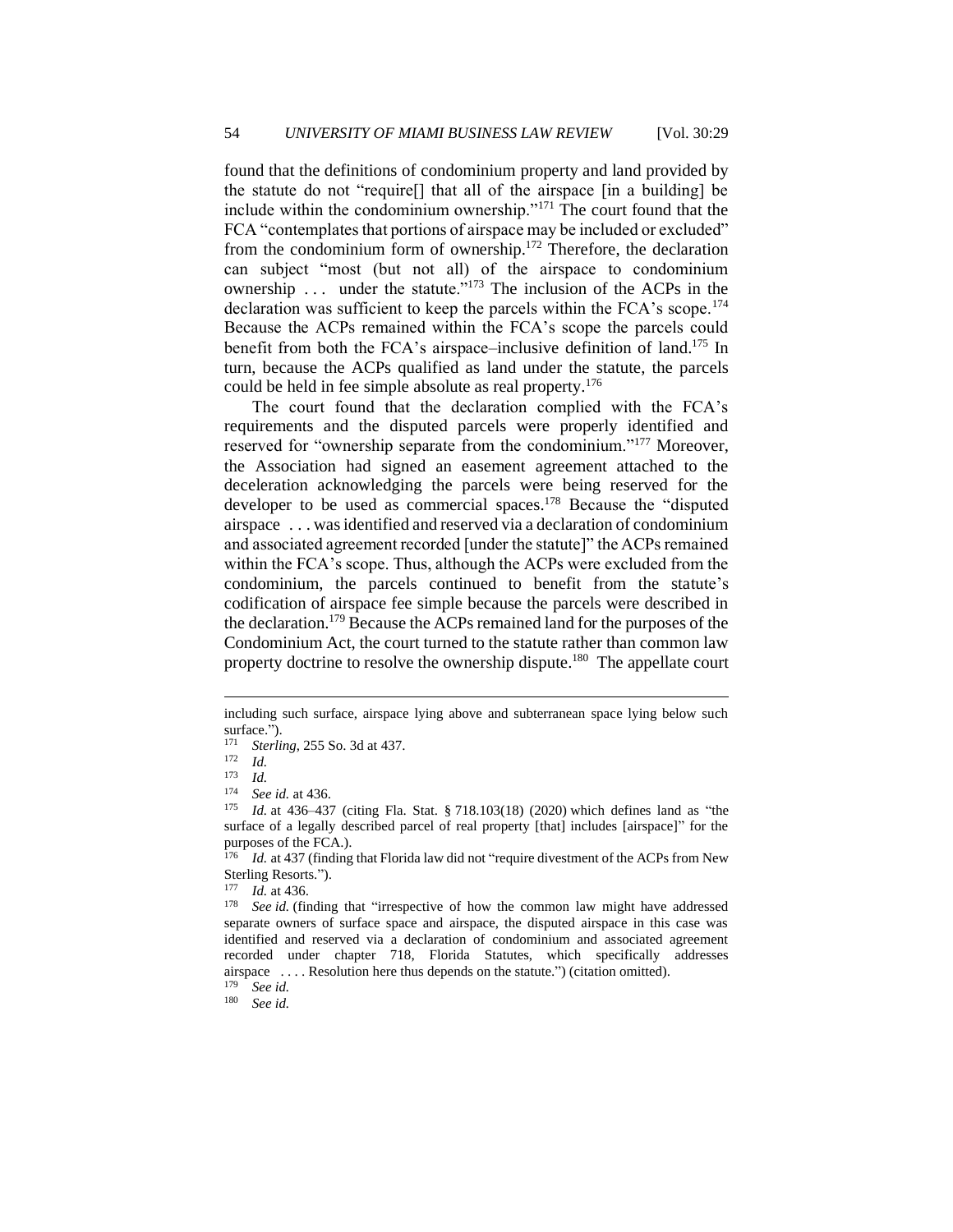found that the definitions of condominium property and land provided by the statute do not "require[] that all of the airspace [in a building] be include within the condominium ownership."[171] The court found that the FCA "contemplates that portions of airspace may be included or excluded" from the condominium form of ownership.[172] Therefore, the declaration can subject "most (but not all) of the airspace to condominium ownership . . . under the statute."[173] The inclusion of the ACPs in the declaration was sufficient to keep the parcels within the FCA's scope.[174] Because the ACPs remained within the FCA's scope the parcels could benefit from both the FCA's airspace–inclusive definition of land.[175] In turn, because the ACPs qualified as land under the statute, the parcels could be held in fee simple absolute as real property.[176]

The court found that the declaration complied with the FCA's requirements and the disputed parcels were properly identified and reserved for "ownership separate from the condominium."[177] Moreover, the Association had signed an easement agreement attached to the deceleration acknowledging the parcels were being reserved for the developer to be used as commercial spaces.[178] Because the "disputed airspace . . . was identified and reserved via a declaration of condominium and associated agreement recorded [under the statute]" the ACPs remained within the FCA's scope. Thus, although the ACPs were excluded from the condominium, the parcels continued to benefit from the statute's codification of airspace fee simple because the parcels were described in the declaration.[179] Because the ACPs remained land for the purposes of the Condominium Act, the court turned to the statute rather than common law property doctrine to resolve the ownership dispute.[180] The appellate court

---

including such surface, airspace lying above and subterranean space lying below such surface.").

[171] *Sterling*, 255 So. 3d at 437.

[172] *Id.*

[173] *Id.*

[174] *See id.* at 436.

[175] *Id.* at 436–437 (citing Fla. Stat. § 718.103(18) (2020) which defines land as "the surface of a legally described parcel of real property [that] includes [airspace]" for the purposes of the FCA.).

[176] *Id.* at 437 (finding that Florida law did not "require divestment of the ACPs from New Sterling Resorts.").

[177] *Id.* at 436.

[178] *See id.* (finding that "irrespective of how the common law might have addressed separate owners of surface space and airspace, the disputed airspace in this case was identified and reserved via a declaration of condominium and associated agreement recorded under chapter 718, Florida Statutes, which specifically addresses airspace . . . . Resolution here thus depends on the statute.") (citation omitted).

[179] *See id.*

[180] *See id.*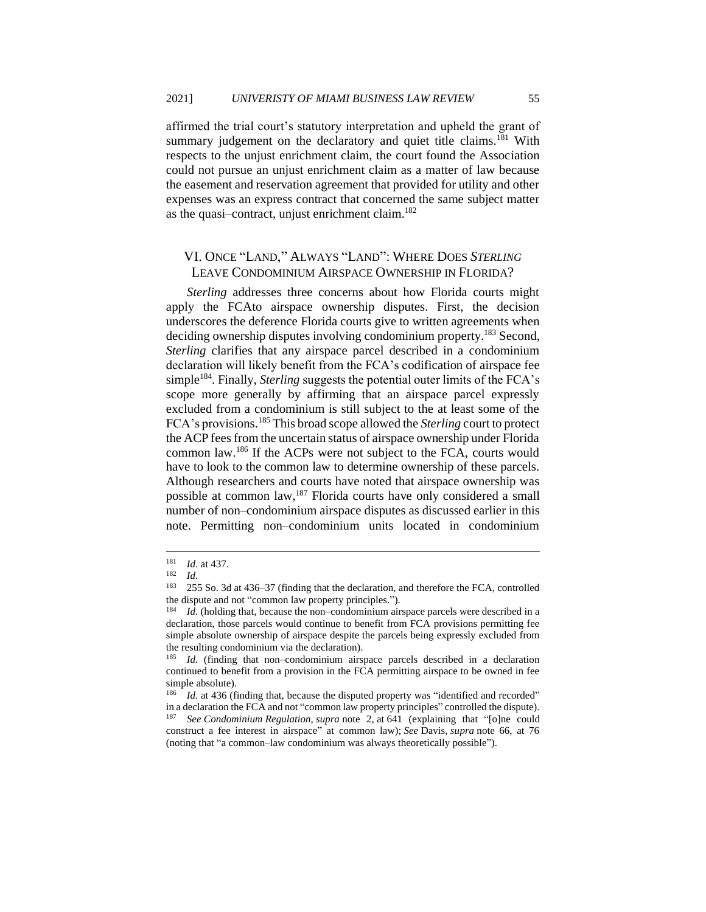affirmed the trial court's statutory interpretation and upheld the grant of summary judgement on the declaratory and quiet title claims.[181] With respects to the unjust enrichment claim, the court found the Association could not pursue an unjust enrichment claim as a matter of law because the easement and reservation agreement that provided for utility and other expenses was an express contract that concerned the same subject matter as the quasi–contract, unjust enrichment claim.[182]

## VI. ONCE "LAND," ALWAYS "LAND": WHERE DOES *STERLING* LEAVE CONDOMINIUM AIRSPACE OWNERSHIP IN FLORIDA?

*Sterling* addresses three concerns about how Florida courts might apply the FCAto airspace ownership disputes. First, the decision underscores the deference Florida courts give to written agreements when deciding ownership disputes involving condominium property.[183] Second, *Sterling* clarifies that any airspace parcel described in a condominium declaration will likely benefit from the FCA's codification of airspace fee simple[184]. Finally, *Sterling* suggests the potential outer limits of the FCA's scope more generally by affirming that an airspace parcel expressly excluded from a condominium is still subject to the at least some of the FCA's provisions.[185] This broad scope allowed the *Sterling* court to protect the ACP fees from the uncertain status of airspace ownership under Florida common law.[186] If the ACPs were not subject to the FCA, courts would have to look to the common law to determine ownership of these parcels. Although researchers and courts have noted that airspace ownership was possible at common law,[187] Florida courts have only considered a small number of non–condominium airspace disputes as discussed earlier in this note. Permitting non–condominium units located in condominium

---

[181] *Id*. at 437.

[182] *Id*.

[183] 255 So. 3d at 436–37 (finding that the declaration, and therefore the FCA, controlled the dispute and not "common law property principles.").

[184] *Id.* (holding that, because the non–condominium airspace parcels were described in a declaration, those parcels would continue to benefit from FCA provisions permitting fee simple absolute ownership of airspace despite the parcels being expressly excluded from the resulting condominium via the declaration).

[185] *Id.* (finding that non–condominium airspace parcels described in a declaration continued to benefit from a provision in the FCA permitting airspace to be owned in fee simple absolute).

[186] *Id.* at 436 (finding that, because the disputed property was "identified and recorded" in a declaration the FCA and not "common law property principles" controlled the dispute).

[187] *See Condominium Regulation*, *supra* note 2, at 641 (explaining that "[o]ne could construct a fee interest in airspace" at common law); *See* Davis, *supra* note 66, at 76 (noting that "a common–law condominium was always theoretically possible").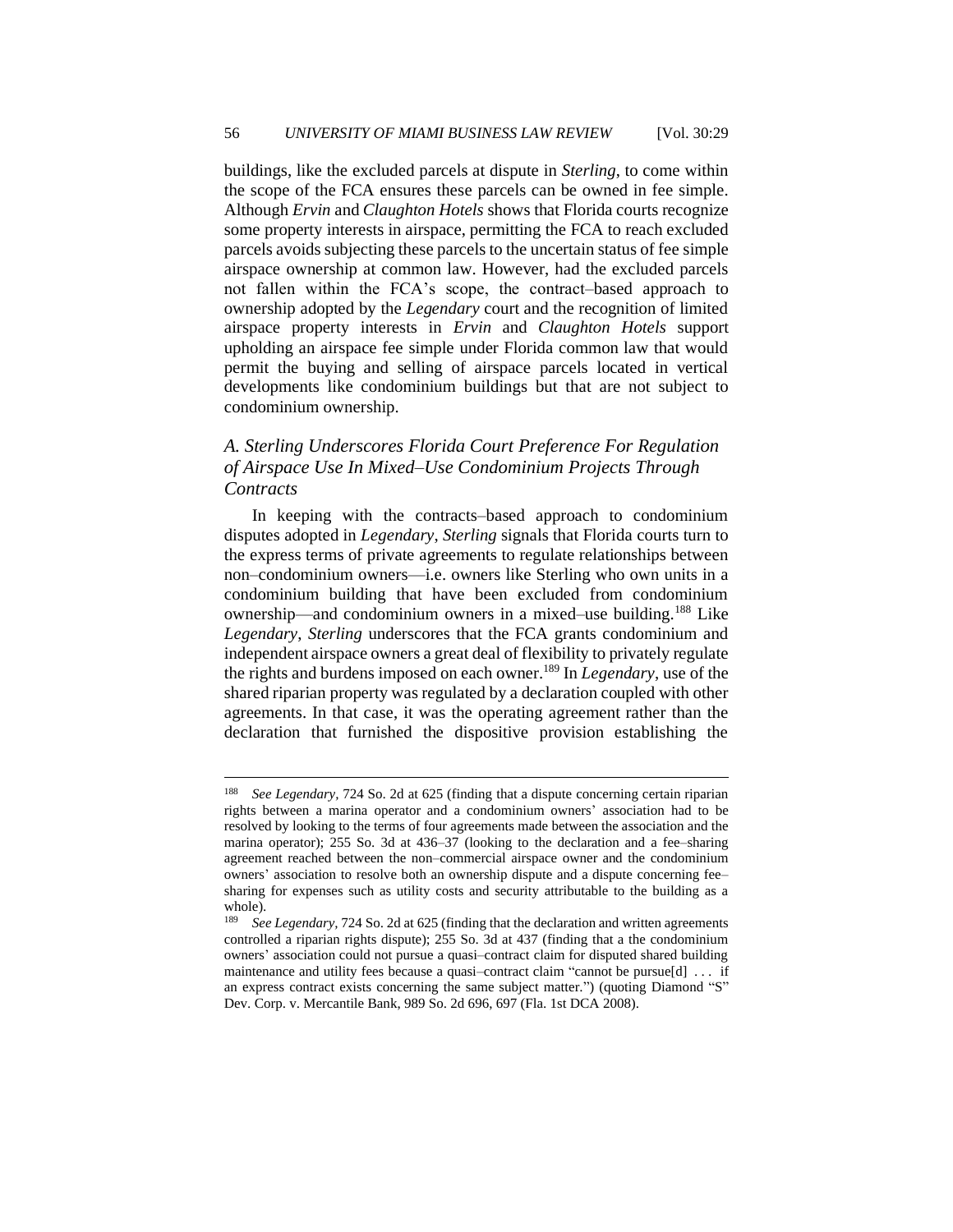buildings, like the excluded parcels at dispute in *Sterling*, to come within the scope of the FCA ensures these parcels can be owned in fee simple. Although *Ervin* and *Claughton Hotels* shows that Florida courts recognize some property interests in airspace, permitting the FCA to reach excluded parcels avoids subjecting these parcels to the uncertain status of fee simple airspace ownership at common law. However, had the excluded parcels not fallen within the FCA's scope, the contract–based approach to ownership adopted by the *Legendary* court and the recognition of limited airspace property interests in *Ervin* and *Claughton Hotels* support upholding an airspace fee simple under Florida common law that would permit the buying and selling of airspace parcels located in vertical developments like condominium buildings but that are not subject to condominium ownership.

### *A. Sterling Underscores Florida Court Preference For Regulation of Airspace Use In Mixed–Use Condominium Projects Through Contracts*

In keeping with the contracts–based approach to condominium disputes adopted in *Legendary*, *Sterling* signals that Florida courts turn to the express terms of private agreements to regulate relationships between non–condominium owners—i.e. owners like Sterling who own units in a condominium building that have been excluded from condominium ownership—and condominium owners in a mixed–use building.[188] Like *Legendary*, *Sterling* underscores that the FCA grants condominium and independent airspace owners a great deal of flexibility to privately regulate the rights and burdens imposed on each owner.[189] In *Legendary*, use of the shared riparian property was regulated by a declaration coupled with other agreements. In that case, it was the operating agreement rather than the declaration that furnished the dispositive provision establishing the

---

[188] *See Legendary*, 724 So. 2d at 625 (finding that a dispute concerning certain riparian rights between a marina operator and a condominium owners' association had to be resolved by looking to the terms of four agreements made between the association and the marina operator); 255 So. 3d at 436–37 (looking to the declaration and a fee–sharing agreement reached between the non–commercial airspace owner and the condominium owners' association to resolve both an ownership dispute and a dispute concerning fee–sharing for expenses such as utility costs and security attributable to the building as a whole).

[189] *See Legendary*, 724 So. 2d at 625 (finding that the declaration and written agreements controlled a riparian rights dispute); 255 So. 3d at 437 (finding that a the condominium owners' association could not pursue a quasi–contract claim for disputed shared building maintenance and utility fees because a quasi–contract claim "cannot be pursue[d] . . . if an express contract exists concerning the same subject matter.") (quoting Diamond "S" Dev. Corp. v. Mercantile Bank, 989 So. 2d 696, 697 (Fla. 1st DCA 2008).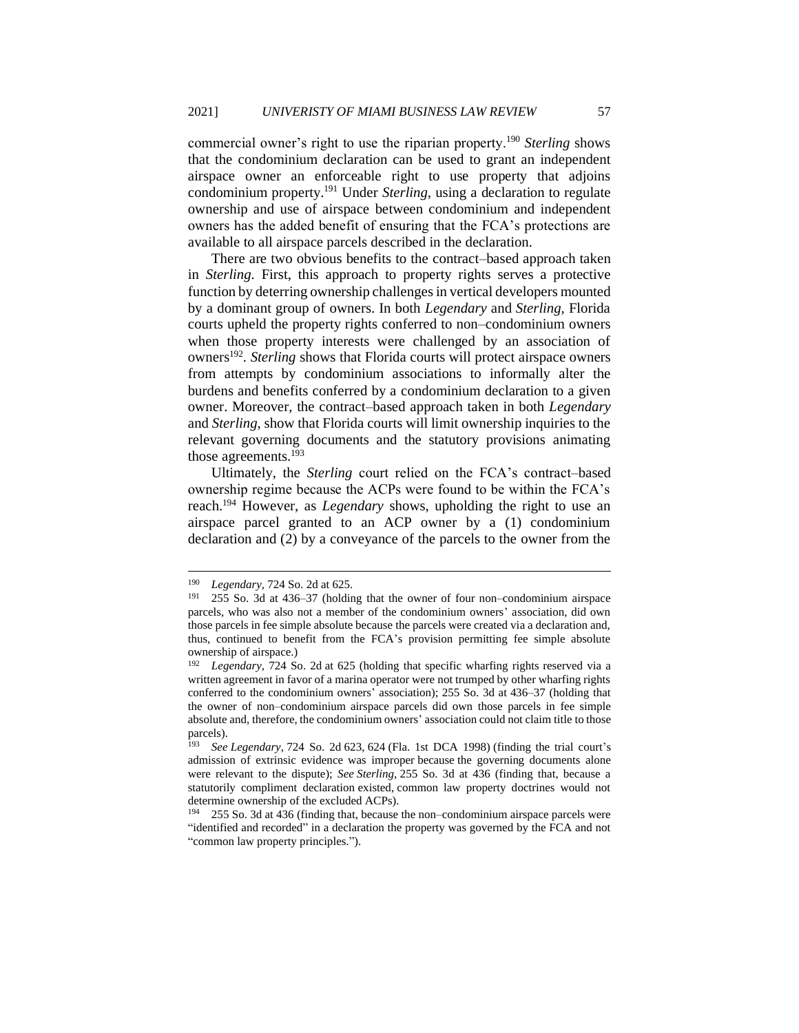commercial owner's right to use the riparian property.[190] *Sterling* shows that the condominium declaration can be used to grant an independent airspace owner an enforceable right to use property that adjoins condominium property.[191] Under *Sterling*, using a declaration to regulate ownership and use of airspace between condominium and independent owners has the added benefit of ensuring that the FCA's protections are available to all airspace parcels described in the declaration.

There are two obvious benefits to the contract–based approach taken in *Sterling*. First, this approach to property rights serves a protective function by deterring ownership challenges in vertical developers mounted by a dominant group of owners. In both *Legendary* and *Sterling*, Florida courts upheld the property rights conferred to non–condominium owners when those property interests were challenged by an association of owners[192]. *Sterling* shows that Florida courts will protect airspace owners from attempts by condominium associations to informally alter the burdens and benefits conferred by a condominium declaration to a given owner. Moreover, the contract–based approach taken in both *Legendary* and *Sterling*, show that Florida courts will limit ownership inquiries to the relevant governing documents and the statutory provisions animating those agreements.[193]

Ultimately, the *Sterling* court relied on the FCA's contract–based ownership regime because the ACPs were found to be within the FCA's reach.[194] However, as *Legendary* shows, upholding the right to use an airspace parcel granted to an ACP owner by a (1) condominium declaration and (2) by a conveyance of the parcels to the owner from the

---

[190] *Legendary*, 724 So. 2d at 625.

[191] 255 So. 3d at 436–37 (holding that the owner of four non–condominium airspace parcels, who was also not a member of the condominium owners' association, did own those parcels in fee simple absolute because the parcels were created via a declaration and, thus, continued to benefit from the FCA's provision permitting fee simple absolute ownership of airspace.)

[192] *Legendary*, 724 So. 2d at 625 (holding that specific wharfing rights reserved via a written agreement in favor of a marina operator were not trumped by other wharfing rights conferred to the condominium owners' association); 255 So. 3d at 436–37 (holding that the owner of non–condominium airspace parcels did own those parcels in fee simple absolute and, therefore, the condominium owners' association could not claim title to those parcels).

[193] *See Legendary*, 724 So. 2d 623, 624 (Fla. 1st DCA 1998) (finding the trial court's admission of extrinsic evidence was improper because the governing documents alone were relevant to the dispute); *See Sterling*, 255 So. 3d at 436 (finding that, because a statutorily compliment declaration existed, common law property doctrines would not determine ownership of the excluded ACPs).

[194] 255 So. 3d at 436 (finding that, because the non–condominium airspace parcels were "identified and recorded" in a declaration the property was governed by the FCA and not "common law property principles.").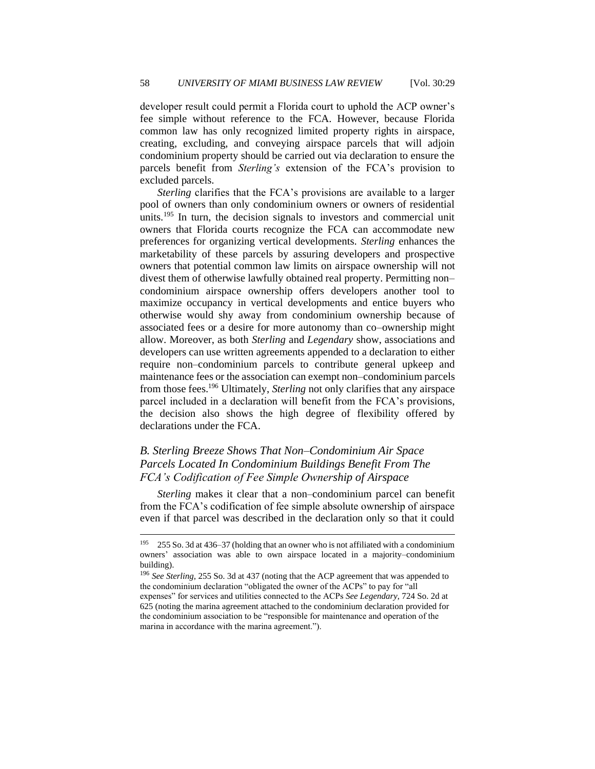developer result could permit a Florida court to uphold the ACP owner's fee simple without reference to the FCA. However, because Florida common law has only recognized limited property rights in airspace, creating, excluding, and conveying airspace parcels that will adjoin condominium property should be carried out via declaration to ensure the parcels benefit from *Sterling's* extension of the FCA's provision to excluded parcels.

*Sterling* clarifies that the FCA's provisions are available to a larger pool of owners than only condominium owners or owners of residential units.[195] In turn, the decision signals to investors and commercial unit owners that Florida courts recognize the FCA can accommodate new preferences for organizing vertical developments. *Sterling* enhances the marketability of these parcels by assuring developers and prospective owners that potential common law limits on airspace ownership will not divest them of otherwise lawfully obtained real property. Permitting non–condominium airspace ownership offers developers another tool to maximize occupancy in vertical developments and entice buyers who otherwise would shy away from condominium ownership because of associated fees or a desire for more autonomy than co–ownership might allow. Moreover, as both *Sterling* and *Legendary* show, associations and developers can use written agreements appended to a declaration to either require non–condominium parcels to contribute general upkeep and maintenance fees or the association can exempt non–condominium parcels from those fees.[196] Ultimately, *Sterling* not only clarifies that any airspace parcel included in a declaration will benefit from the FCA's provisions, the decision also shows the high degree of flexibility offered by declarations under the FCA.

### *B. Sterling Breeze Shows That Non–Condominium Air Space Parcels Located In Condominium Buildings Benefit From The FCA's Codification of Fee Simple Ownership of Airspace*

*Sterling* makes it clear that a non–condominium parcel can benefit from the FCA's codification of fee simple absolute ownership of airspace even if that parcel was described in the declaration only so that it could

---

[195] 255 So. 3d at 436–37 (holding that an owner who is not affiliated with a condominium owners' association was able to own airspace located in a majority–condominium building).

[196] *See Sterling*, 255 So. 3d at 437 (noting that the ACP agreement that was appended to the condominium declaration "obligated the owner of the ACPs" to pay for "all expenses" for services and utilities connected to the ACPs *See Legendary*, 724 So. 2d at 625 (noting the marina agreement attached to the condominium declaration provided for the condominium association to be "responsible for maintenance and operation of the marina in accordance with the marina agreement.").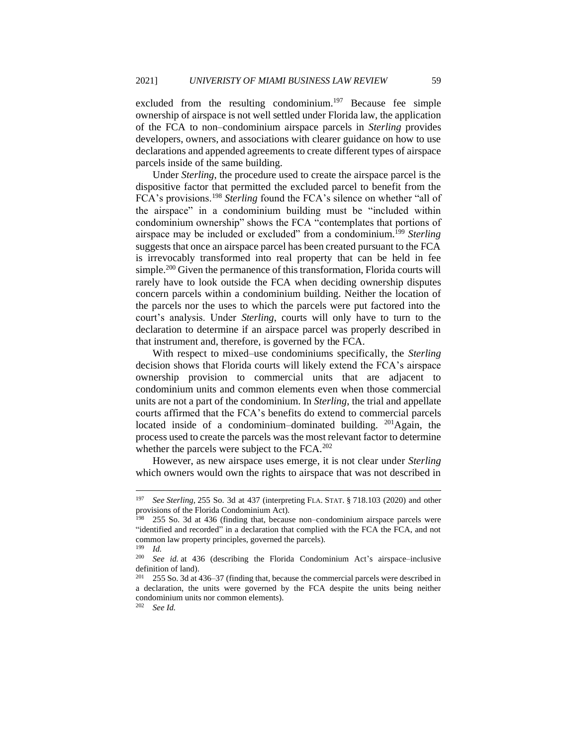excluded from the resulting condominium.[197] Because fee simple ownership of airspace is not well settled under Florida law, the application of the FCA to non–condominium airspace parcels in *Sterling* provides developers, owners, and associations with clearer guidance on how to use declarations and appended agreements to create different types of airspace parcels inside of the same building.

Under *Sterling*, the procedure used to create the airspace parcel is the dispositive factor that permitted the excluded parcel to benefit from the FCA's provisions.[198] *Sterling* found the FCA's silence on whether "all of the airspace" in a condominium building must be "included within condominium ownership" shows the FCA "contemplates that portions of airspace may be included or excluded" from a condominium.[199] *Sterling* suggests that once an airspace parcel has been created pursuant to the FCA is irrevocably transformed into real property that can be held in fee simple.[200] Given the permanence of this transformation, Florida courts will rarely have to look outside the FCA when deciding ownership disputes concern parcels within a condominium building. Neither the location of the parcels nor the uses to which the parcels were put factored into the court's analysis. Under *Sterling*, courts will only have to turn to the declaration to determine if an airspace parcel was properly described in that instrument and, therefore, is governed by the FCA.

With respect to mixed–use condominiums specifically, the *Sterling* decision shows that Florida courts will likely extend the FCA's airspace ownership provision to commercial units that are adjacent to condominium units and common elements even when those commercial units are not a part of the condominium. In *Sterling*, the trial and appellate courts affirmed that the FCA's benefits do extend to commercial parcels located inside of a condominium–dominated building. [201]Again, the process used to create the parcels was the most relevant factor to determine whether the parcels were subject to the FCA.[202]

However, as new airspace uses emerge, it is not clear under *Sterling* which owners would own the rights to airspace that was not described in

---

[197] *See Sterling*, 255 So. 3d at 437 (interpreting FLA. STAT. § 718.103 (2020) and other provisions of the Florida Condominium Act).

[198] 255 So. 3d at 436 (finding that, because non–condominium airspace parcels were "identified and recorded" in a declaration that complied with the FCA the FCA, and not common law property principles, governed the parcels).

[199] *Id.*

[200] *See id.* at 436 (describing the Florida Condominium Act's airspace–inclusive definition of land).

[201] 255 So. 3d at 436–37 (finding that, because the commercial parcels were described in a declaration, the units were governed by the FCA despite the units being neither condominium units nor common elements).

[202] *See Id.*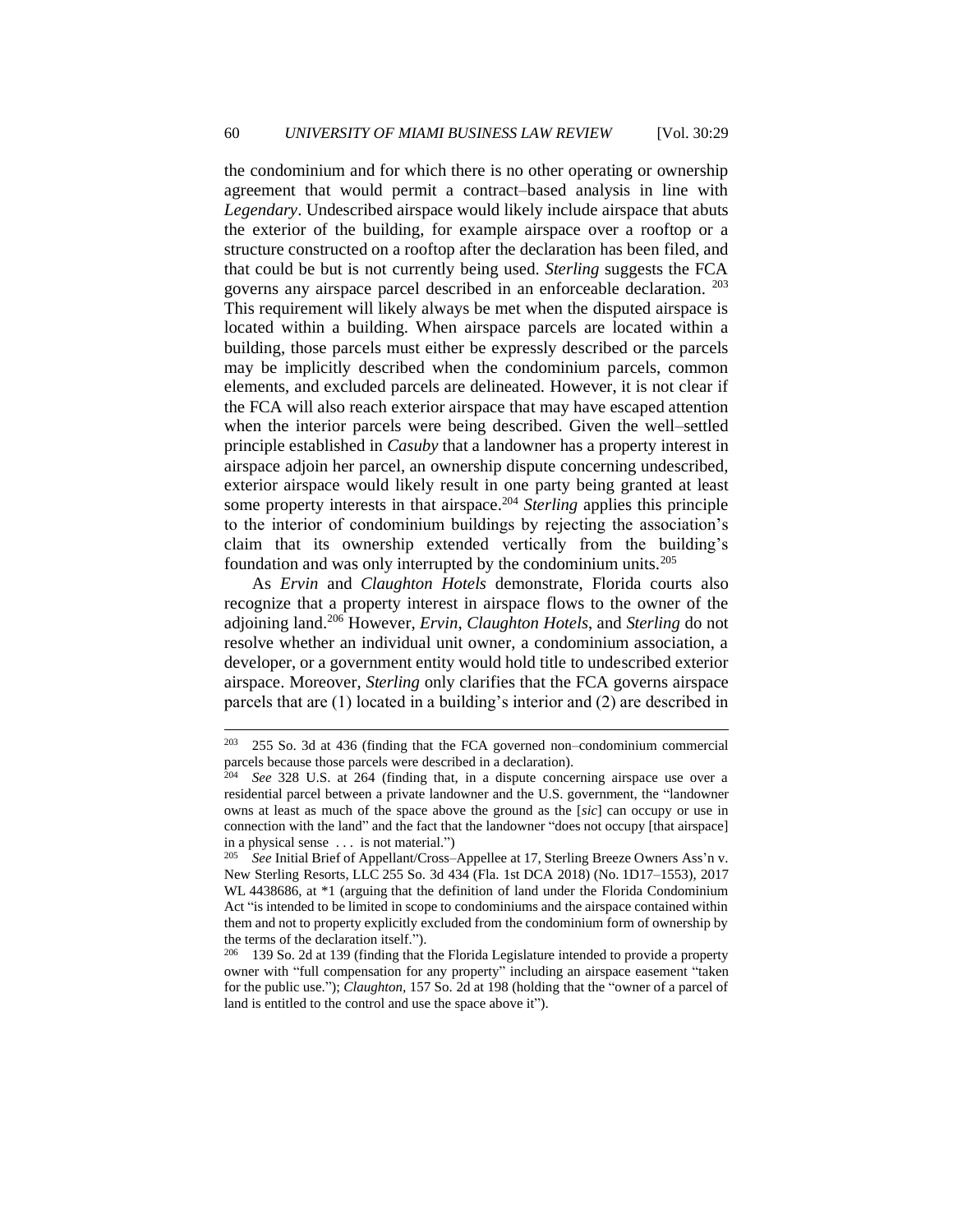the condominium and for which there is no other operating or ownership agreement that would permit a contract–based analysis in line with *Legendary*. Undescribed airspace would likely include airspace that abuts the exterior of the building, for example airspace over a rooftop or a structure constructed on a rooftop after the declaration has been filed, and that could be but is not currently being used. *Sterling* suggests the FCA governs any airspace parcel described in an enforceable declaration. [203] This requirement will likely always be met when the disputed airspace is located within a building. When airspace parcels are located within a building, those parcels must either be expressly described or the parcels may be implicitly described when the condominium parcels, common elements, and excluded parcels are delineated. However, it is not clear if the FCA will also reach exterior airspace that may have escaped attention when the interior parcels were being described. Given the well–settled principle established in *Casuby* that a landowner has a property interest in airspace adjoin her parcel, an ownership dispute concerning undescribed, exterior airspace would likely result in one party being granted at least some property interests in that airspace.[204] *Sterling* applies this principle to the interior of condominium buildings by rejecting the association's claim that its ownership extended vertically from the building's foundation and was only interrupted by the condominium units.[205]

As *Ervin* and *Claughton Hotels* demonstrate, Florida courts also recognize that a property interest in airspace flows to the owner of the adjoining land.[206] However, *Ervin*, *Claughton Hotels*, and *Sterling* do not resolve whether an individual unit owner, a condominium association, a developer, or a government entity would hold title to undescribed exterior airspace. Moreover, *Sterling* only clarifies that the FCA governs airspace parcels that are (1) located in a building's interior and (2) are described in

---

[203] 255 So. 3d at 436 (finding that the FCA governed non–condominium commercial parcels because those parcels were described in a declaration).

[204] *See* 328 U.S. at 264 (finding that, in a dispute concerning airspace use over a residential parcel between a private landowner and the U.S. government, the "landowner owns at least as much of the space above the ground as the [*sic*] can occupy or use in connection with the land" and the fact that the landowner "does not occupy [that airspace] in a physical sense . . . is not material.")

[205] *See* Initial Brief of Appellant/Cross–Appellee at 17, Sterling Breeze Owners Ass'n v. New Sterling Resorts, LLC 255 So. 3d 434 (Fla. 1st DCA 2018) (No. 1D17–1553), 2017 WL 4438686, at *1 (arguing that the definition of land under the Florida Condominium Act "is intended to be limited in scope to condominiums and the airspace contained within them and not to property explicitly excluded from the condominium form of ownership by the terms of the declaration itself.").

[206] 139 So. 2d at 139 (finding that the Florida Legislature intended to provide a property owner with "full compensation for any property" including an airspace easement "taken for the public use."); *Claughton*, 157 So. 2d at 198 (holding that the "owner of a parcel of land is entitled to the control and use the space above it").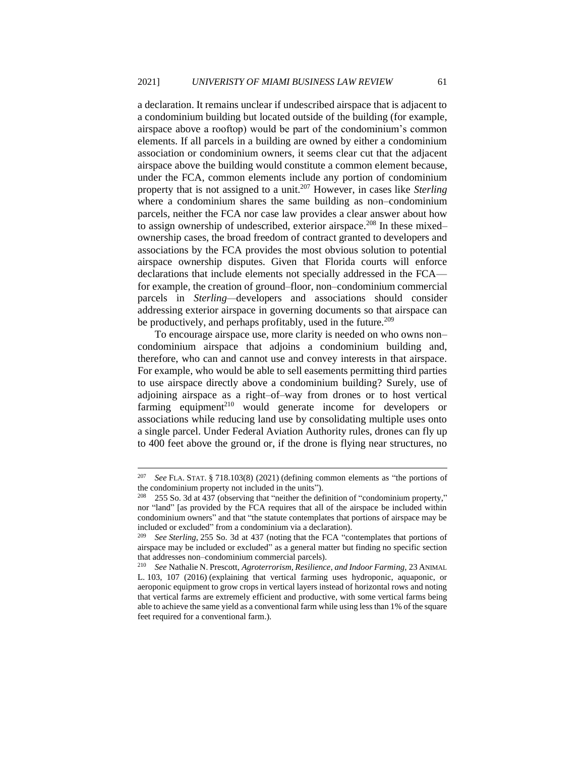a declaration. It remains unclear if undescribed airspace that is adjacent to a condominium building but located outside of the building (for example, airspace above a rooftop) would be part of the condominium's common elements. If all parcels in a building are owned by either a condominium association or condominium owners, it seems clear cut that the adjacent airspace above the building would constitute a common element because, under the FCA, common elements include any portion of condominium property that is not assigned to a unit.[207] However, in cases like *Sterling* where a condominium shares the same building as non–condominium parcels, neither the FCA nor case law provides a clear answer about how to assign ownership of undescribed, exterior airspace.[208] In these mixed–ownership cases, the broad freedom of contract granted to developers and associations by the FCA provides the most obvious solution to potential airspace ownership disputes. Given that Florida courts will enforce declarations that include elements not specially addressed in the FCA—for example, the creation of ground–floor, non–condominium commercial parcels in *Sterling*—developers and associations should consider addressing exterior airspace in governing documents so that airspace can be productively, and perhaps profitably, used in the future.[209]

To encourage airspace use, more clarity is needed on who owns non–condominium airspace that adjoins a condominium building and, therefore, who can and cannot use and convey interests in that airspace. For example, who would be able to sell easements permitting third parties to use airspace directly above a condominium building? Surely, use of adjoining airspace as a right–of–way from drones or to host vertical farming equipment[210] would generate income for developers or associations while reducing land use by consolidating multiple uses onto a single parcel. Under Federal Aviation Authority rules, drones can fly up to 400 feet above the ground or, if the drone is flying near structures, no

---

[207] *See* FLA. STAT. § 718.103(8) (2021) (defining common elements as "the portions of the condominium property not included in the units").

[208] 255 So. 3d at 437 (observing that "neither the definition of "condominium property," nor "land" [as provided by the FCA requires that all of the airspace be included within condominium owners" and that "the statute contemplates that portions of airspace may be included or excluded" from a condominium via a declaration).

[209] *See Sterling*, 255 So. 3d at 437 (noting that the FCA "contemplates that portions of airspace may be included or excluded" as a general matter but finding no specific section that addresses non–condominium commercial parcels).

[210] *See* Nathalie N. Prescott, *Agroterrorism, Resilience, and Indoor Farming*, 23 ANIMAL L. 103, 107 (2016) (explaining that vertical farming uses hydroponic, aquaponic, or aeroponic equipment to grow crops in vertical layers instead of horizontal rows and noting that vertical farms are extremely efficient and productive, with some vertical farms being able to achieve the same yield as a conventional farm while using less than 1% of the square feet required for a conventional farm.).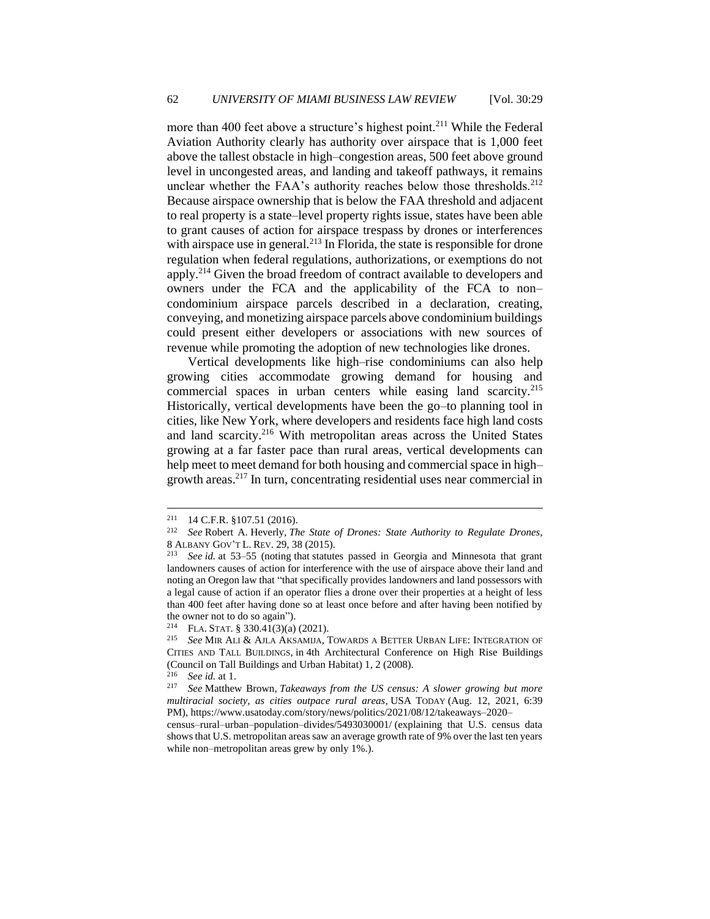more than 400 feet above a structure's highest point.[211] While the Federal Aviation Authority clearly has authority over airspace that is 1,000 feet above the tallest obstacle in high–congestion areas, 500 feet above ground level in uncongested areas, and landing and takeoff pathways, it remains unclear whether the FAA's authority reaches below those thresholds.[212] Because airspace ownership that is below the FAA threshold and adjacent to real property is a state–level property rights issue, states have been able to grant causes of action for airspace trespass by drones or interferences with airspace use in general.[213] In Florida, the state is responsible for drone regulation when federal regulations, authorizations, or exemptions do not apply.[214] Given the broad freedom of contract available to developers and owners under the FCA and the applicability of the FCA to non–condominium airspace parcels described in a declaration, creating, conveying, and monetizing airspace parcels above condominium buildings could present either developers or associations with new sources of revenue while promoting the adoption of new technologies like drones.

Vertical developments like high–rise condominiums can also help growing cities accommodate growing demand for housing and commercial spaces in urban centers while easing land scarcity.[215] Historically, vertical developments have been the go–to planning tool in cities, like New York, where developers and residents face high land costs and land scarcity.[216] With metropolitan areas across the United States growing at a far faster pace than rural areas, vertical developments can help meet to meet demand for both housing and commercial space in high–growth areas.[217] In turn, concentrating residential uses near commercial in

---

[211] 14 C.F.R. §107.51 (2016).

[212] *See* Robert A. Heverly, *The State of Drones: State Authority to Regulate Drones*, 8 ALBANY GOV'T L. REV. 29, 38 (2015).

[213] *See id.* at 53–55 (noting that statutes passed in Georgia and Minnesota that grant landowners causes of action for interference with the use of airspace above their land and noting an Oregon law that "that specifically provides landowners and land possessors with a legal cause of action if an operator flies a drone over their properties at a height of less than 400 feet after having done so at least once before and after having been notified by the owner not to do so again").

[214] FLA. STAT. § 330.41(3)(a) (2021).

[215] *See* MIR ALI & AJLA AKSAMIJA, TOWARDS A BETTER URBAN LIFE: INTEGRATION OF CITIES AND TALL BUILDINGS, in 4th Architectural Conference on High Rise Buildings (Council on Tall Buildings and Urban Habitat) 1, 2 (2008).

[216] *See id.* at 1.

[217] *See* Matthew Brown, *Takeaways from the US census: A slower growing but more multiracial society, as cities outpace rural areas*, USA TODAY (Aug. 12, 2021, 6:39 PM), https://www.usatoday.com/story/news/politics/2021/08/12/takeaways–2020–census–rural–urban–population–divides/5493030001/ (explaining that U.S. census data shows that U.S. metropolitan areas saw an average growth rate of 9% over the last ten years while non–metropolitan areas grew by only 1%.).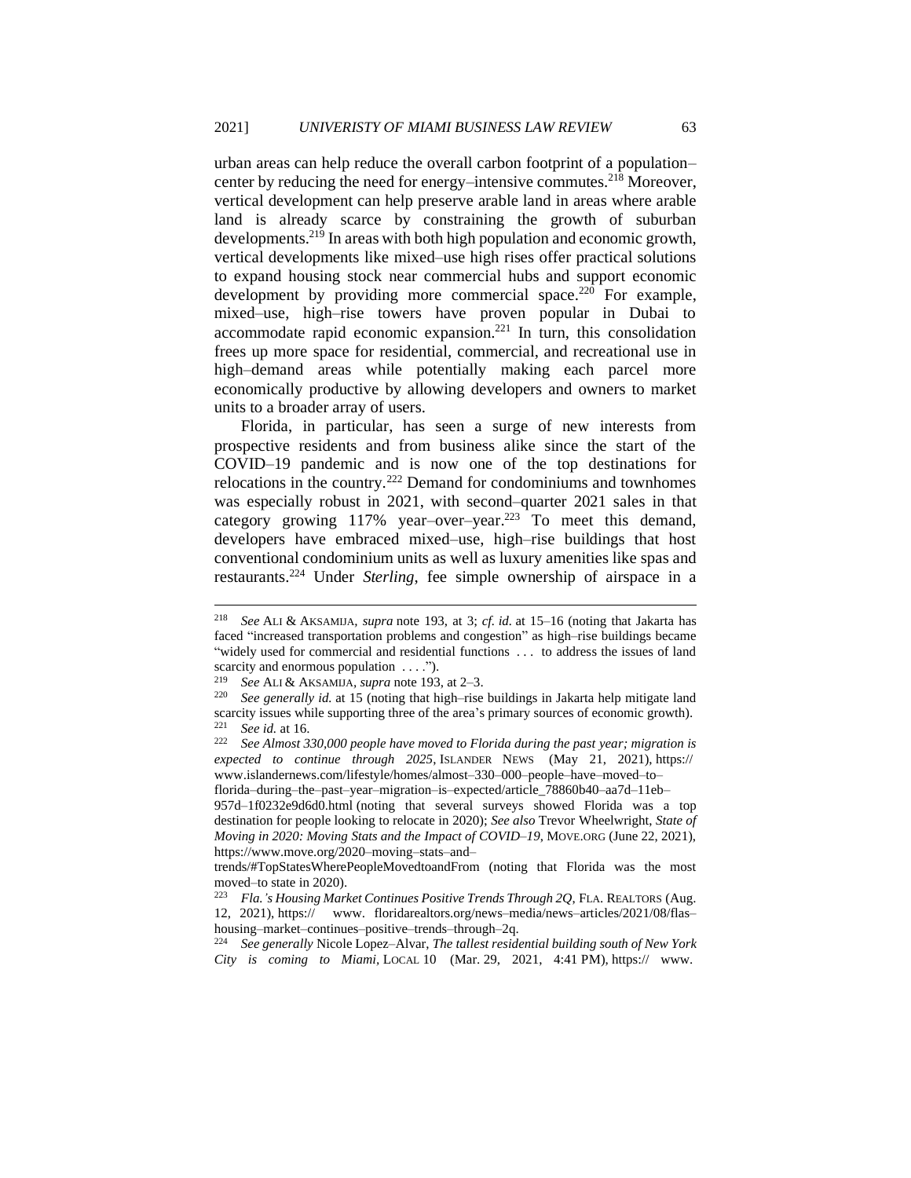urban areas can help reduce the overall carbon footprint of a population–center by reducing the need for energy–intensive commutes.[218] Moreover, vertical development can help preserve arable land in areas where arable land is already scarce by constraining the growth of suburban developments.[219] In areas with both high population and economic growth, vertical developments like mixed–use high rises offer practical solutions to expand housing stock near commercial hubs and support economic development by providing more commercial space.[220] For example, mixed–use, high–rise towers have proven popular in Dubai to accommodate rapid economic expansion.[221] In turn, this consolidation frees up more space for residential, commercial, and recreational use in high–demand areas while potentially making each parcel more economically productive by allowing developers and owners to market units to a broader array of users.

Florida, in particular, has seen a surge of new interests from prospective residents and from business alike since the start of the COVID–19 pandemic and is now one of the top destinations for relocations in the country.[222] Demand for condominiums and townhomes was especially robust in 2021, with second–quarter 2021 sales in that category growing 117% year–over–year.[223] To meet this demand, developers have embraced mixed–use, high–rise buildings that host conventional condominium units as well as luxury amenities like spas and restaurants.[224] Under *Sterling*, fee simple ownership of airspace in a

---

[218] *See* ALI & AKSAMIJA, *supra* note 193, at 3; *cf. id.* at 15–16 (noting that Jakarta has faced "increased transportation problems and congestion" as high–rise buildings became "widely used for commercial and residential functions . . . to address the issues of land scarcity and enormous population . . . .").

[219] *See* ALI & AKSAMIJA, *supra* note 193, at 2–3.

[220] *See generally id.* at 15 (noting that high–rise buildings in Jakarta help mitigate land scarcity issues while supporting three of the area's primary sources of economic growth).

[221] *See id.* at 16.

[222] *See Almost 330,000 people have moved to Florida during the past year; migration is expected to continue through 2025*, ISLANDER NEWS (May 21, 2021), https:// www.islandernews.com/lifestyle/homes/almost–330–000–people–have–moved–to–florida–during–the–past–year–migration–is–expected/article_78860b40–aa7d–11eb–957d–1f0232e9d6d0.html (noting that several surveys showed Florida was a top destination for people looking to relocate in 2020); *See also* Trevor Wheelwright, *State of Moving in 2020: Moving Stats and the Impact of COVID–19*, MOVE.ORG (June 22, 2021), https://www.move.org/2020–moving–stats–and–trends/#TopStatesWherePeopleMovedtoandFrom (noting that Florida was the most moved–to state in 2020).

[223] *Fla.'s Housing Market Continues Positive Trends Through 2Q*, FLA. REALTORS (Aug. 12, 2021), https:// www. floridarealtors.org/news–media/news–articles/2021/08/flas–housing–market–continues–positive–trends–through–2q.

[224] *See generally* Nicole Lopez–Alvar, *The tallest residential building south of New York City is coming to Miami*, LOCAL 10 (Mar. 29, 2021, 4:41 PM), https:// www.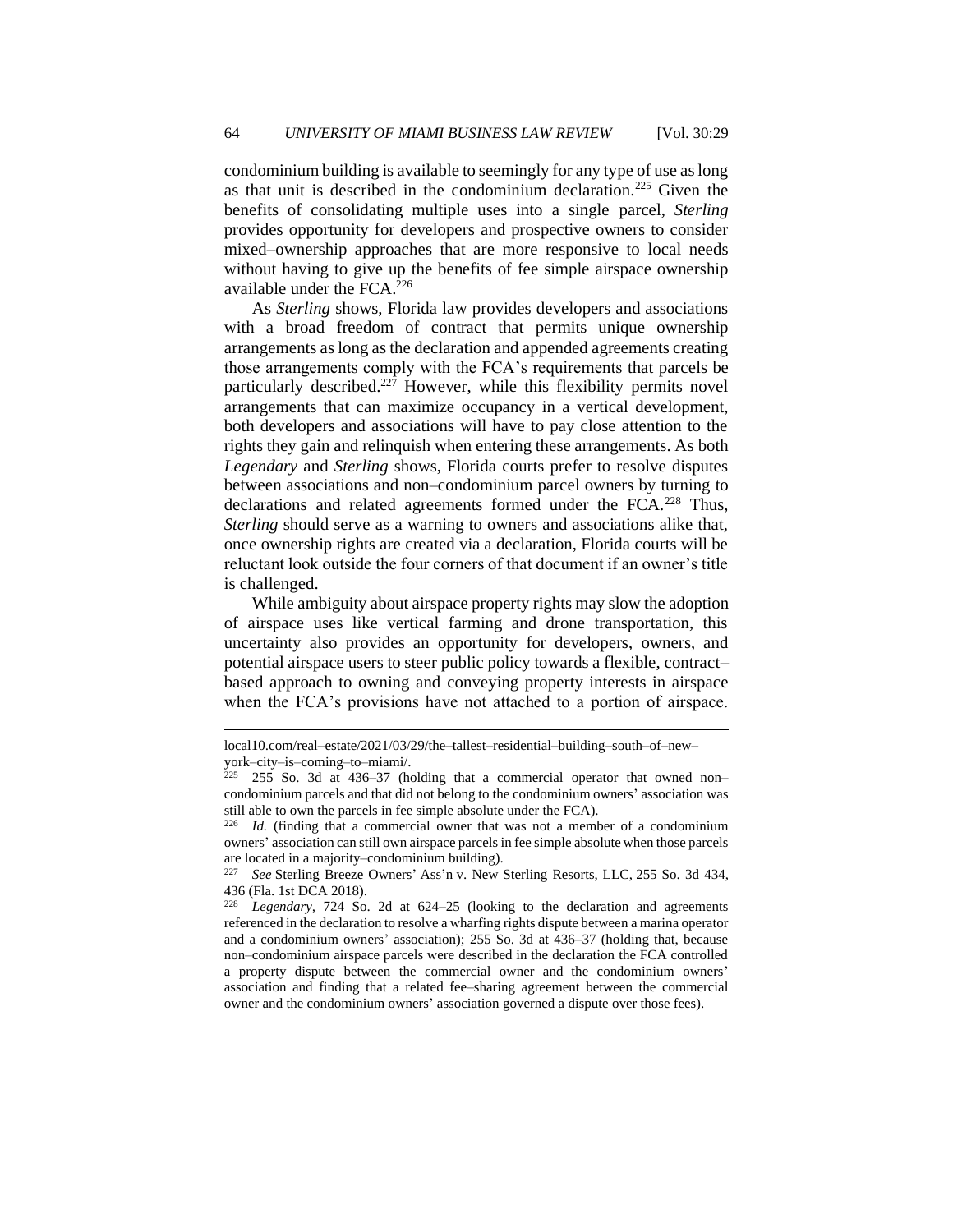condominium building is available to seemingly for any type of use as long as that unit is described in the condominium declaration.[225] Given the benefits of consolidating multiple uses into a single parcel, *Sterling* provides opportunity for developers and prospective owners to consider mixed–ownership approaches that are more responsive to local needs without having to give up the benefits of fee simple airspace ownership available under the FCA.[226]

As *Sterling* shows, Florida law provides developers and associations with a broad freedom of contract that permits unique ownership arrangements as long as the declaration and appended agreements creating those arrangements comply with the FCA's requirements that parcels be particularly described.[227] However, while this flexibility permits novel arrangements that can maximize occupancy in a vertical development, both developers and associations will have to pay close attention to the rights they gain and relinquish when entering these arrangements. As both *Legendary* and *Sterling* shows, Florida courts prefer to resolve disputes between associations and non–condominium parcel owners by turning to declarations and related agreements formed under the FCA.[228] Thus, *Sterling* should serve as a warning to owners and associations alike that, once ownership rights are created via a declaration, Florida courts will be reluctant look outside the four corners of that document if an owner's title is challenged.

While ambiguity about airspace property rights may slow the adoption of airspace uses like vertical farming and drone transportation, this uncertainty also provides an opportunity for developers, owners, and potential airspace users to steer public policy towards a flexible, contract–based approach to owning and conveying property interests in airspace when the FCA's provisions have not attached to a portion of airspace.

---

local10.com/real–estate/2021/03/29/the–tallest–residential–building–south–of–new–york–city–is–coming–to–miami/.

[225] 255 So. 3d at 436–37 (holding that a commercial operator that owned non–condominium parcels and that did not belong to the condominium owners' association was still able to own the parcels in fee simple absolute under the FCA).

[226] *Id.* (finding that a commercial owner that was not a member of a condominium owners' association can still own airspace parcels in fee simple absolute when those parcels are located in a majority–condominium building).

[227] *See* Sterling Breeze Owners' Ass'n v. New Sterling Resorts, LLC, 255 So. 3d 434, 436 (Fla. 1st DCA 2018).

[228] *Legendary,* 724 So. 2d at 624–25 (looking to the declaration and agreements referenced in the declaration to resolve a wharfing rights dispute between a marina operator and a condominium owners' association); 255 So. 3d at 436–37 (holding that, because non–condominium airspace parcels were described in the declaration the FCA controlled a property dispute between the commercial owner and the condominium owners' association and finding that a related fee–sharing agreement between the commercial owner and the condominium owners' association governed a dispute over those fees).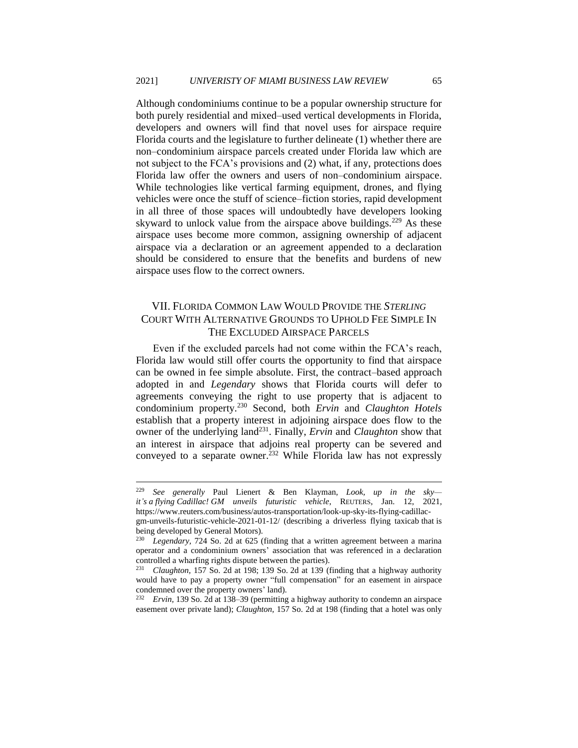Although condominiums continue to be a popular ownership structure for both purely residential and mixed–used vertical developments in Florida, developers and owners will find that novel uses for airspace require Florida courts and the legislature to further delineate (1) whether there are non–condominium airspace parcels created under Florida law which are not subject to the FCA's provisions and (2) what, if any, protections does Florida law offer the owners and users of non–condominium airspace. While technologies like vertical farming equipment, drones, and flying vehicles were once the stuff of science–fiction stories, rapid development in all three of those spaces will undoubtedly have developers looking skyward to unlock value from the airspace above buildings.[229] As these airspace uses become more common, assigning ownership of adjacent airspace via a declaration or an agreement appended to a declaration should be considered to ensure that the benefits and burdens of new airspace uses flow to the correct owners.

## VII. Florida Common Law Would Provide the *Sterling* Court With Alternative Grounds to Uphold Fee Simple In The Excluded Airspace Parcels

Even if the excluded parcels had not come within the FCA's reach, Florida law would still offer courts the opportunity to find that airspace can be owned in fee simple absolute. First, the contract–based approach adopted in and *Legendary* shows that Florida courts will defer to agreements conveying the right to use property that is adjacent to condominium property.[230] Second, both *Ervin* and *Claughton Hotels* establish that a property interest in adjoining airspace does flow to the owner of the underlying land[231]. Finally, *Ervin* and *Claughton* show that an interest in airspace that adjoins real property can be severed and conveyed to a separate owner.[232] While Florida law has not expressly

---

[229] *See generally* Paul Lienert & Ben Klayman, *Look, up in the sky—it's a flying Cadillac! GM unveils futuristic vehicle*, REUTERS, Jan. 12, 2021, https://www.reuters.com/business/autos-transportation/look-up-sky-its-flying-cadillac-gm-unveils-futuristic-vehicle-2021-01-12/ (describing a driverless flying taxicab that is being developed by General Motors).

[230] *Legendary*, 724 So. 2d at 625 (finding that a written agreement between a marina operator and a condominium owners' association that was referenced in a declaration controlled a wharfing rights dispute between the parties).

[231] *Claughton*, 157 So. 2d at 198; 139 So. 2d at 139 (finding that a highway authority would have to pay a property owner "full compensation" for an easement in airspace condemned over the property owners' land).

[232] *Ervin*, 139 So. 2d at 138–39 (permitting a highway authority to condemn an airspace easement over private land); *Claughton*, 157 So. 2d at 198 (finding that a hotel was only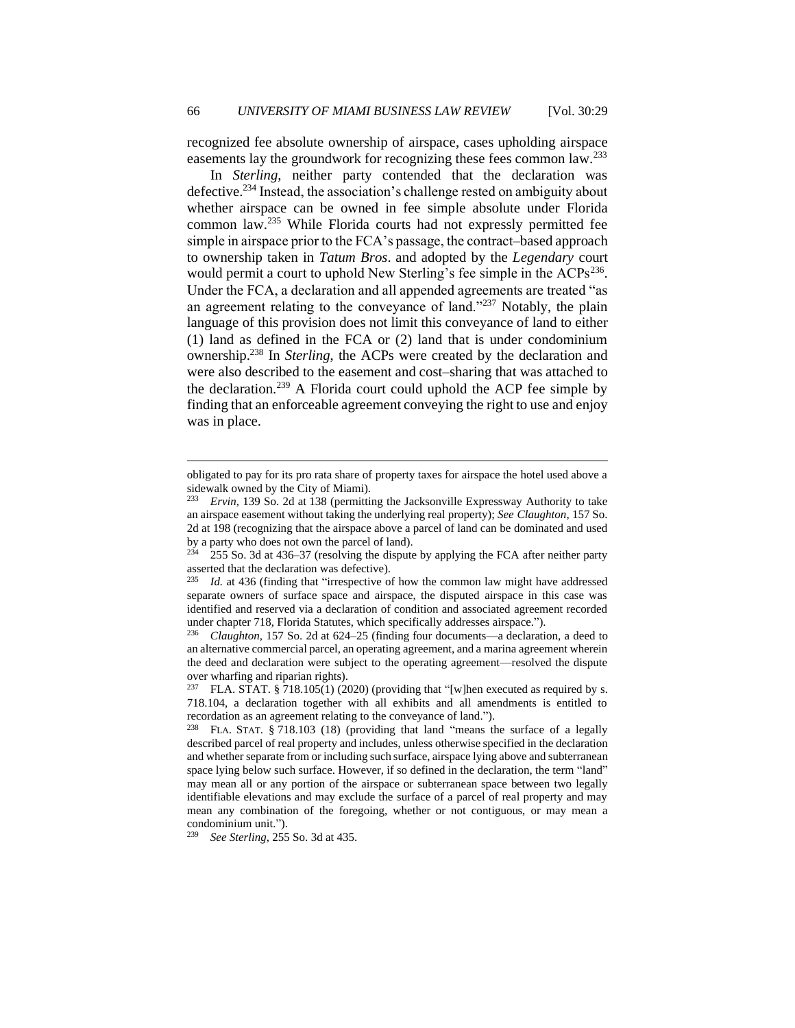recognized fee absolute ownership of airspace, cases upholding airspace easements lay the groundwork for recognizing these fees common law.[233]

In *Sterling*, neither party contended that the declaration was defective.[234] Instead, the association's challenge rested on ambiguity about whether airspace can be owned in fee simple absolute under Florida common law.[235] While Florida courts had not expressly permitted fee simple in airspace prior to the FCA's passage, the contract–based approach to ownership taken in *Tatum Bros*. and adopted by the *Legendary* court would permit a court to uphold New Sterling's fee simple in the ACPs[236]. Under the FCA, a declaration and all appended agreements are treated "as an agreement relating to the conveyance of land."[237] Notably, the plain language of this provision does not limit this conveyance of land to either (1) land as defined in the FCA or (2) land that is under condominium ownership.[238] In *Sterling*, the ACPs were created by the declaration and were also described to the easement and cost–sharing that was attached to the declaration.[239] A Florida court could uphold the ACP fee simple by finding that an enforceable agreement conveying the right to use and enjoy was in place.

---

obligated to pay for its pro rata share of property taxes for airspace the hotel used above a sidewalk owned by the City of Miami).

[233] *Ervin*, 139 So. 2d at 138 (permitting the Jacksonville Expressway Authority to take an airspace easement without taking the underlying real property); *See Claughton*, 157 So. 2d at 198 (recognizing that the airspace above a parcel of land can be dominated and used by a party who does not own the parcel of land).

[234] 255 So. 3d at 436–37 (resolving the dispute by applying the FCA after neither party asserted that the declaration was defective).

[235] *Id.* at 436 (finding that "irrespective of how the common law might have addressed separate owners of surface space and airspace, the disputed airspace in this case was identified and reserved via a declaration of condition and associated agreement recorded under chapter 718, Florida Statutes, which specifically addresses airspace.").

[236] *Claughton*, 157 So. 2d at 624–25 (finding four documents—a declaration, a deed to an alternative commercial parcel, an operating agreement, and a marina agreement wherein the deed and declaration were subject to the operating agreement—resolved the dispute over wharfing and riparian rights).

[237] FLA. STAT. § 718.105(1) (2020) (providing that "[w]hen executed as required by s. 718.104, a declaration together with all exhibits and all amendments is entitled to recordation as an agreement relating to the conveyance of land.").

[238] FLA. STAT. § 718.103 (18) (providing that land "means the surface of a legally described parcel of real property and includes, unless otherwise specified in the declaration and whether separate from or including such surface, airspace lying above and subterranean space lying below such surface. However, if so defined in the declaration, the term "land" may mean all or any portion of the airspace or subterranean space between two legally identifiable elevations and may exclude the surface of a parcel of real property and may mean any combination of the foregoing, whether or not contiguous, or may mean a condominium unit.").

[239] *See Sterling*, 255 So. 3d at 435.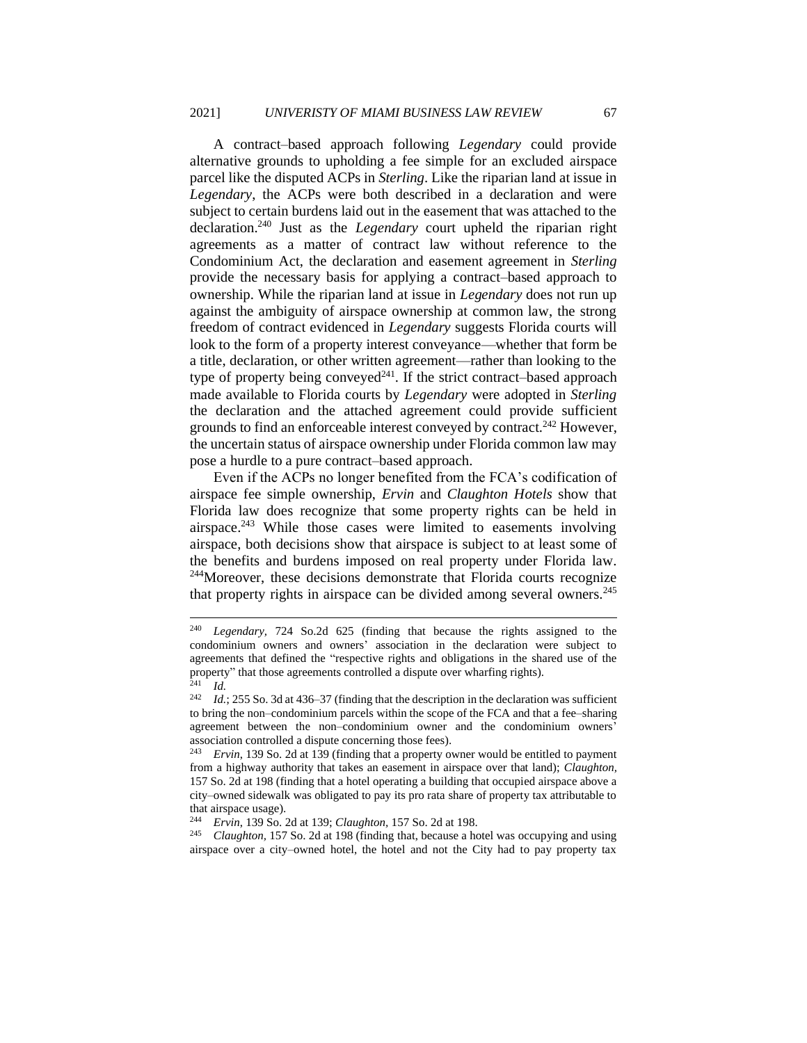A contract–based approach following *Legendary* could provide alternative grounds to upholding a fee simple for an excluded airspace parcel like the disputed ACPs in *Sterling*. Like the riparian land at issue in *Legendary*, the ACPs were both described in a declaration and were subject to certain burdens laid out in the easement that was attached to the declaration.[240] Just as the *Legendary* court upheld the riparian right agreements as a matter of contract law without reference to the Condominium Act, the declaration and easement agreement in *Sterling* provide the necessary basis for applying a contract–based approach to ownership. While the riparian land at issue in *Legendary* does not run up against the ambiguity of airspace ownership at common law, the strong freedom of contract evidenced in *Legendary* suggests Florida courts will look to the form of a property interest conveyance—whether that form be a title, declaration, or other written agreement—rather than looking to the type of property being conveyed[241]. If the strict contract–based approach made available to Florida courts by *Legendary* were adopted in *Sterling* the declaration and the attached agreement could provide sufficient grounds to find an enforceable interest conveyed by contract.[242] However, the uncertain status of airspace ownership under Florida common law may pose a hurdle to a pure contract–based approach.

Even if the ACPs no longer benefited from the FCA's codification of airspace fee simple ownership, *Ervin* and *Claughton Hotels* show that Florida law does recognize that some property rights can be held in airspace.[243] While those cases were limited to easements involving airspace, both decisions show that airspace is subject to at least some of the benefits and burdens imposed on real property under Florida law. [244]Moreover, these decisions demonstrate that Florida courts recognize that property rights in airspace can be divided among several owners.[245]

---

[240] *Legendary*, 724 So.2d 625 (finding that because the rights assigned to the condominium owners and owners' association in the declaration were subject to agreements that defined the "respective rights and obligations in the shared use of the property" that those agreements controlled a dispute over wharfing rights).

[241] *Id.*

[242] *Id.*; 255 So. 3d at 436–37 (finding that the description in the declaration was sufficient to bring the non–condominium parcels within the scope of the FCA and that a fee–sharing agreement between the non–condominium owner and the condominium owners' association controlled a dispute concerning those fees).

[243] *Ervin*, 139 So. 2d at 139 (finding that a property owner would be entitled to payment from a highway authority that takes an easement in airspace over that land); *Claughton*, 157 So. 2d at 198 (finding that a hotel operating a building that occupied airspace above a city–owned sidewalk was obligated to pay its pro rata share of property tax attributable to that airspace usage).

[244] *Ervin*, 139 So. 2d at 139; *Claughton*, 157 So. 2d at 198.

[245] *Claughton*, 157 So. 2d at 198 (finding that, because a hotel was occupying and using airspace over a city–owned hotel, the hotel and not the City had to pay property tax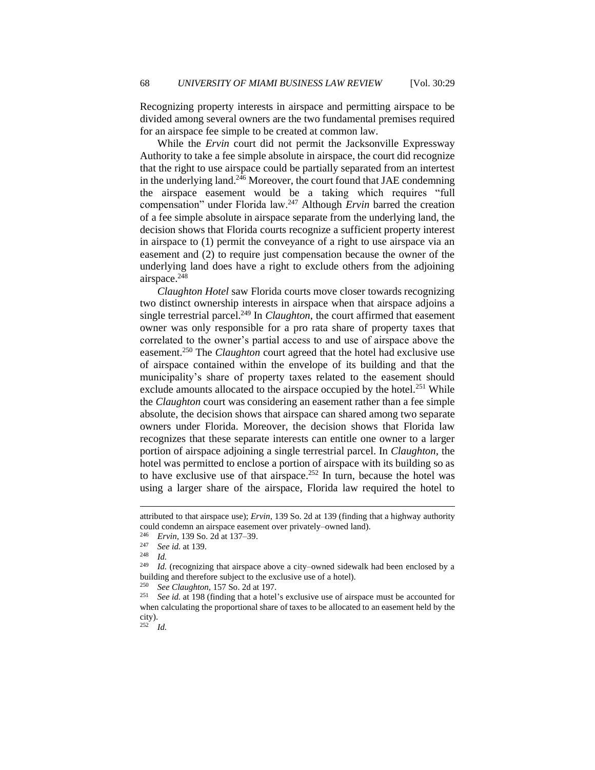Recognizing property interests in airspace and permitting airspace to be divided among several owners are the two fundamental premises required for an airspace fee simple to be created at common law.

While the *Ervin* court did not permit the Jacksonville Expressway Authority to take a fee simple absolute in airspace, the court did recognize that the right to use airspace could be partially separated from an intertest in the underlying land.[246] Moreover, the court found that JAE condemning the airspace easement would be a taking which requires "full compensation" under Florida law.[247] Although *Ervin* barred the creation of a fee simple absolute in airspace separate from the underlying land, the decision shows that Florida courts recognize a sufficient property interest in airspace to (1) permit the conveyance of a right to use airspace via an easement and (2) to require just compensation because the owner of the underlying land does have a right to exclude others from the adjoining airspace.[248]

*Claughton Hotel* saw Florida courts move closer towards recognizing two distinct ownership interests in airspace when that airspace adjoins a single terrestrial parcel.[249] In *Claughton*, the court affirmed that easement owner was only responsible for a pro rata share of property taxes that correlated to the owner's partial access to and use of airspace above the easement.[250] The *Claughton* court agreed that the hotel had exclusive use of airspace contained within the envelope of its building and that the municipality's share of property taxes related to the easement should exclude amounts allocated to the airspace occupied by the hotel.[251] While the *Claughton* court was considering an easement rather than a fee simple absolute, the decision shows that airspace can shared among two separate owners under Florida. Moreover, the decision shows that Florida law recognizes that these separate interests can entitle one owner to a larger portion of airspace adjoining a single terrestrial parcel. In *Claughton*, the hotel was permitted to enclose a portion of airspace with its building so as to have exclusive use of that airspace.[252] In turn, because the hotel was using a larger share of the airspace, Florida law required the hotel to

---

attributed to that airspace use); *Ervin*, 139 So. 2d at 139 (finding that a highway authority could condemn an airspace easement over privately–owned land).

[246] *Ervin*, 139 So. 2d at 137–39.

[247] *See id.* at 139.

[248] *Id.*

[249] *Id.* (recognizing that airspace above a city–owned sidewalk had been enclosed by a building and therefore subject to the exclusive use of a hotel).

[250] *See Claughton*, 157 So. 2d at 197.

[251] *See id.* at 198 (finding that a hotel's exclusive use of airspace must be accounted for when calculating the proportional share of taxes to be allocated to an easement held by the city).

[252] *Id.*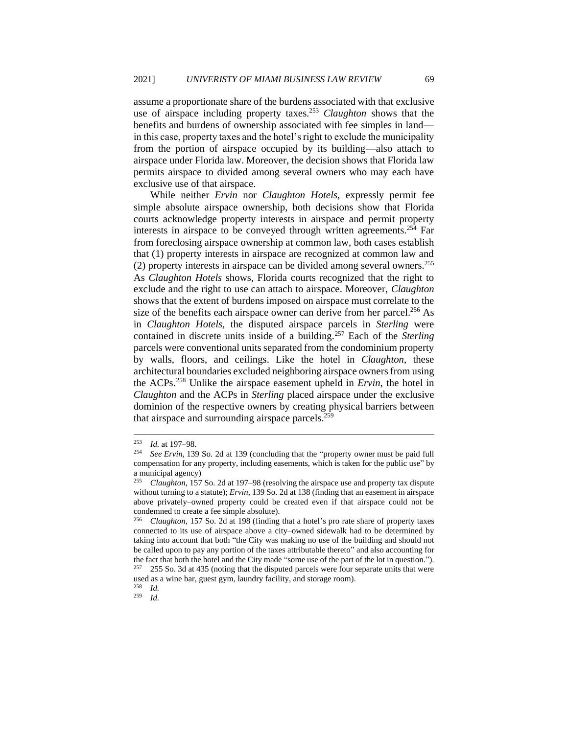assume a proportionate share of the burdens associated with that exclusive use of airspace including property taxes.[253] *Claughton* shows that the benefits and burdens of ownership associated with fee simples in land—in this case, property taxes and the hotel's right to exclude the municipality from the portion of airspace occupied by its building—also attach to airspace under Florida law. Moreover, the decision shows that Florida law permits airspace to divided among several owners who may each have exclusive use of that airspace.

While neither *Ervin* nor *Claughton Hotels*, expressly permit fee simple absolute airspace ownership, both decisions show that Florida courts acknowledge property interests in airspace and permit property interests in airspace to be conveyed through written agreements.[254] Far from foreclosing airspace ownership at common law, both cases establish that (1) property interests in airspace are recognized at common law and (2) property interests in airspace can be divided among several owners.[255] As *Claughton Hotels* shows, Florida courts recognized that the right to exclude and the right to use can attach to airspace. Moreover, *Claughton* shows that the extent of burdens imposed on airspace must correlate to the size of the benefits each airspace owner can derive from her parcel.[256] As in *Claughton Hotels*, the disputed airspace parcels in *Sterling* were contained in discrete units inside of a building.[257] Each of the *Sterling* parcels were conventional units separated from the condominium property by walls, floors, and ceilings. Like the hotel in *Claughton*, these architectural boundaries excluded neighboring airspace owners from using the ACPs.[258] Unlike the airspace easement upheld in *Ervin*, the hotel in *Claughton* and the ACPs in *Sterling* placed airspace under the exclusive dominion of the respective owners by creating physical barriers between that airspace and surrounding airspace parcels.[259]

---

[253] *Id.* at 197–98.

[254] *See Ervin*, 139 So. 2d at 139 (concluding that the "property owner must be paid full compensation for any property, including easements, which is taken for the public use" by a municipal agency)

[255] *Claughton*, 157 So. 2d at 197–98 (resolving the airspace use and property tax dispute without turning to a statute); *Ervin*, 139 So. 2d at 138 (finding that an easement in airspace above privately–owned property could be created even if that airspace could not be condemned to create a fee simple absolute).

[256] *Claughton*, 157 So. 2d at 198 (finding that a hotel's pro rate share of property taxes connected to its use of airspace above a city–owned sidewalk had to be determined by taking into account that both "the City was making no use of the building and should not be called upon to pay any portion of the taxes attributable thereto" and also accounting for the fact that both the hotel and the City made "some use of the part of the lot in question.").

[257] 255 So. 3d at 435 (noting that the disputed parcels were four separate units that were used as a wine bar, guest gym, laundry facility, and storage room).

[258] *Id.*

[259] *Id.*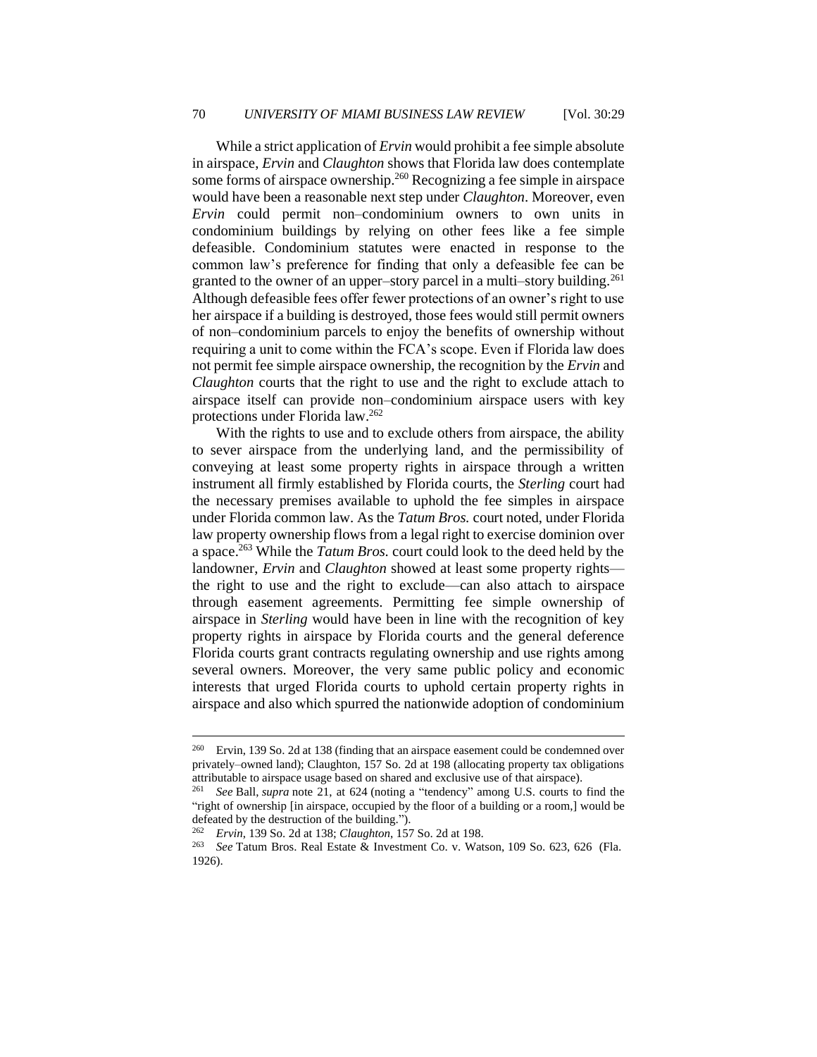While a strict application of *Ervin* would prohibit a fee simple absolute in airspace, *Ervin* and *Claughton* shows that Florida law does contemplate some forms of airspace ownership.[260] Recognizing a fee simple in airspace would have been a reasonable next step under *Claughton*. Moreover, even *Ervin* could permit non–condominium owners to own units in condominium buildings by relying on other fees like a fee simple defeasible. Condominium statutes were enacted in response to the common law's preference for finding that only a defeasible fee can be granted to the owner of an upper–story parcel in a multi–story building.[261] Although defeasible fees offer fewer protections of an owner's right to use her airspace if a building is destroyed, those fees would still permit owners of non–condominium parcels to enjoy the benefits of ownership without requiring a unit to come within the FCA's scope. Even if Florida law does not permit fee simple airspace ownership, the recognition by the *Ervin* and *Claughton* courts that the right to use and the right to exclude attach to airspace itself can provide non–condominium airspace users with key protections under Florida law.[262]

With the rights to use and to exclude others from airspace, the ability to sever airspace from the underlying land, and the permissibility of conveying at least some property rights in airspace through a written instrument all firmly established by Florida courts, the *Sterling* court had the necessary premises available to uphold the fee simples in airspace under Florida common law. As the *Tatum Bros.* court noted, under Florida law property ownership flows from a legal right to exercise dominion over a space.[263] While the *Tatum Bros.* court could look to the deed held by the landowner, *Ervin* and *Claughton* showed at least some property rights—the right to use and the right to exclude—can also attach to airspace through easement agreements. Permitting fee simple ownership of airspace in *Sterling* would have been in line with the recognition of key property rights in airspace by Florida courts and the general deference Florida courts grant contracts regulating ownership and use rights among several owners. Moreover, the very same public policy and economic interests that urged Florida courts to uphold certain property rights in airspace and also which spurred the nationwide adoption of condominium

---

[260] Ervin, 139 So. 2d at 138 (finding that an airspace easement could be condemned over privately–owned land); Claughton, 157 So. 2d at 198 (allocating property tax obligations attributable to airspace usage based on shared and exclusive use of that airspace).

[261] *See* Ball, *supra* note 21, at 624 (noting a "tendency" among U.S. courts to find the "right of ownership [in airspace, occupied by the floor of a building or a room,] would be defeated by the destruction of the building.").

[262] *Ervin*, 139 So. 2d at 138; *Claughton*, 157 So. 2d at 198.

[263] *See* Tatum Bros. Real Estate & Investment Co. v. Watson, 109 So. 623, 626 (Fla. 1926).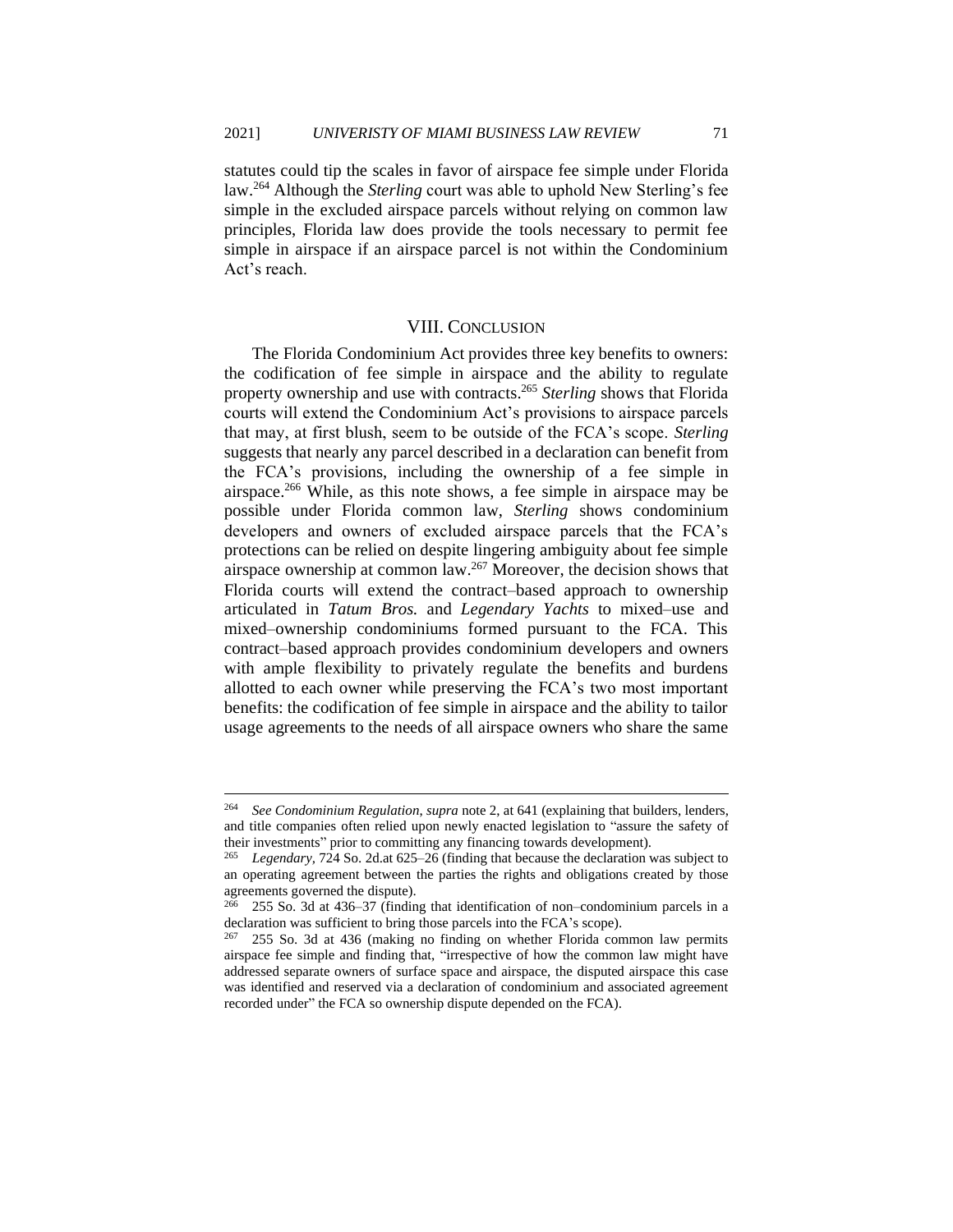statutes could tip the scales in favor of airspace fee simple under Florida law.[264] Although the *Sterling* court was able to uphold New Sterling's fee simple in the excluded airspace parcels without relying on common law principles, Florida law does provide the tools necessary to permit fee simple in airspace if an airspace parcel is not within the Condominium Act's reach.

## VIII. Conclusion

The Florida Condominium Act provides three key benefits to owners: the codification of fee simple in airspace and the ability to regulate property ownership and use with contracts.[265] *Sterling* shows that Florida courts will extend the Condominium Act's provisions to airspace parcels that may, at first blush, seem to be outside of the FCA's scope. *Sterling* suggests that nearly any parcel described in a declaration can benefit from the FCA's provisions, including the ownership of a fee simple in airspace.[266] While, as this note shows, a fee simple in airspace may be possible under Florida common law, *Sterling* shows condominium developers and owners of excluded airspace parcels that the FCA's protections can be relied on despite lingering ambiguity about fee simple airspace ownership at common law.[267] Moreover, the decision shows that Florida courts will extend the contract–based approach to ownership articulated in *Tatum Bros.* and *Legendary Yachts* to mixed–use and mixed–ownership condominiums formed pursuant to the FCA. This contract–based approach provides condominium developers and owners with ample flexibility to privately regulate the benefits and burdens allotted to each owner while preserving the FCA's two most important benefits: the codification of fee simple in airspace and the ability to tailor usage agreements to the needs of all airspace owners who share the same

---

[264] *See Condominium Regulation*, *supra* note 2, at 641 (explaining that builders, lenders, and title companies often relied upon newly enacted legislation to "assure the safety of their investments" prior to committing any financing towards development).

[265] *Legendary*, 724 So. 2d.at 625–26 (finding that because the declaration was subject to an operating agreement between the parties the rights and obligations created by those agreements governed the dispute).

[266] 255 So. 3d at 436–37 (finding that identification of non–condominium parcels in a declaration was sufficient to bring those parcels into the FCA's scope).

[267] 255 So. 3d at 436 (making no finding on whether Florida common law permits airspace fee simple and finding that, "irrespective of how the common law might have addressed separate owners of surface space and airspace, the disputed airspace this case was identified and reserved via a declaration of condominium and associated agreement recorded under" the FCA so ownership dispute depended on the FCA).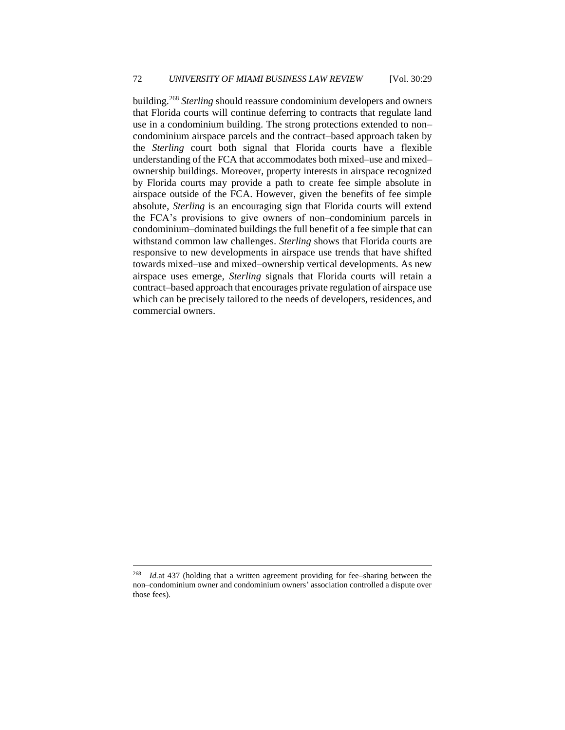building.[268] *Sterling* should reassure condominium developers and owners that Florida courts will continue deferring to contracts that regulate land use in a condominium building. The strong protections extended to non–condominium airspace parcels and the contract–based approach taken by the *Sterling* court both signal that Florida courts have a flexible understanding of the FCA that accommodates both mixed–use and mixed–ownership buildings. Moreover, property interests in airspace recognized by Florida courts may provide a path to create fee simple absolute in airspace outside of the FCA. However, given the benefits of fee simple absolute, *Sterling* is an encouraging sign that Florida courts will extend the FCA's provisions to give owners of non–condominium parcels in condominium–dominated buildings the full benefit of a fee simple that can withstand common law challenges. *Sterling* shows that Florida courts are responsive to new developments in airspace use trends that have shifted towards mixed–use and mixed–ownership vertical developments. As new airspace uses emerge, *Sterling* signals that Florida courts will retain a contract–based approach that encourages private regulation of airspace use which can be precisely tailored to the needs of developers, residences, and commercial owners.

---

[268] *Id.*at 437 (holding that a written agreement providing for fee–sharing between the non–condominium owner and condominium owners' association controlled a dispute over those fees).